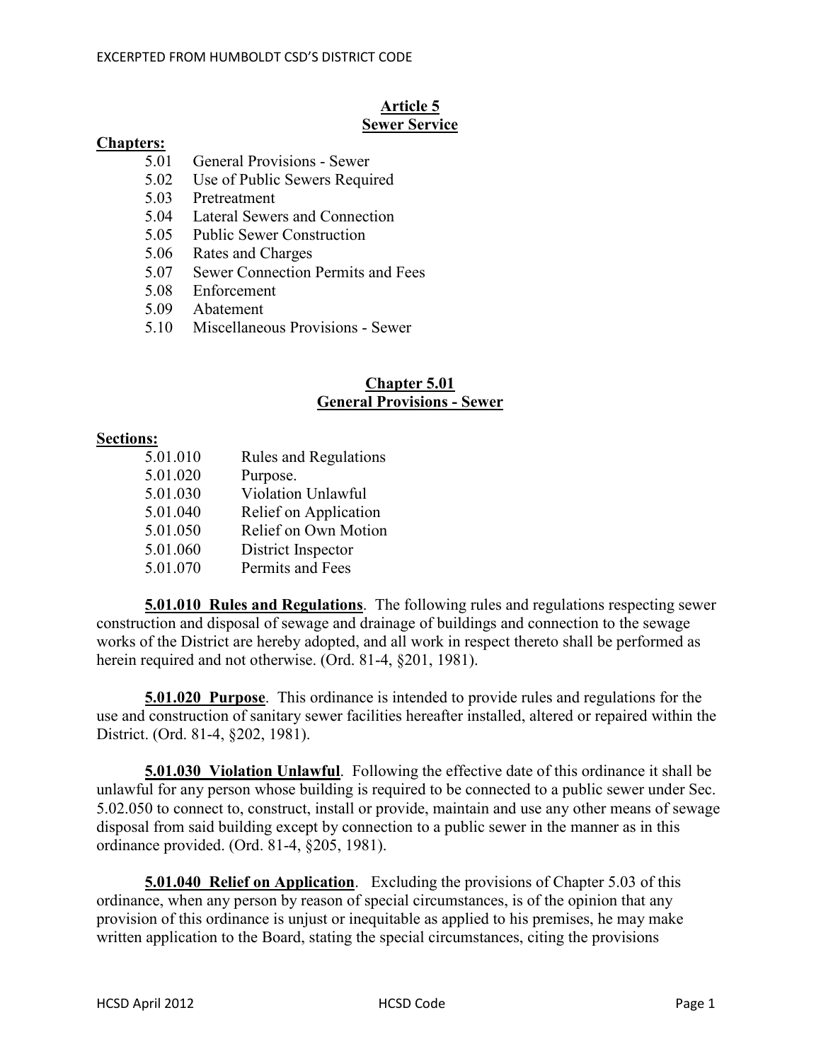# Article 5
# Sewer Service

**Chapters:**

- 5.01 General Provisions - Sewer
- 5.02 Use of Public Sewers Required
- 5.03 Pretreatment
- 5.04 Lateral Sewers and Connection
- 5.05 Public Sewer Construction
- 5.06 Rates and Charges
- 5.07 Sewer Connection Permits and Fees
- 5.08 Enforcement
- 5.09 Abatement
- 5.10 Miscellaneous Provisions - Sewer

## Chapter 5.01
## General Provisions - Sewer

**Sections:**

- 5.01.010 Rules and Regulations
- 5.01.020 Purpose.
- 5.01.030 Violation Unlawful
- 5.01.040 Relief on Application
- 5.01.050 Relief on Own Motion
- 5.01.060 District Inspector
- 5.01.070 Permits and Fees

**5.01.010 Rules and Regulations**. The following rules and regulations respecting sewer construction and disposal of sewage and drainage of buildings and connection to the sewage works of the District are hereby adopted, and all work in respect thereto shall be performed as herein required and not otherwise. (Ord. 81-4, §201, 1981).

**5.01.020 Purpose**. This ordinance is intended to provide rules and regulations for the use and construction of sanitary sewer facilities hereafter installed, altered or repaired within the District. (Ord. 81-4, §202, 1981).

**5.01.030 Violation Unlawful**. Following the effective date of this ordinance it shall be unlawful for any person whose building is required to be connected to a public sewer under Sec. 5.02.050 to connect to, construct, install or provide, maintain and use any other means of sewage disposal from said building except by connection to a public sewer in the manner as in this ordinance provided. (Ord. 81-4, §205, 1981).

**5.01.040 Relief on Application**. Excluding the provisions of Chapter 5.03 of this ordinance, when any person by reason of special circumstances, is of the opinion that any provision of this ordinance is unjust or inequitable as applied to his premises, he may make written application to the Board, stating the special circumstances, citing the provisions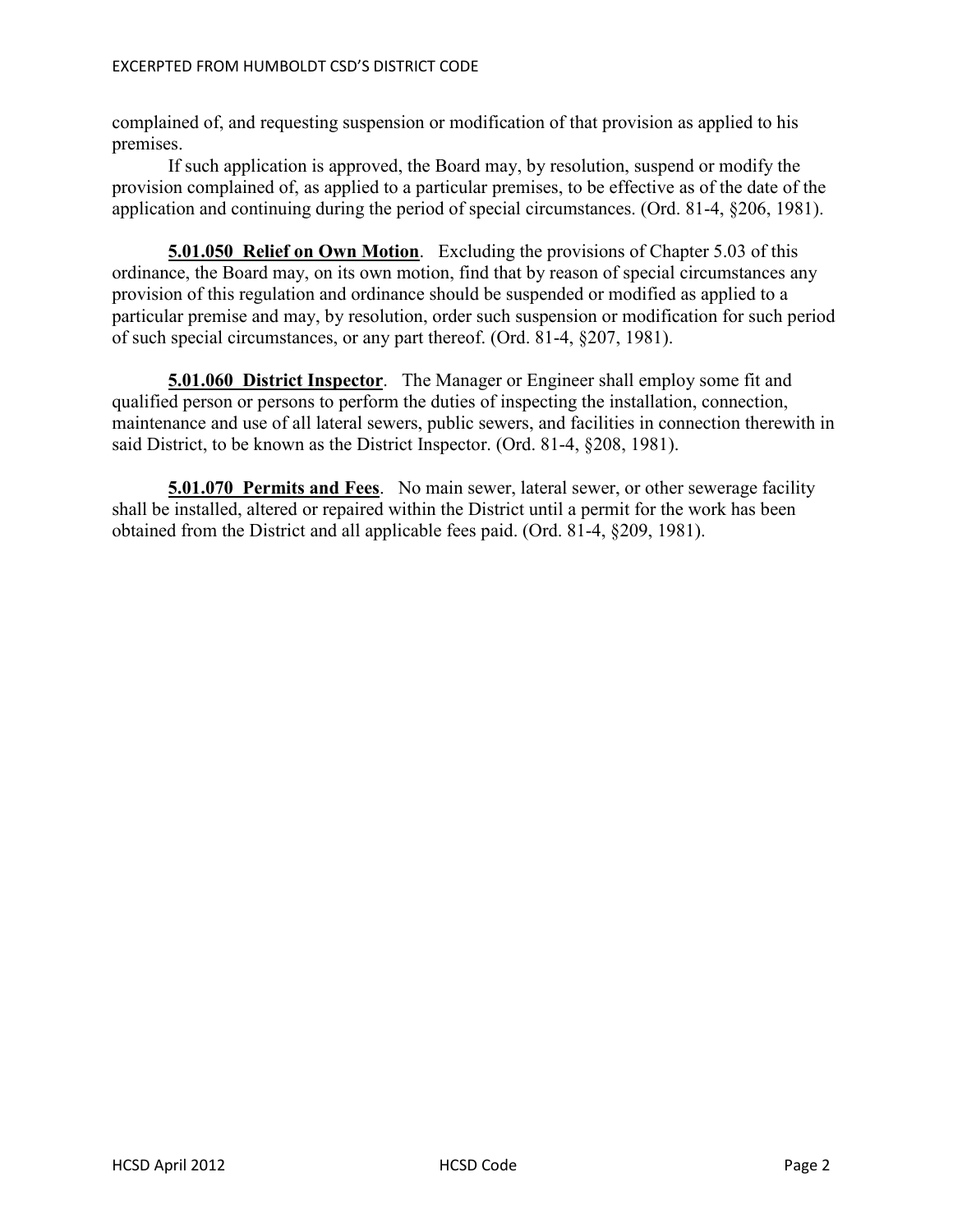complained of, and requesting suspension or modification of that provision as applied to his premises.

If such application is approved, the Board may, by resolution, suspend or modify the provision complained of, as applied to a particular premises, to be effective as of the date of the application and continuing during the period of special circumstances. (Ord. 81-4, §206, 1981).

**5.01.050 Relief on Own Motion**. Excluding the provisions of Chapter 5.03 of this ordinance, the Board may, on its own motion, find that by reason of special circumstances any provision of this regulation and ordinance should be suspended or modified as applied to a particular premise and may, by resolution, order such suspension or modification for such period of such special circumstances, or any part thereof. (Ord. 81-4, §207, 1981).

**5.01.060 District Inspector**. The Manager or Engineer shall employ some fit and qualified person or persons to perform the duties of inspecting the installation, connection, maintenance and use of all lateral sewers, public sewers, and facilities in connection therewith in said District, to be known as the District Inspector. (Ord. 81-4, §208, 1981).

**5.01.070 Permits and Fees**. No main sewer, lateral sewer, or other sewerage facility shall be installed, altered or repaired within the District until a permit for the work has been obtained from the District and all applicable fees paid. (Ord. 81-4, §209, 1981).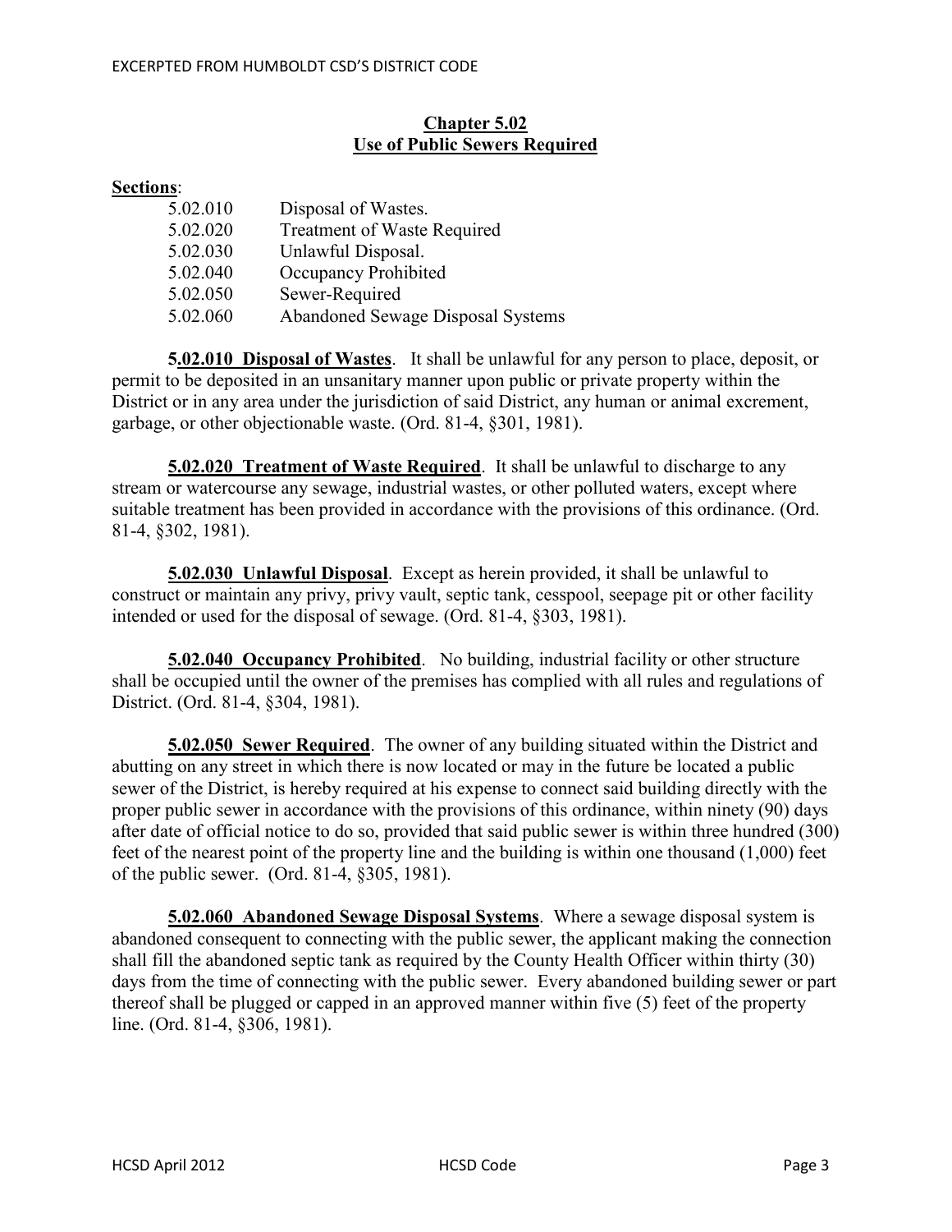## Chapter 5.02
## Use of Public Sewers Required

**Sections**:

| | |
|---|---|
| 5.02.010 | Disposal of Wastes. |
| 5.02.020 | Treatment of Waste Required |
| 5.02.030 | Unlawful Disposal. |
| 5.02.040 | Occupancy Prohibited |
| 5.02.050 | Sewer-Required |
| 5.02.060 | Abandoned Sewage Disposal Systems |

**5.02.010 Disposal of Wastes**. It shall be unlawful for any person to place, deposit, or permit to be deposited in an unsanitary manner upon public or private property within the District or in any area under the jurisdiction of said District, any human or animal excrement, garbage, or other objectionable waste. (Ord. 81-4, §301, 1981).

**5.02.020 Treatment of Waste Required**. It shall be unlawful to discharge to any stream or watercourse any sewage, industrial wastes, or other polluted waters, except where suitable treatment has been provided in accordance with the provisions of this ordinance. (Ord. 81-4, §302, 1981).

**5.02.030 Unlawful Disposal**. Except as herein provided, it shall be unlawful to construct or maintain any privy, privy vault, septic tank, cesspool, seepage pit or other facility intended or used for the disposal of sewage. (Ord. 81-4, §303, 1981).

**5.02.040 Occupancy Prohibited**. No building, industrial facility or other structure shall be occupied until the owner of the premises has complied with all rules and regulations of District. (Ord. 81-4, §304, 1981).

**5.02.050 Sewer Required**. The owner of any building situated within the District and abutting on any street in which there is now located or may in the future be located a public sewer of the District, is hereby required at his expense to connect said building directly with the proper public sewer in accordance with the provisions of this ordinance, within ninety (90) days after date of official notice to do so, provided that said public sewer is within three hundred (300) feet of the nearest point of the property line and the building is within one thousand (1,000) feet of the public sewer. (Ord. 81-4, §305, 1981).

**5.02.060 Abandoned Sewage Disposal Systems**. Where a sewage disposal system is abandoned consequent to connecting with the public sewer, the applicant making the connection shall fill the abandoned septic tank as required by the County Health Officer within thirty (30) days from the time of connecting with the public sewer. Every abandoned building sewer or part thereof shall be plugged or capped in an approved manner within five (5) feet of the property line. (Ord. 81-4, §306, 1981).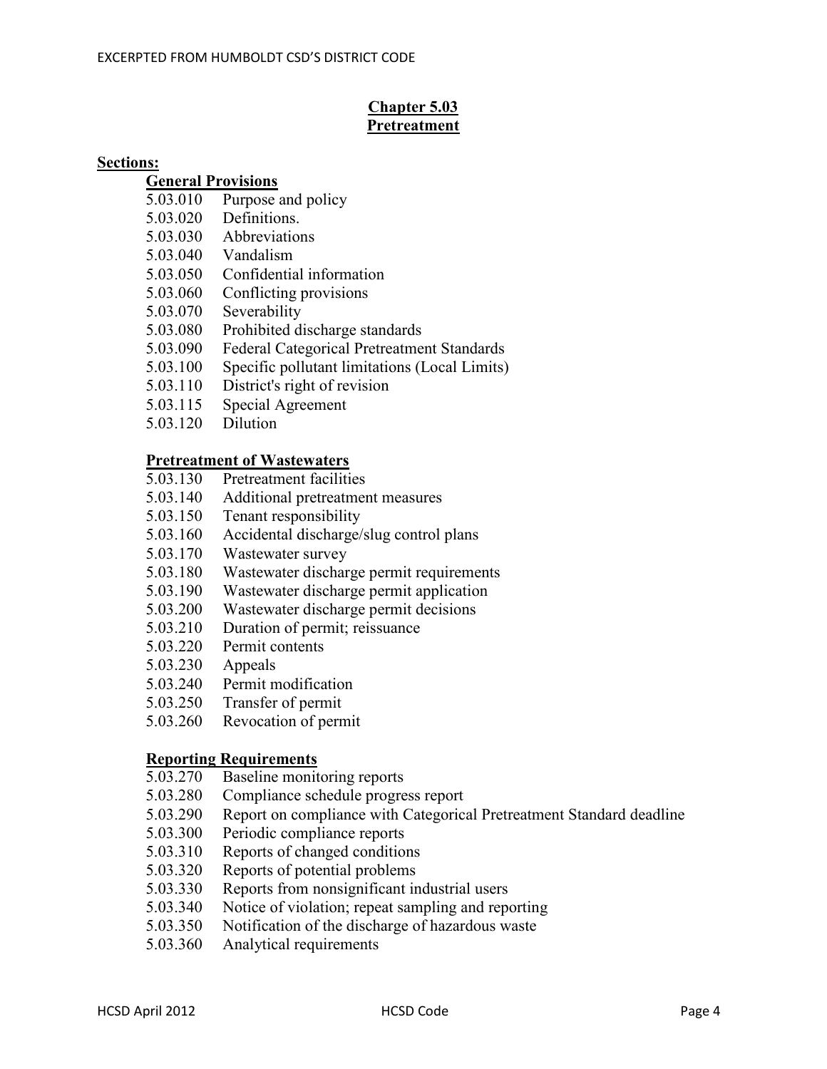# Chapter 5.03
# Pretreatment

**Sections:**

**General Provisions**

5.03.010 Purpose and policy
5.03.020 Definitions.
5.03.030 Abbreviations
5.03.040 Vandalism
5.03.050 Confidential information
5.03.060 Conflicting provisions
5.03.070 Severability
5.03.080 Prohibited discharge standards
5.03.090 Federal Categorical Pretreatment Standards
5.03.100 Specific pollutant limitations (Local Limits)
5.03.110 District's right of revision
5.03.115 Special Agreement
5.03.120 Dilution

**Pretreatment of Wastewaters**

5.03.130 Pretreatment facilities
5.03.140 Additional pretreatment measures
5.03.150 Tenant responsibility
5.03.160 Accidental discharge/slug control plans
5.03.170 Wastewater survey
5.03.180 Wastewater discharge permit requirements
5.03.190 Wastewater discharge permit application
5.03.200 Wastewater discharge permit decisions
5.03.210 Duration of permit; reissuance
5.03.220 Permit contents
5.03.230 Appeals
5.03.240 Permit modification
5.03.250 Transfer of permit
5.03.260 Revocation of permit

**Reporting Requirements**

5.03.270 Baseline monitoring reports
5.03.280 Compliance schedule progress report
5.03.290 Report on compliance with Categorical Pretreatment Standard deadline
5.03.300 Periodic compliance reports
5.03.310 Reports of changed conditions
5.03.320 Reports of potential problems
5.03.330 Reports from nonsignificant industrial users
5.03.340 Notice of violation; repeat sampling and reporting
5.03.350 Notification of the discharge of hazardous waste
5.03.360 Analytical requirements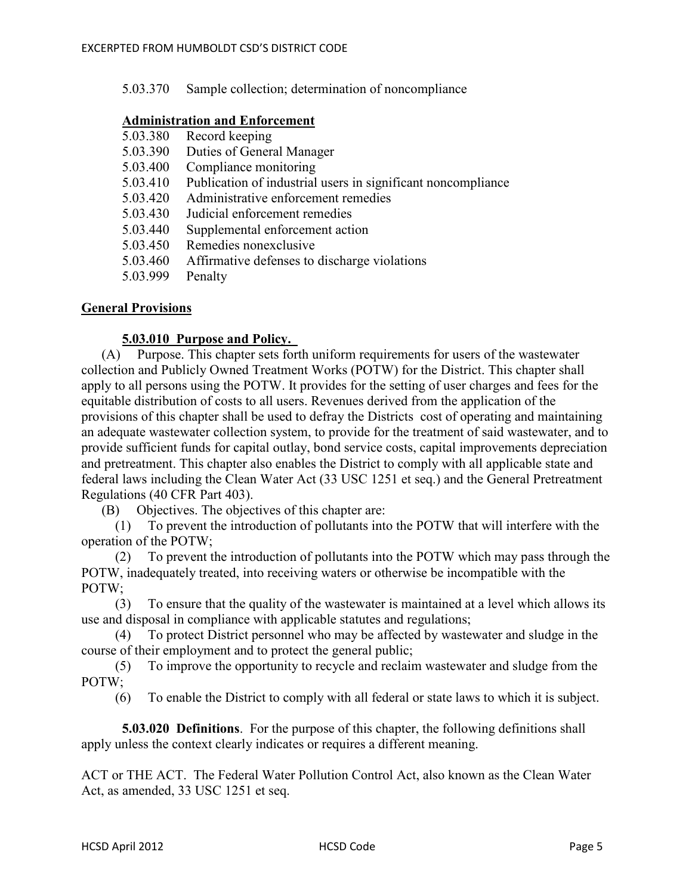5.03.370 Sample collection; determination of noncompliance

**Administration and Enforcement**

5.03.380 Record keeping
5.03.390 Duties of General Manager
5.03.400 Compliance monitoring
5.03.410 Publication of industrial users in significant noncompliance
5.03.420 Administrative enforcement remedies
5.03.430 Judicial enforcement remedies
5.03.440 Supplemental enforcement action
5.03.450 Remedies nonexclusive
5.03.460 Affirmative defenses to discharge violations
5.03.999 Penalty

## General Provisions

### 5.03.010 Purpose and Policy.

(A) Purpose. This chapter sets forth uniform requirements for users of the wastewater collection and Publicly Owned Treatment Works (POTW) for the District. This chapter shall apply to all persons using the POTW. It provides for the setting of user charges and fees for the equitable distribution of costs to all users. Revenues derived from the application of the provisions of this chapter shall be used to defray the Districts cost of operating and maintaining an adequate wastewater collection system, to provide for the treatment of said wastewater, and to provide sufficient funds for capital outlay, bond service costs, capital improvements depreciation and pretreatment. This chapter also enables the District to comply with all applicable state and federal laws including the Clean Water Act (33 USC 1251 et seq.) and the General Pretreatment Regulations (40 CFR Part 403).

(B) Objectives. The objectives of this chapter are:

(1) To prevent the introduction of pollutants into the POTW that will interfere with the operation of the POTW;

(2) To prevent the introduction of pollutants into the POTW which may pass through the POTW, inadequately treated, into receiving waters or otherwise be incompatible with the POTW;

(3) To ensure that the quality of the wastewater is maintained at a level which allows its use and disposal in compliance with applicable statutes and regulations;

(4) To protect District personnel who may be affected by wastewater and sludge in the course of their employment and to protect the general public;

(5) To improve the opportunity to recycle and reclaim wastewater and sludge from the POTW;

(6) To enable the District to comply with all federal or state laws to which it is subject.

**5.03.020 Definitions**. For the purpose of this chapter, the following definitions shall apply unless the context clearly indicates or requires a different meaning.

ACT or THE ACT. The Federal Water Pollution Control Act, also known as the Clean Water Act, as amended, 33 USC 1251 et seq.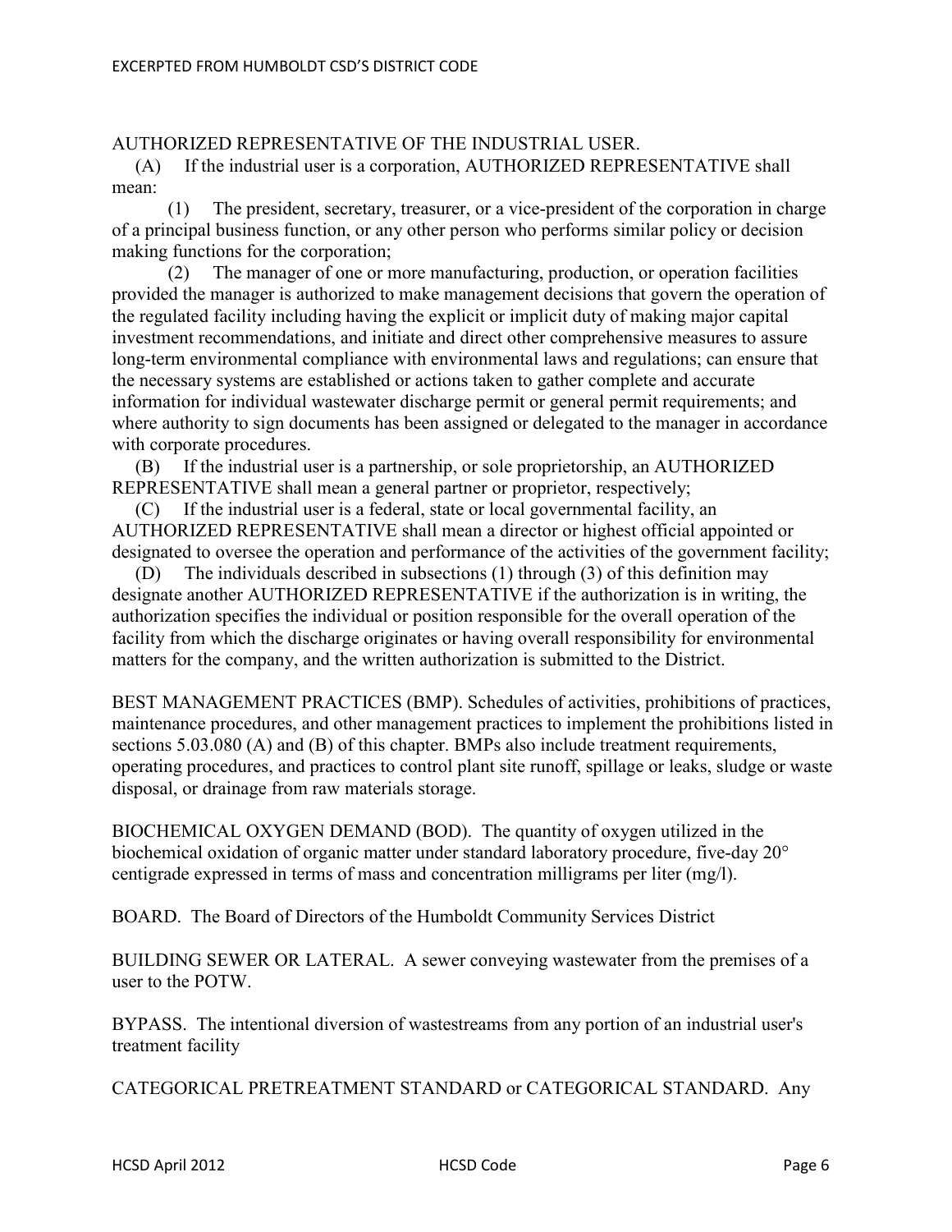AUTHORIZED REPRESENTATIVE OF THE INDUSTRIAL USER.

(A) If the industrial user is a corporation, AUTHORIZED REPRESENTATIVE shall mean:

(1) The president, secretary, treasurer, or a vice-president of the corporation in charge of a principal business function, or any other person who performs similar policy or decision making functions for the corporation;

(2) The manager of one or more manufacturing, production, or operation facilities provided the manager is authorized to make management decisions that govern the operation of the regulated facility including having the explicit or implicit duty of making major capital investment recommendations, and initiate and direct other comprehensive measures to assure long-term environmental compliance with environmental laws and regulations; can ensure that the necessary systems are established or actions taken to gather complete and accurate information for individual wastewater discharge permit or general permit requirements; and where authority to sign documents has been assigned or delegated to the manager in accordance with corporate procedures.

(B) If the industrial user is a partnership, or sole proprietorship, an AUTHORIZED REPRESENTATIVE shall mean a general partner or proprietor, respectively;

(C) If the industrial user is a federal, state or local governmental facility, an AUTHORIZED REPRESENTATIVE shall mean a director or highest official appointed or designated to oversee the operation and performance of the activities of the government facility;

(D) The individuals described in subsections (1) through (3) of this definition may designate another AUTHORIZED REPRESENTATIVE if the authorization is in writing, the authorization specifies the individual or position responsible for the overall operation of the facility from which the discharge originates or having overall responsibility for environmental matters for the company, and the written authorization is submitted to the District.

BEST MANAGEMENT PRACTICES (BMP). Schedules of activities, prohibitions of practices, maintenance procedures, and other management practices to implement the prohibitions listed in sections 5.03.080 (A) and (B) of this chapter. BMPs also include treatment requirements, operating procedures, and practices to control plant site runoff, spillage or leaks, sludge or waste disposal, or drainage from raw materials storage.

BIOCHEMICAL OXYGEN DEMAND (BOD). The quantity of oxygen utilized in the biochemical oxidation of organic matter under standard laboratory procedure, five-day 20° centigrade expressed in terms of mass and concentration milligrams per liter (mg/l).

BOARD. The Board of Directors of the Humboldt Community Services District

BUILDING SEWER OR LATERAL. A sewer conveying wastewater from the premises of a user to the POTW.

BYPASS. The intentional diversion of wastestreams from any portion of an industrial user's treatment facility

CATEGORICAL PRETREATMENT STANDARD or CATEGORICAL STANDARD. Any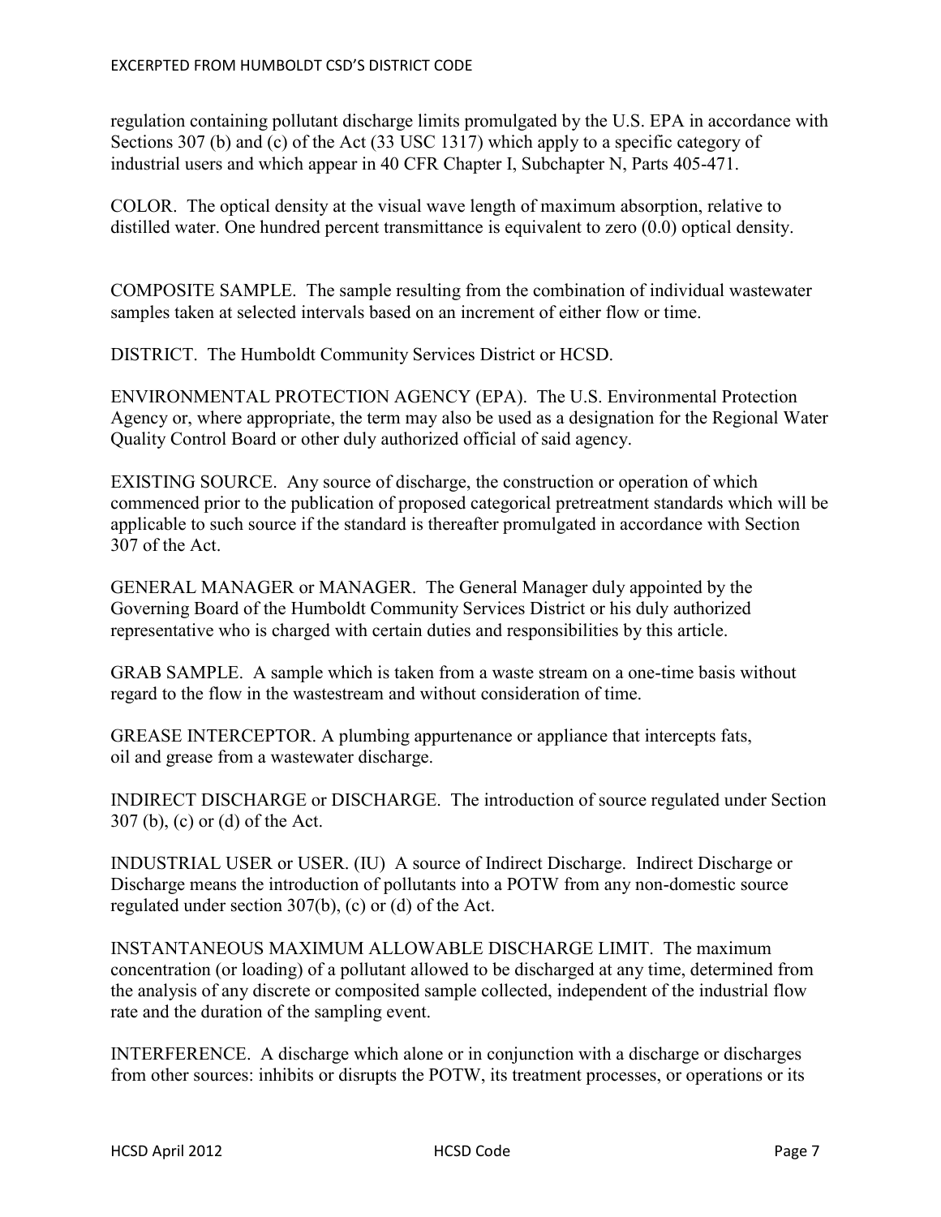regulation containing pollutant discharge limits promulgated by the U.S. EPA in accordance with Sections 307 (b) and (c) of the Act (33 USC 1317) which apply to a specific category of industrial users and which appear in 40 CFR Chapter I, Subchapter N, Parts 405-471.

COLOR. The optical density at the visual wave length of maximum absorption, relative to distilled water. One hundred percent transmittance is equivalent to zero (0.0) optical density.

COMPOSITE SAMPLE. The sample resulting from the combination of individual wastewater samples taken at selected intervals based on an increment of either flow or time.

DISTRICT. The Humboldt Community Services District or HCSD.

ENVIRONMENTAL PROTECTION AGENCY (EPA). The U.S. Environmental Protection Agency or, where appropriate, the term may also be used as a designation for the Regional Water Quality Control Board or other duly authorized official of said agency.

EXISTING SOURCE. Any source of discharge, the construction or operation of which commenced prior to the publication of proposed categorical pretreatment standards which will be applicable to such source if the standard is thereafter promulgated in accordance with Section 307 of the Act.

GENERAL MANAGER or MANAGER. The General Manager duly appointed by the Governing Board of the Humboldt Community Services District or his duly authorized representative who is charged with certain duties and responsibilities by this article.

GRAB SAMPLE. A sample which is taken from a waste stream on a one-time basis without regard to the flow in the wastestream and without consideration of time.

GREASE INTERCEPTOR. A plumbing appurtenance or appliance that intercepts fats, oil and grease from a wastewater discharge.

INDIRECT DISCHARGE or DISCHARGE. The introduction of source regulated under Section 307 (b), (c) or (d) of the Act.

INDUSTRIAL USER or USER. (IU) A source of Indirect Discharge. Indirect Discharge or Discharge means the introduction of pollutants into a POTW from any non-domestic source regulated under section 307(b), (c) or (d) of the Act.

INSTANTANEOUS MAXIMUM ALLOWABLE DISCHARGE LIMIT. The maximum concentration (or loading) of a pollutant allowed to be discharged at any time, determined from the analysis of any discrete or composited sample collected, independent of the industrial flow rate and the duration of the sampling event.

INTERFERENCE. A discharge which alone or in conjunction with a discharge or discharges from other sources: inhibits or disrupts the POTW, its treatment processes, or operations or its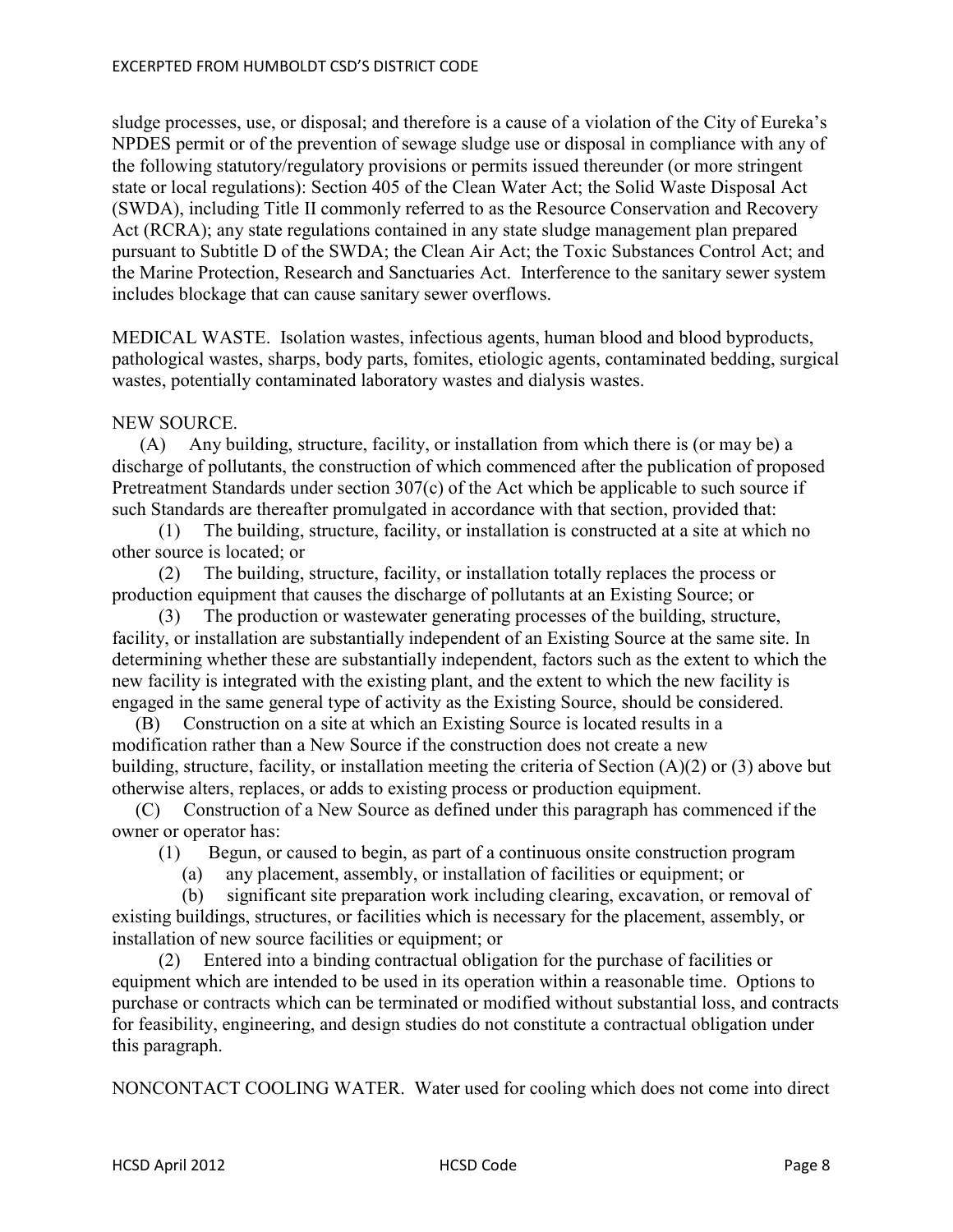sludge processes, use, or disposal; and therefore is a cause of a violation of the City of Eureka's NPDES permit or of the prevention of sewage sludge use or disposal in compliance with any of the following statutory/regulatory provisions or permits issued thereunder (or more stringent state or local regulations): Section 405 of the Clean Water Act; the Solid Waste Disposal Act (SWDA), including Title II commonly referred to as the Resource Conservation and Recovery Act (RCRA); any state regulations contained in any state sludge management plan prepared pursuant to Subtitle D of the SWDA; the Clean Air Act; the Toxic Substances Control Act; and the Marine Protection, Research and Sanctuaries Act. Interference to the sanitary sewer system includes blockage that can cause sanitary sewer overflows.

MEDICAL WASTE. Isolation wastes, infectious agents, human blood and blood byproducts, pathological wastes, sharps, body parts, fomites, etiologic agents, contaminated bedding, surgical wastes, potentially contaminated laboratory wastes and dialysis wastes.

NEW SOURCE.

(A) Any building, structure, facility, or installation from which there is (or may be) a discharge of pollutants, the construction of which commenced after the publication of proposed Pretreatment Standards under section 307(c) of the Act which be applicable to such source if such Standards are thereafter promulgated in accordance with that section, provided that:

(1) The building, structure, facility, or installation is constructed at a site at which no other source is located; or

(2) The building, structure, facility, or installation totally replaces the process or production equipment that causes the discharge of pollutants at an Existing Source; or

(3) The production or wastewater generating processes of the building, structure, facility, or installation are substantially independent of an Existing Source at the same site. In determining whether these are substantially independent, factors such as the extent to which the new facility is integrated with the existing plant, and the extent to which the new facility is engaged in the same general type of activity as the Existing Source, should be considered.

(B) Construction on a site at which an Existing Source is located results in a modification rather than a New Source if the construction does not create a new building, structure, facility, or installation meeting the criteria of Section (A)(2) or (3) above but otherwise alters, replaces, or adds to existing process or production equipment.

(C) Construction of a New Source as defined under this paragraph has commenced if the owner or operator has:

(1) Begun, or caused to begin, as part of a continuous onsite construction program

(a) any placement, assembly, or installation of facilities or equipment; or

(b) significant site preparation work including clearing, excavation, or removal of existing buildings, structures, or facilities which is necessary for the placement, assembly, or installation of new source facilities or equipment; or

(2) Entered into a binding contractual obligation for the purchase of facilities or equipment which are intended to be used in its operation within a reasonable time. Options to purchase or contracts which can be terminated or modified without substantial loss, and contracts for feasibility, engineering, and design studies do not constitute a contractual obligation under this paragraph.

NONCONTACT COOLING WATER. Water used for cooling which does not come into direct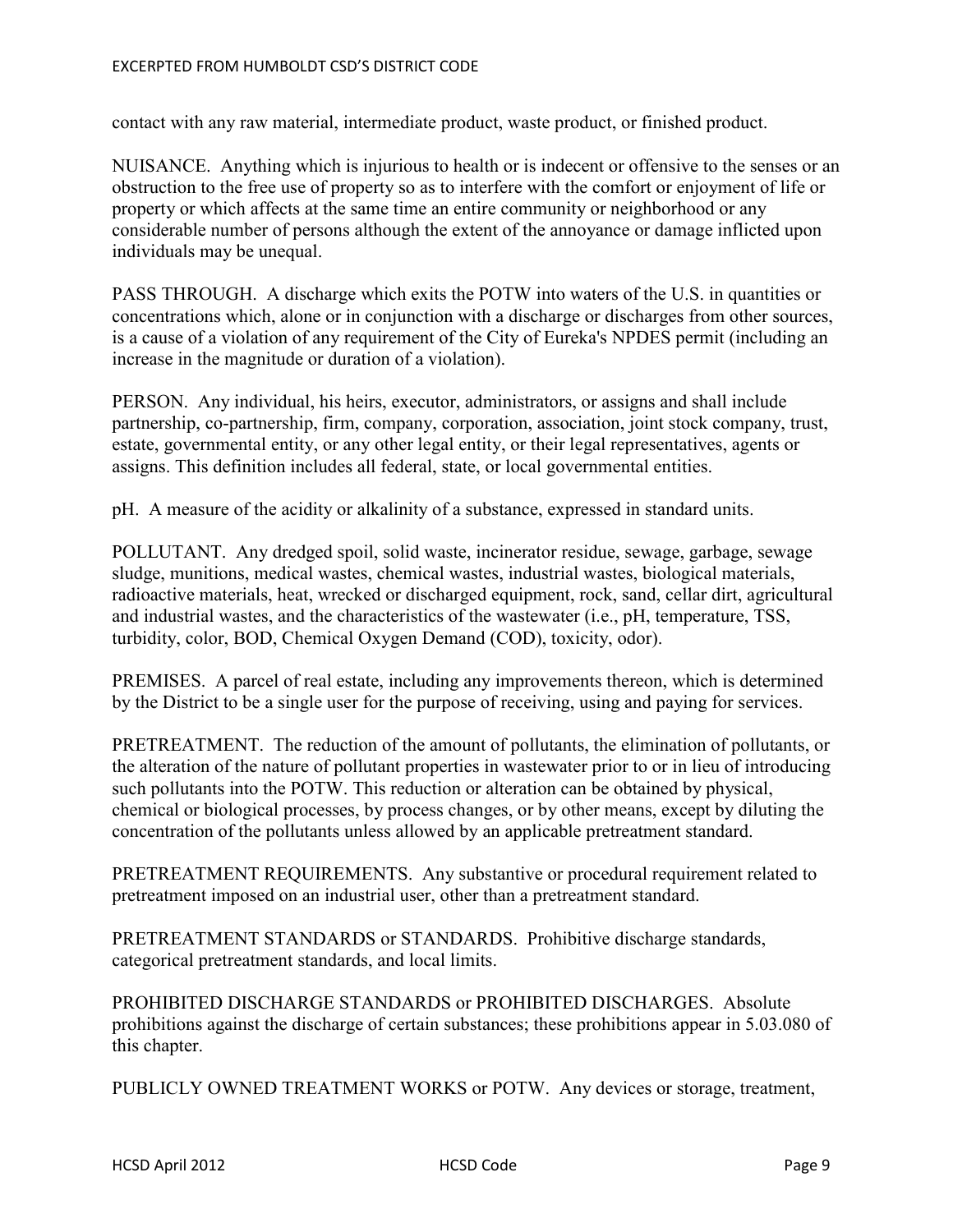contact with any raw material, intermediate product, waste product, or finished product.

NUISANCE. Anything which is injurious to health or is indecent or offensive to the senses or an obstruction to the free use of property so as to interfere with the comfort or enjoyment of life or property or which affects at the same time an entire community or neighborhood or any considerable number of persons although the extent of the annoyance or damage inflicted upon individuals may be unequal.

PASS THROUGH. A discharge which exits the POTW into waters of the U.S. in quantities or concentrations which, alone or in conjunction with a discharge or discharges from other sources, is a cause of a violation of any requirement of the City of Eureka's NPDES permit (including an increase in the magnitude or duration of a violation).

PERSON. Any individual, his heirs, executor, administrators, or assigns and shall include partnership, co-partnership, firm, company, corporation, association, joint stock company, trust, estate, governmental entity, or any other legal entity, or their legal representatives, agents or assigns. This definition includes all federal, state, or local governmental entities.

pH. A measure of the acidity or alkalinity of a substance, expressed in standard units.

POLLUTANT. Any dredged spoil, solid waste, incinerator residue, sewage, garbage, sewage sludge, munitions, medical wastes, chemical wastes, industrial wastes, biological materials, radioactive materials, heat, wrecked or discharged equipment, rock, sand, cellar dirt, agricultural and industrial wastes, and the characteristics of the wastewater (i.e., pH, temperature, TSS, turbidity, color, BOD, Chemical Oxygen Demand (COD), toxicity, odor).

PREMISES. A parcel of real estate, including any improvements thereon, which is determined by the District to be a single user for the purpose of receiving, using and paying for services.

PRETREATMENT. The reduction of the amount of pollutants, the elimination of pollutants, or the alteration of the nature of pollutant properties in wastewater prior to or in lieu of introducing such pollutants into the POTW. This reduction or alteration can be obtained by physical, chemical or biological processes, by process changes, or by other means, except by diluting the concentration of the pollutants unless allowed by an applicable pretreatment standard.

PRETREATMENT REQUIREMENTS. Any substantive or procedural requirement related to pretreatment imposed on an industrial user, other than a pretreatment standard.

PRETREATMENT STANDARDS or STANDARDS. Prohibitive discharge standards, categorical pretreatment standards, and local limits.

PROHIBITED DISCHARGE STANDARDS or PROHIBITED DISCHARGES. Absolute prohibitions against the discharge of certain substances; these prohibitions appear in 5.03.080 of this chapter.

PUBLICLY OWNED TREATMENT WORKS or POTW. Any devices or storage, treatment,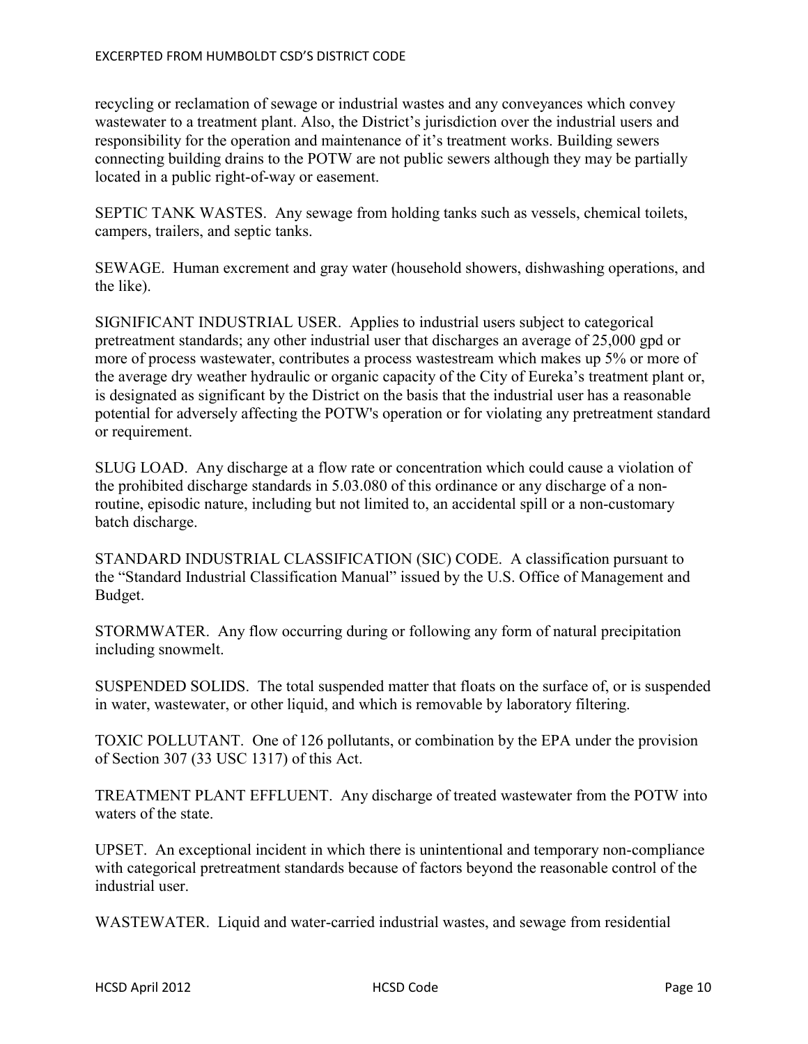recycling or reclamation of sewage or industrial wastes and any conveyances which convey wastewater to a treatment plant. Also, the District's jurisdiction over the industrial users and responsibility for the operation and maintenance of it's treatment works. Building sewers connecting building drains to the POTW are not public sewers although they may be partially located in a public right-of-way or easement.

SEPTIC TANK WASTES. Any sewage from holding tanks such as vessels, chemical toilets, campers, trailers, and septic tanks.

SEWAGE. Human excrement and gray water (household showers, dishwashing operations, and the like).

SIGNIFICANT INDUSTRIAL USER. Applies to industrial users subject to categorical pretreatment standards; any other industrial user that discharges an average of 25,000 gpd or more of process wastewater, contributes a process wastestream which makes up 5% or more of the average dry weather hydraulic or organic capacity of the City of Eureka's treatment plant or, is designated as significant by the District on the basis that the industrial user has a reasonable potential for adversely affecting the POTW's operation or for violating any pretreatment standard or requirement.

SLUG LOAD. Any discharge at a flow rate or concentration which could cause a violation of the prohibited discharge standards in 5.03.080 of this ordinance or any discharge of a non-routine, episodic nature, including but not limited to, an accidental spill or a non-customary batch discharge.

STANDARD INDUSTRIAL CLASSIFICATION (SIC) CODE. A classification pursuant to the "Standard Industrial Classification Manual" issued by the U.S. Office of Management and Budget.

STORMWATER. Any flow occurring during or following any form of natural precipitation including snowmelt.

SUSPENDED SOLIDS. The total suspended matter that floats on the surface of, or is suspended in water, wastewater, or other liquid, and which is removable by laboratory filtering.

TOXIC POLLUTANT. One of 126 pollutants, or combination by the EPA under the provision of Section 307 (33 USC 1317) of this Act.

TREATMENT PLANT EFFLUENT. Any discharge of treated wastewater from the POTW into waters of the state.

UPSET. An exceptional incident in which there is unintentional and temporary non-compliance with categorical pretreatment standards because of factors beyond the reasonable control of the industrial user.

WASTEWATER. Liquid and water-carried industrial wastes, and sewage from residential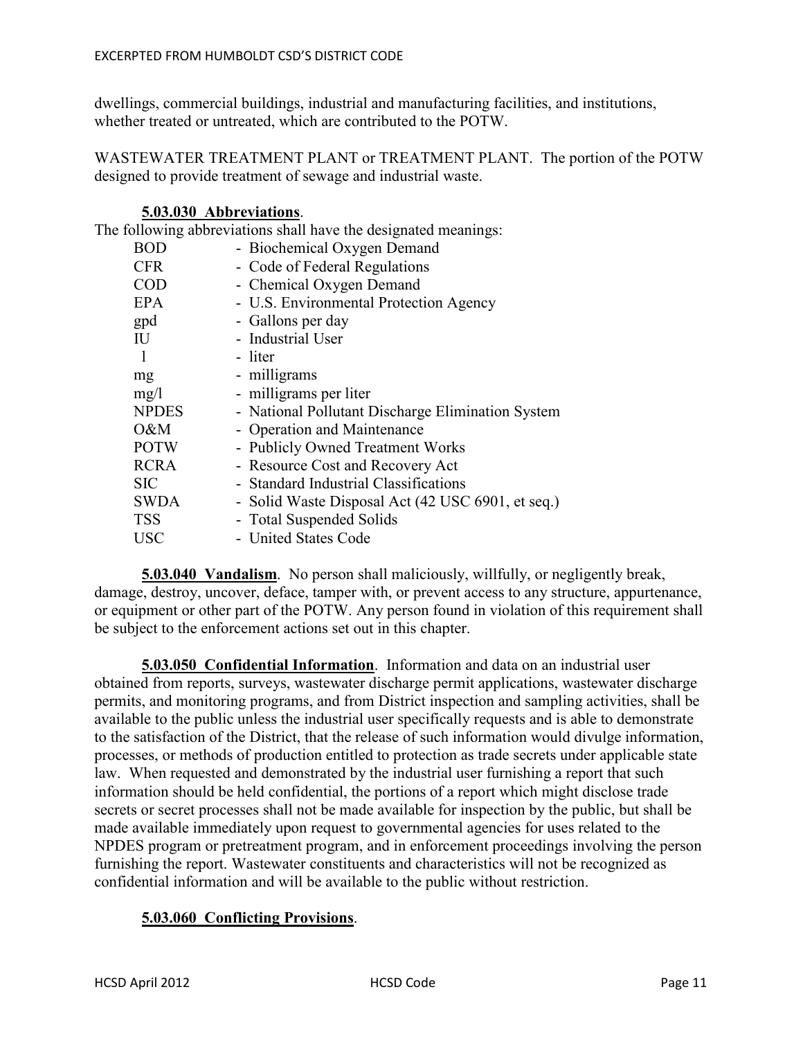dwellings, commercial buildings, industrial and manufacturing facilities, and institutions, whether treated or untreated, which are contributed to the POTW.

WASTEWATER TREATMENT PLANT or TREATMENT PLANT. The portion of the POTW designed to provide treatment of sewage and industrial waste.

**5.03.030 Abbreviations**.

The following abbreviations shall have the designated meanings:

| | |
|---|---|
| BOD | - Biochemical Oxygen Demand |
| CFR | - Code of Federal Regulations |
| COD | - Chemical Oxygen Demand |
| EPA | - U.S. Environmental Protection Agency |
| gpd | - Gallons per day |
| IU | - Industrial User |
| l | - liter |
| mg | - milligrams |
| mg/l | - milligrams per liter |
| NPDES | - National Pollutant Discharge Elimination System |
| O&M | - Operation and Maintenance |
| POTW | - Publicly Owned Treatment Works |
| RCRA | - Resource Cost and Recovery Act |
| SIC | - Standard Industrial Classifications |
| SWDA | - Solid Waste Disposal Act (42 USC 6901, et seq.) |
| TSS | - Total Suspended Solids |
| USC | - United States Code |

**5.03.040 Vandalism**. No person shall maliciously, willfully, or negligently break, damage, destroy, uncover, deface, tamper with, or prevent access to any structure, appurtenance, or equipment or other part of the POTW. Any person found in violation of this requirement shall be subject to the enforcement actions set out in this chapter.

**5.03.050 Confidential Information**. Information and data on an industrial user obtained from reports, surveys, wastewater discharge permit applications, wastewater discharge permits, and monitoring programs, and from District inspection and sampling activities, shall be available to the public unless the industrial user specifically requests and is able to demonstrate to the satisfaction of the District, that the release of such information would divulge information, processes, or methods of production entitled to protection as trade secrets under applicable state law. When requested and demonstrated by the industrial user furnishing a report that such information should be held confidential, the portions of a report which might disclose trade secrets or secret processes shall not be made available for inspection by the public, but shall be made available immediately upon request to governmental agencies for uses related to the NPDES program or pretreatment program, and in enforcement proceedings involving the person furnishing the report. Wastewater constituents and characteristics will not be recognized as confidential information and will be available to the public without restriction.

**5.03.060 Conflicting Provisions**.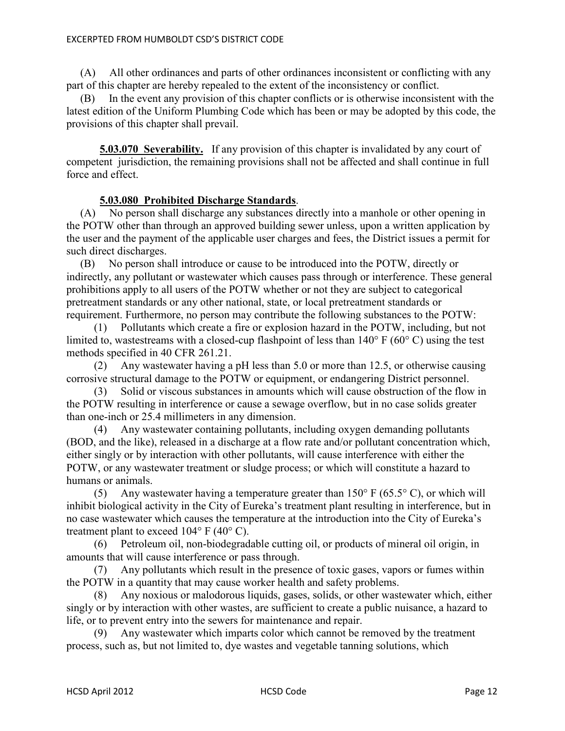(A) All other ordinances and parts of other ordinances inconsistent or conflicting with any part of this chapter are hereby repealed to the extent of the inconsistency or conflict.

(B) In the event any provision of this chapter conflicts or is otherwise inconsistent with the latest edition of the Uniform Plumbing Code which has been or may be adopted by this code, the provisions of this chapter shall prevail.

**5.03.070 Severability.** If any provision of this chapter is invalidated by any court of competent jurisdiction, the remaining provisions shall not be affected and shall continue in full force and effect.

**5.03.080 Prohibited Discharge Standards**.

(A) No person shall discharge any substances directly into a manhole or other opening in the POTW other than through an approved building sewer unless, upon a written application by the user and the payment of the applicable user charges and fees, the District issues a permit for such direct discharges.

(B) No person shall introduce or cause to be introduced into the POTW, directly or indirectly, any pollutant or wastewater which causes pass through or interference. These general prohibitions apply to all users of the POTW whether or not they are subject to categorical pretreatment standards or any other national, state, or local pretreatment standards or requirement. Furthermore, no person may contribute the following substances to the POTW:

(1) Pollutants which create a fire or explosion hazard in the POTW, including, but not limited to, wastestreams with a closed-cup flashpoint of less than 140° F (60° C) using the test methods specified in 40 CFR 261.21.

(2) Any wastewater having a pH less than 5.0 or more than 12.5, or otherwise causing corrosive structural damage to the POTW or equipment, or endangering District personnel.

(3) Solid or viscous substances in amounts which will cause obstruction of the flow in the POTW resulting in interference or cause a sewage overflow, but in no case solids greater than one-inch or 25.4 millimeters in any dimension.

(4) Any wastewater containing pollutants, including oxygen demanding pollutants (BOD, and the like), released in a discharge at a flow rate and/or pollutant concentration which, either singly or by interaction with other pollutants, will cause interference with either the POTW, or any wastewater treatment or sludge process; or which will constitute a hazard to humans or animals.

(5) Any wastewater having a temperature greater than 150° F (65.5° C), or which will inhibit biological activity in the City of Eureka's treatment plant resulting in interference, but in no case wastewater which causes the temperature at the introduction into the City of Eureka's treatment plant to exceed 104° F (40° C).

(6) Petroleum oil, non-biodegradable cutting oil, or products of mineral oil origin, in amounts that will cause interference or pass through.

(7) Any pollutants which result in the presence of toxic gases, vapors or fumes within the POTW in a quantity that may cause worker health and safety problems.

(8) Any noxious or malodorous liquids, gases, solids, or other wastewater which, either singly or by interaction with other wastes, are sufficient to create a public nuisance, a hazard to life, or to prevent entry into the sewers for maintenance and repair.

(9) Any wastewater which imparts color which cannot be removed by the treatment process, such as, but not limited to, dye wastes and vegetable tanning solutions, which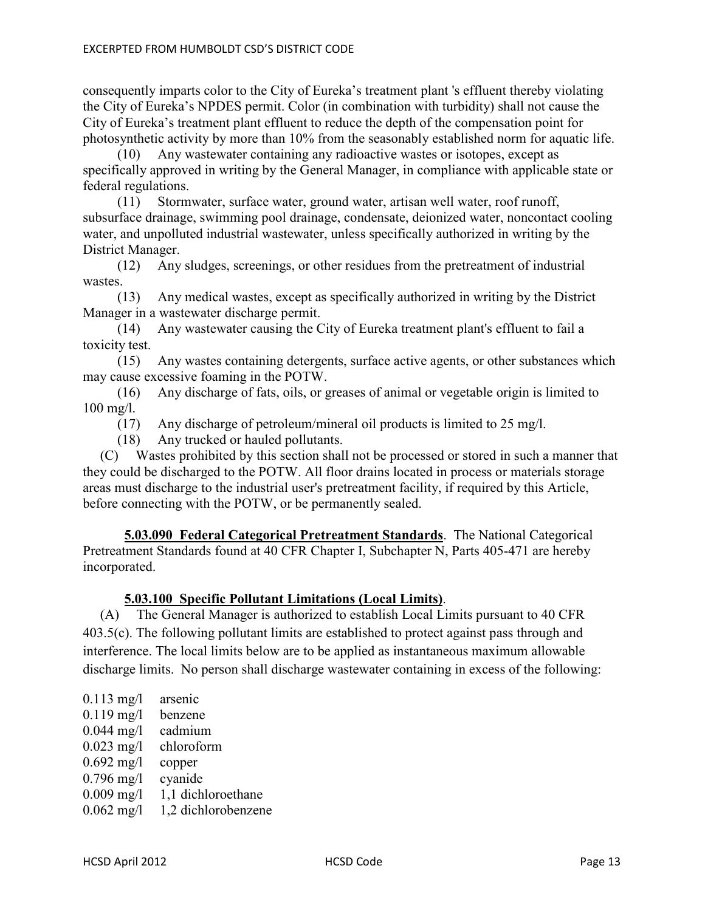consequently imparts color to the City of Eureka's treatment plant 's effluent thereby violating the City of Eureka's NPDES permit. Color (in combination with turbidity) shall not cause the City of Eureka's treatment plant effluent to reduce the depth of the compensation point for photosynthetic activity by more than 10% from the seasonably established norm for aquatic life.

(10) Any wastewater containing any radioactive wastes or isotopes, except as specifically approved in writing by the General Manager, in compliance with applicable state or federal regulations.

(11) Stormwater, surface water, ground water, artisan well water, roof runoff, subsurface drainage, swimming pool drainage, condensate, deionized water, noncontact cooling water, and unpolluted industrial wastewater, unless specifically authorized in writing by the District Manager.

(12) Any sludges, screenings, or other residues from the pretreatment of industrial wastes.

(13) Any medical wastes, except as specifically authorized in writing by the District Manager in a wastewater discharge permit.

(14) Any wastewater causing the City of Eureka treatment plant's effluent to fail a toxicity test.

(15) Any wastes containing detergents, surface active agents, or other substances which may cause excessive foaming in the POTW.

(16) Any discharge of fats, oils, or greases of animal or vegetable origin is limited to 100 mg/l.

(17) Any discharge of petroleum/mineral oil products is limited to 25 mg/l.

(18) Any trucked or hauled pollutants.

(C) Wastes prohibited by this section shall not be processed or stored in such a manner that they could be discharged to the POTW. All floor drains located in process or materials storage areas must discharge to the industrial user's pretreatment facility, if required by this Article, before connecting with the POTW, or be permanently sealed.

**5.03.090 Federal Categorical Pretreatment Standards**. The National Categorical Pretreatment Standards found at 40 CFR Chapter I, Subchapter N, Parts 405-471 are hereby incorporated.

**5.03.100 Specific Pollutant Limitations (Local Limits)**.

(A) The General Manager is authorized to establish Local Limits pursuant to 40 CFR 403.5(c). The following pollutant limits are established to protect against pass through and interference. The local limits below are to be applied as instantaneous maximum allowable discharge limits. No person shall discharge wastewater containing in excess of the following:

0.113 mg/l arsenic
0.119 mg/l benzene
0.044 mg/l cadmium
0.023 mg/l chloroform
0.692 mg/l copper
0.796 mg/l cyanide
0.009 mg/l 1,1 dichloroethane
0.062 mg/l 1,2 dichlorobenzene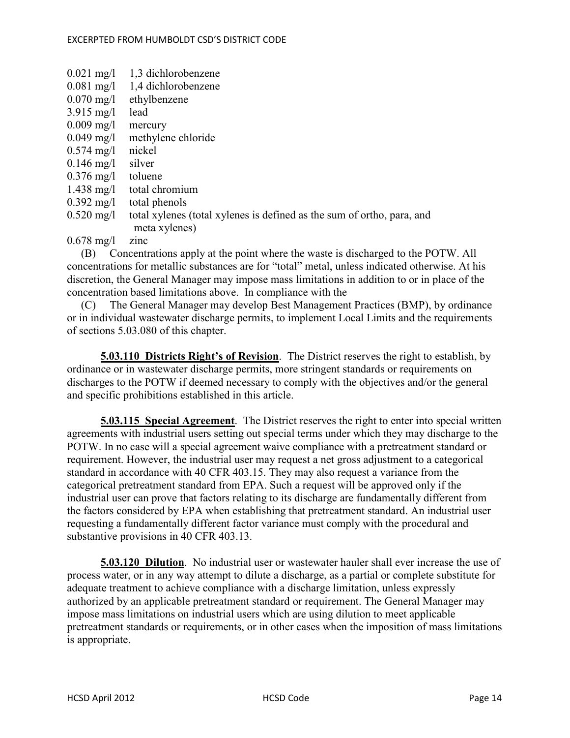| | |
|---|---|
| 0.021 mg/l | 1,3 dichlorobenzene |
| 0.081 mg/l | 1,4 dichlorobenzene |
| 0.070 mg/l | ethylbenzene |
| 3.915 mg/l | lead |
| 0.009 mg/l | mercury |
| 0.049 mg/l | methylene chloride |
| 0.574 mg/l | nickel |
| 0.146 mg/l | silver |
| 0.376 mg/l | toluene |
| 1.438 mg/l | total chromium |
| 0.392 mg/l | total phenols |
| 0.520 mg/l | total xylenes (total xylenes is defined as the sum of ortho, para, and meta xylenes) |
| 0.678 mg/l | zinc |

(B) Concentrations apply at the point where the waste is discharged to the POTW. All concentrations for metallic substances are for "total" metal, unless indicated otherwise. At his discretion, the General Manager may impose mass limitations in addition to or in place of the concentration based limitations above. In compliance with the

(C) The General Manager may develop Best Management Practices (BMP), by ordinance or in individual wastewater discharge permits, to implement Local Limits and the requirements of sections 5.03.080 of this chapter.

**5.03.110 Districts Right's of Revision**. The District reserves the right to establish, by ordinance or in wastewater discharge permits, more stringent standards or requirements on discharges to the POTW if deemed necessary to comply with the objectives and/or the general and specific prohibitions established in this article.

**5.03.115 Special Agreement**. The District reserves the right to enter into special written agreements with industrial users setting out special terms under which they may discharge to the POTW. In no case will a special agreement waive compliance with a pretreatment standard or requirement. However, the industrial user may request a net gross adjustment to a categorical standard in accordance with 40 CFR 403.15. They may also request a variance from the categorical pretreatment standard from EPA. Such a request will be approved only if the industrial user can prove that factors relating to its discharge are fundamentally different from the factors considered by EPA when establishing that pretreatment standard. An industrial user requesting a fundamentally different factor variance must comply with the procedural and substantive provisions in 40 CFR 403.13.

**5.03.120 Dilution**. No industrial user or wastewater hauler shall ever increase the use of process water, or in any way attempt to dilute a discharge, as a partial or complete substitute for adequate treatment to achieve compliance with a discharge limitation, unless expressly authorized by an applicable pretreatment standard or requirement. The General Manager may impose mass limitations on industrial users which are using dilution to meet applicable pretreatment standards or requirements, or in other cases when the imposition of mass limitations is appropriate.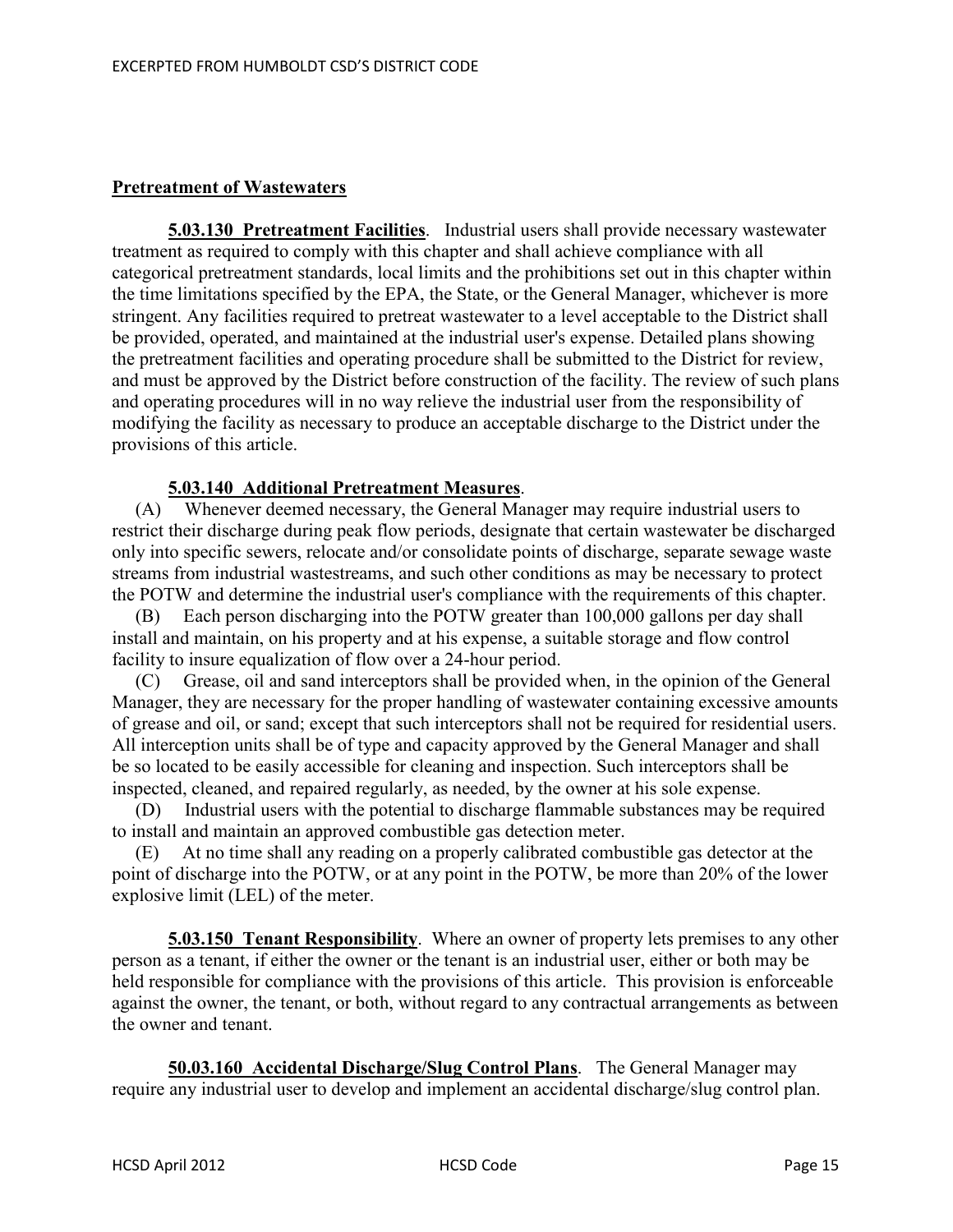## Pretreatment of Wastewaters

**5.03.130 Pretreatment Facilities**. Industrial users shall provide necessary wastewater treatment as required to comply with this chapter and shall achieve compliance with all categorical pretreatment standards, local limits and the prohibitions set out in this chapter within the time limitations specified by the EPA, the State, or the General Manager, whichever is more stringent. Any facilities required to pretreat wastewater to a level acceptable to the District shall be provided, operated, and maintained at the industrial user's expense. Detailed plans showing the pretreatment facilities and operating procedure shall be submitted to the District for review, and must be approved by the District before construction of the facility. The review of such plans and operating procedures will in no way relieve the industrial user from the responsibility of modifying the facility as necessary to produce an acceptable discharge to the District under the provisions of this article.

**5.03.140 Additional Pretreatment Measures**.

(A) Whenever deemed necessary, the General Manager may require industrial users to restrict their discharge during peak flow periods, designate that certain wastewater be discharged only into specific sewers, relocate and/or consolidate points of discharge, separate sewage waste streams from industrial wastestreams, and such other conditions as may be necessary to protect the POTW and determine the industrial user's compliance with the requirements of this chapter.

(B) Each person discharging into the POTW greater than 100,000 gallons per day shall install and maintain, on his property and at his expense, a suitable storage and flow control facility to insure equalization of flow over a 24-hour period.

(C) Grease, oil and sand interceptors shall be provided when, in the opinion of the General Manager, they are necessary for the proper handling of wastewater containing excessive amounts of grease and oil, or sand; except that such interceptors shall not be required for residential users. All interception units shall be of type and capacity approved by the General Manager and shall be so located to be easily accessible for cleaning and inspection. Such interceptors shall be inspected, cleaned, and repaired regularly, as needed, by the owner at his sole expense.

(D) Industrial users with the potential to discharge flammable substances may be required to install and maintain an approved combustible gas detection meter.

(E) At no time shall any reading on a properly calibrated combustible gas detector at the point of discharge into the POTW, or at any point in the POTW, be more than 20% of the lower explosive limit (LEL) of the meter.

**5.03.150 Tenant Responsibility**. Where an owner of property lets premises to any other person as a tenant, if either the owner or the tenant is an industrial user, either or both may be held responsible for compliance with the provisions of this article. This provision is enforceable against the owner, the tenant, or both, without regard to any contractual arrangements as between the owner and tenant.

**50.03.160 Accidental Discharge/Slug Control Plans**. The General Manager may require any industrial user to develop and implement an accidental discharge/slug control plan.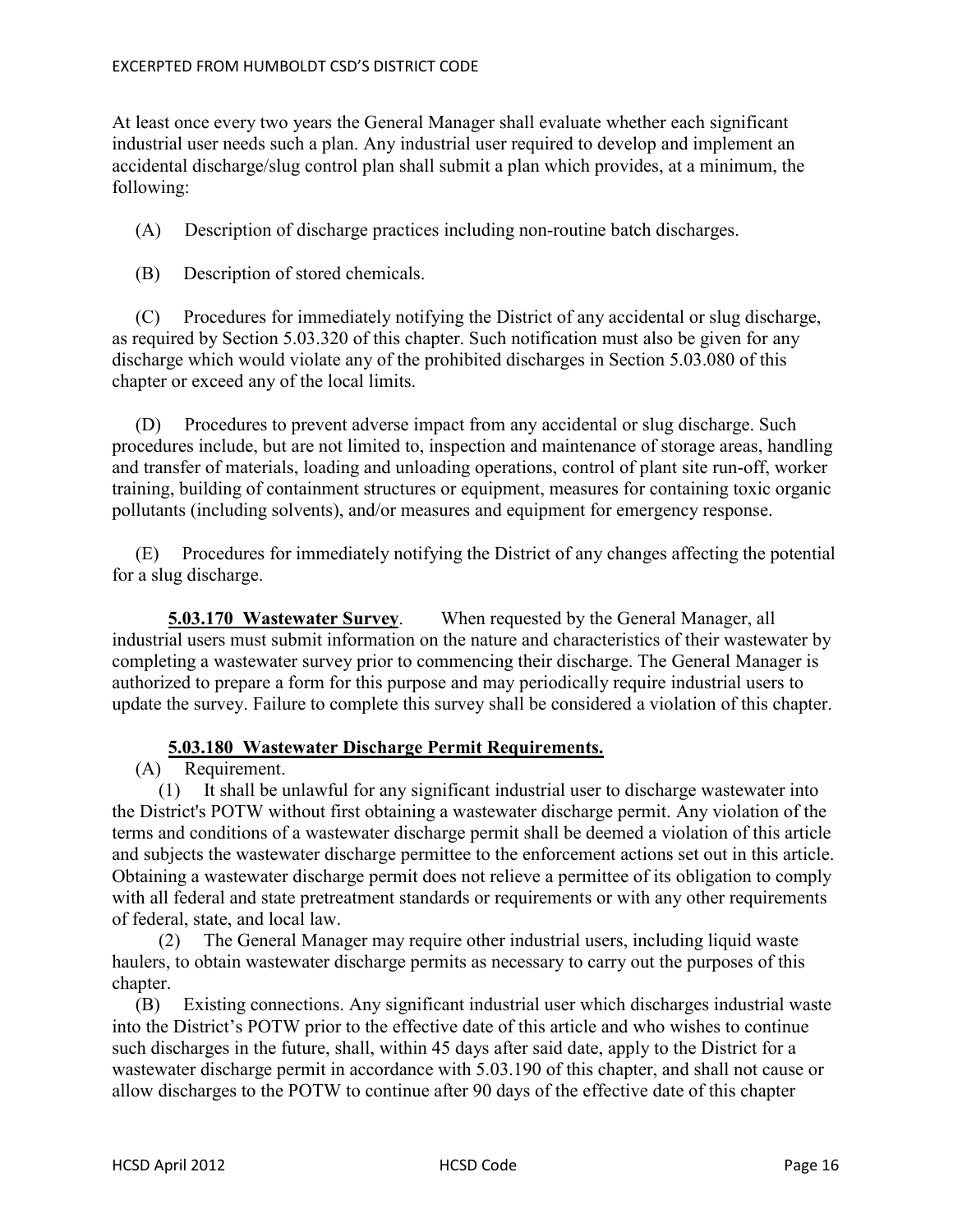At least once every two years the General Manager shall evaluate whether each significant industrial user needs such a plan. Any industrial user required to develop and implement an accidental discharge/slug control plan shall submit a plan which provides, at a minimum, the following:

(A) Description of discharge practices including non-routine batch discharges.

(B) Description of stored chemicals.

(C) Procedures for immediately notifying the District of any accidental or slug discharge, as required by Section 5.03.320 of this chapter. Such notification must also be given for any discharge which would violate any of the prohibited discharges in Section 5.03.080 of this chapter or exceed any of the local limits.

(D) Procedures to prevent adverse impact from any accidental or slug discharge. Such procedures include, but are not limited to, inspection and maintenance of storage areas, handling and transfer of materials, loading and unloading operations, control of plant site run-off, worker training, building of containment structures or equipment, measures for containing toxic organic pollutants (including solvents), and/or measures and equipment for emergency response.

(E) Procedures for immediately notifying the District of any changes affecting the potential for a slug discharge.

**5.03.170 Wastewater Survey**. When requested by the General Manager, all industrial users must submit information on the nature and characteristics of their wastewater by completing a wastewater survey prior to commencing their discharge. The General Manager is authorized to prepare a form for this purpose and may periodically require industrial users to update the survey. Failure to complete this survey shall be considered a violation of this chapter.

**5.03.180 Wastewater Discharge Permit Requirements.**

(A) Requirement.

(1) It shall be unlawful for any significant industrial user to discharge wastewater into the District's POTW without first obtaining a wastewater discharge permit. Any violation of the terms and conditions of a wastewater discharge permit shall be deemed a violation of this article and subjects the wastewater discharge permittee to the enforcement actions set out in this article. Obtaining a wastewater discharge permit does not relieve a permittee of its obligation to comply with all federal and state pretreatment standards or requirements or with any other requirements of federal, state, and local law.

(2) The General Manager may require other industrial users, including liquid waste haulers, to obtain wastewater discharge permits as necessary to carry out the purposes of this chapter.

(B) Existing connections. Any significant industrial user which discharges industrial waste into the District's POTW prior to the effective date of this article and who wishes to continue such discharges in the future, shall, within 45 days after said date, apply to the District for a wastewater discharge permit in accordance with 5.03.190 of this chapter, and shall not cause or allow discharges to the POTW to continue after 90 days of the effective date of this chapter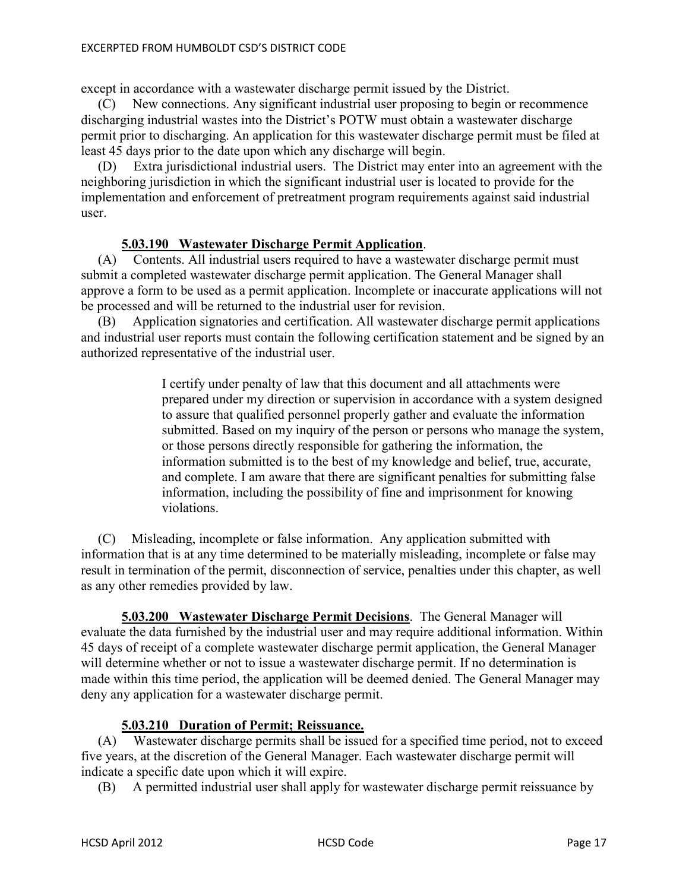except in accordance with a wastewater discharge permit issued by the District.

(C) New connections. Any significant industrial user proposing to begin or recommence discharging industrial wastes into the District's POTW must obtain a wastewater discharge permit prior to discharging. An application for this wastewater discharge permit must be filed at least 45 days prior to the date upon which any discharge will begin.

(D) Extra jurisdictional industrial users. The District may enter into an agreement with the neighboring jurisdiction in which the significant industrial user is located to provide for the implementation and enforcement of pretreatment program requirements against said industrial user.

**5.03.190 Wastewater Discharge Permit Application**.

(A) Contents. All industrial users required to have a wastewater discharge permit must submit a completed wastewater discharge permit application. The General Manager shall approve a form to be used as a permit application. Incomplete or inaccurate applications will not be processed and will be returned to the industrial user for revision.

(B) Application signatories and certification. All wastewater discharge permit applications and industrial user reports must contain the following certification statement and be signed by an authorized representative of the industrial user.

> I certify under penalty of law that this document and all attachments were prepared under my direction or supervision in accordance with a system designed to assure that qualified personnel properly gather and evaluate the information submitted. Based on my inquiry of the person or persons who manage the system, or those persons directly responsible for gathering the information, the information submitted is to the best of my knowledge and belief, true, accurate, and complete. I am aware that there are significant penalties for submitting false information, including the possibility of fine and imprisonment for knowing violations.

(C) Misleading, incomplete or false information. Any application submitted with information that is at any time determined to be materially misleading, incomplete or false may result in termination of the permit, disconnection of service, penalties under this chapter, as well as any other remedies provided by law.

**5.03.200 Wastewater Discharge Permit Decisions**. The General Manager will evaluate the data furnished by the industrial user and may require additional information. Within 45 days of receipt of a complete wastewater discharge permit application, the General Manager will determine whether or not to issue a wastewater discharge permit. If no determination is made within this time period, the application will be deemed denied. The General Manager may deny any application for a wastewater discharge permit.

**5.03.210 Duration of Permit; Reissuance.**

(A) Wastewater discharge permits shall be issued for a specified time period, not to exceed five years, at the discretion of the General Manager. Each wastewater discharge permit will indicate a specific date upon which it will expire.

(B) A permitted industrial user shall apply for wastewater discharge permit reissuance by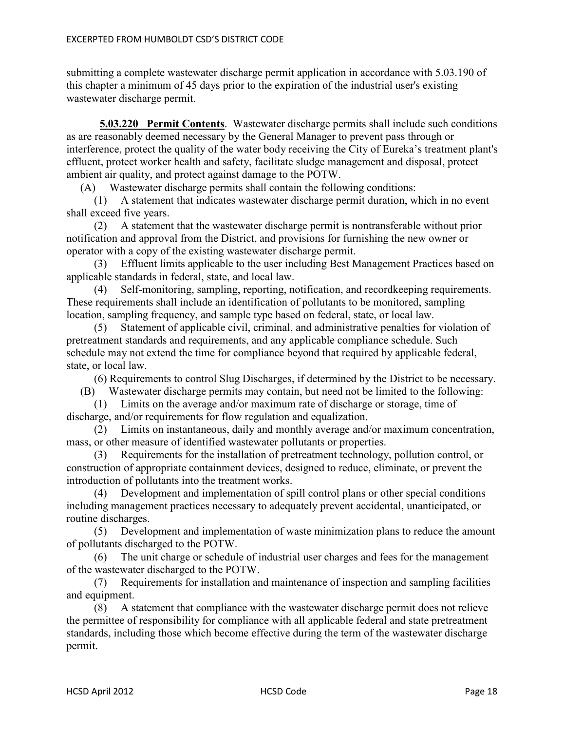submitting a complete wastewater discharge permit application in accordance with 5.03.190 of this chapter a minimum of 45 days prior to the expiration of the industrial user's existing wastewater discharge permit.

**5.03.220 Permit Contents**. Wastewater discharge permits shall include such conditions as are reasonably deemed necessary by the General Manager to prevent pass through or interference, protect the quality of the water body receiving the City of Eureka's treatment plant's effluent, protect worker health and safety, facilitate sludge management and disposal, protect ambient air quality, and protect against damage to the POTW.

(A) Wastewater discharge permits shall contain the following conditions:

(1) A statement that indicates wastewater discharge permit duration, which in no event shall exceed five years.

(2) A statement that the wastewater discharge permit is nontransferable without prior notification and approval from the District, and provisions for furnishing the new owner or operator with a copy of the existing wastewater discharge permit.

(3) Effluent limits applicable to the user including Best Management Practices based on applicable standards in federal, state, and local law.

(4) Self-monitoring, sampling, reporting, notification, and recordkeeping requirements. These requirements shall include an identification of pollutants to be monitored, sampling location, sampling frequency, and sample type based on federal, state, or local law.

(5) Statement of applicable civil, criminal, and administrative penalties for violation of pretreatment standards and requirements, and any applicable compliance schedule. Such schedule may not extend the time for compliance beyond that required by applicable federal, state, or local law.

(6) Requirements to control Slug Discharges, if determined by the District to be necessary.

(B) Wastewater discharge permits may contain, but need not be limited to the following:

(1) Limits on the average and/or maximum rate of discharge or storage, time of discharge, and/or requirements for flow regulation and equalization.

(2) Limits on instantaneous, daily and monthly average and/or maximum concentration, mass, or other measure of identified wastewater pollutants or properties.

(3) Requirements for the installation of pretreatment technology, pollution control, or construction of appropriate containment devices, designed to reduce, eliminate, or prevent the introduction of pollutants into the treatment works.

(4) Development and implementation of spill control plans or other special conditions including management practices necessary to adequately prevent accidental, unanticipated, or routine discharges.

(5) Development and implementation of waste minimization plans to reduce the amount of pollutants discharged to the POTW.

(6) The unit charge or schedule of industrial user charges and fees for the management of the wastewater discharged to the POTW.

(7) Requirements for installation and maintenance of inspection and sampling facilities and equipment.

(8) A statement that compliance with the wastewater discharge permit does not relieve the permittee of responsibility for compliance with all applicable federal and state pretreatment standards, including those which become effective during the term of the wastewater discharge permit.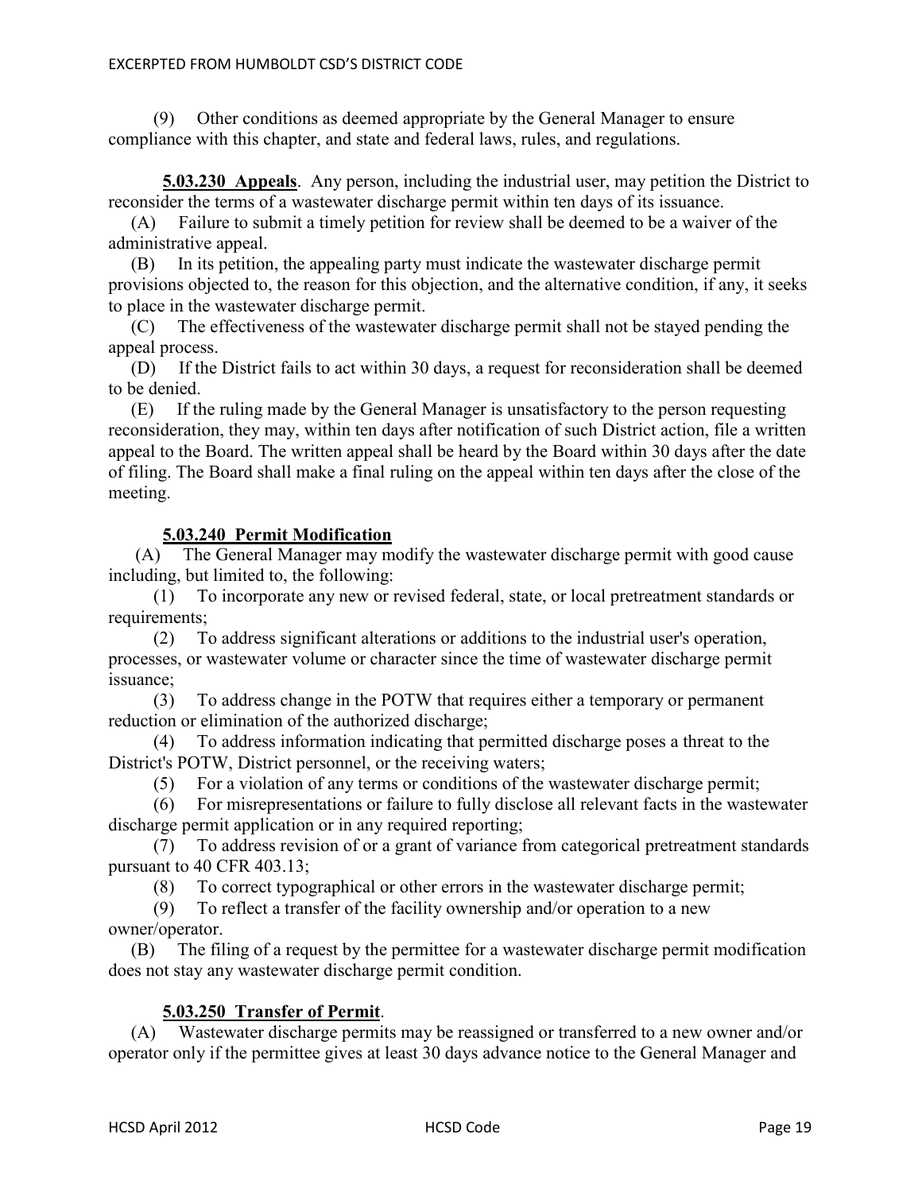(9) Other conditions as deemed appropriate by the General Manager to ensure compliance with this chapter, and state and federal laws, rules, and regulations.

**5.03.230 Appeals**. Any person, including the industrial user, may petition the District to reconsider the terms of a wastewater discharge permit within ten days of its issuance.

(A) Failure to submit a timely petition for review shall be deemed to be a waiver of the administrative appeal.

(B) In its petition, the appealing party must indicate the wastewater discharge permit provisions objected to, the reason for this objection, and the alternative condition, if any, it seeks to place in the wastewater discharge permit.

(C) The effectiveness of the wastewater discharge permit shall not be stayed pending the appeal process.

(D) If the District fails to act within 30 days, a request for reconsideration shall be deemed to be denied.

(E) If the ruling made by the General Manager is unsatisfactory to the person requesting reconsideration, they may, within ten days after notification of such District action, file a written appeal to the Board. The written appeal shall be heard by the Board within 30 days after the date of filing. The Board shall make a final ruling on the appeal within ten days after the close of the meeting.

**5.03.240 Permit Modification**

(A) The General Manager may modify the wastewater discharge permit with good cause including, but limited to, the following:

(1) To incorporate any new or revised federal, state, or local pretreatment standards or requirements;

(2) To address significant alterations or additions to the industrial user's operation, processes, or wastewater volume or character since the time of wastewater discharge permit issuance;

(3) To address change in the POTW that requires either a temporary or permanent reduction or elimination of the authorized discharge;

(4) To address information indicating that permitted discharge poses a threat to the District's POTW, District personnel, or the receiving waters;

(5) For a violation of any terms or conditions of the wastewater discharge permit;

(6) For misrepresentations or failure to fully disclose all relevant facts in the wastewater discharge permit application or in any required reporting;

(7) To address revision of or a grant of variance from categorical pretreatment standards pursuant to 40 CFR 403.13;

(8) To correct typographical or other errors in the wastewater discharge permit;

(9) To reflect a transfer of the facility ownership and/or operation to a new owner/operator.

(B) The filing of a request by the permittee for a wastewater discharge permit modification does not stay any wastewater discharge permit condition.

**5.03.250 Transfer of Permit**.

(A) Wastewater discharge permits may be reassigned or transferred to a new owner and/or operator only if the permittee gives at least 30 days advance notice to the General Manager and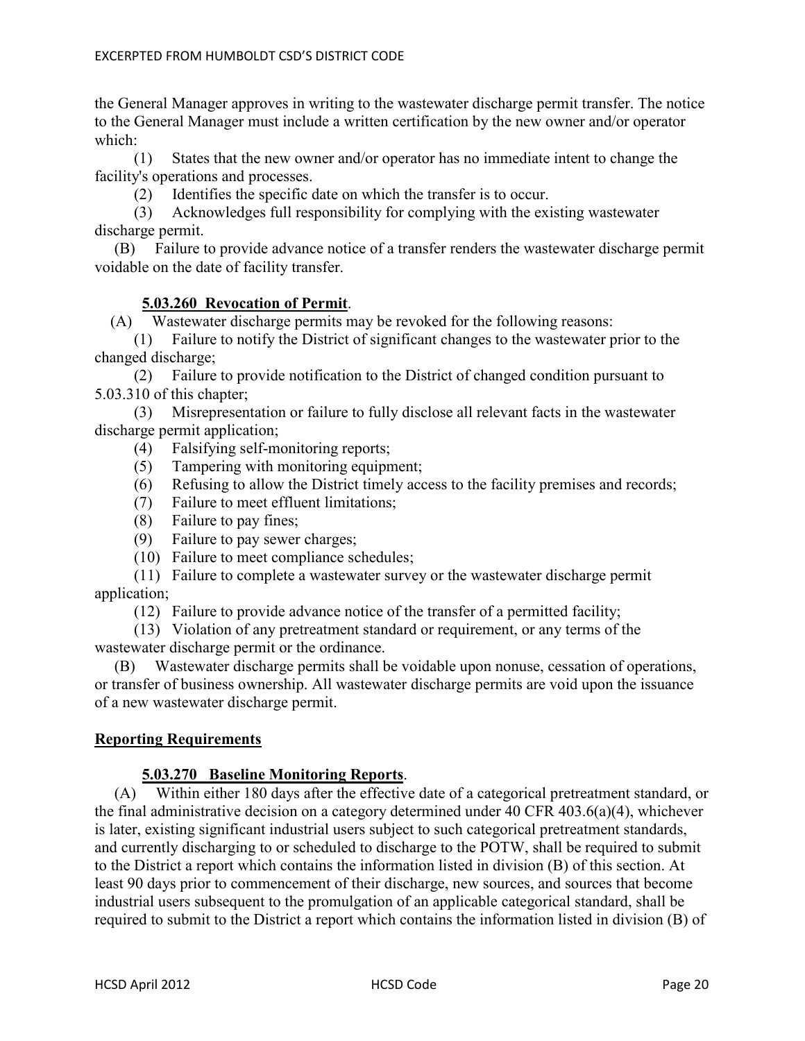the General Manager approves in writing to the wastewater discharge permit transfer. The notice to the General Manager must include a written certification by the new owner and/or operator which:

(1) States that the new owner and/or operator has no immediate intent to change the facility's operations and processes.

(2) Identifies the specific date on which the transfer is to occur.

(3) Acknowledges full responsibility for complying with the existing wastewater discharge permit.

(B) Failure to provide advance notice of a transfer renders the wastewater discharge permit voidable on the date of facility transfer.

**5.03.260 Revocation of Permit**.

(A) Wastewater discharge permits may be revoked for the following reasons:

(1) Failure to notify the District of significant changes to the wastewater prior to the changed discharge;

(2) Failure to provide notification to the District of changed condition pursuant to 5.03.310 of this chapter;

(3) Misrepresentation or failure to fully disclose all relevant facts in the wastewater discharge permit application;

(4) Falsifying self-monitoring reports;

(5) Tampering with monitoring equipment;

(6) Refusing to allow the District timely access to the facility premises and records;

(7) Failure to meet effluent limitations;

(8) Failure to pay fines;

(9) Failure to pay sewer charges;

(10) Failure to meet compliance schedules;

(11) Failure to complete a wastewater survey or the wastewater discharge permit application;

(12) Failure to provide advance notice of the transfer of a permitted facility;

(13) Violation of any pretreatment standard or requirement, or any terms of the wastewater discharge permit or the ordinance.

(B) Wastewater discharge permits shall be voidable upon nonuse, cessation of operations, or transfer of business ownership. All wastewater discharge permits are void upon the issuance of a new wastewater discharge permit.

**Reporting Requirements**

**5.03.270 Baseline Monitoring Reports**.

(A) Within either 180 days after the effective date of a categorical pretreatment standard, or the final administrative decision on a category determined under 40 CFR 403.6(a)(4), whichever is later, existing significant industrial users subject to such categorical pretreatment standards, and currently discharging to or scheduled to discharge to the POTW, shall be required to submit to the District a report which contains the information listed in division (B) of this section. At least 90 days prior to commencement of their discharge, new sources, and sources that become industrial users subsequent to the promulgation of an applicable categorical standard, shall be required to submit to the District a report which contains the information listed in division (B) of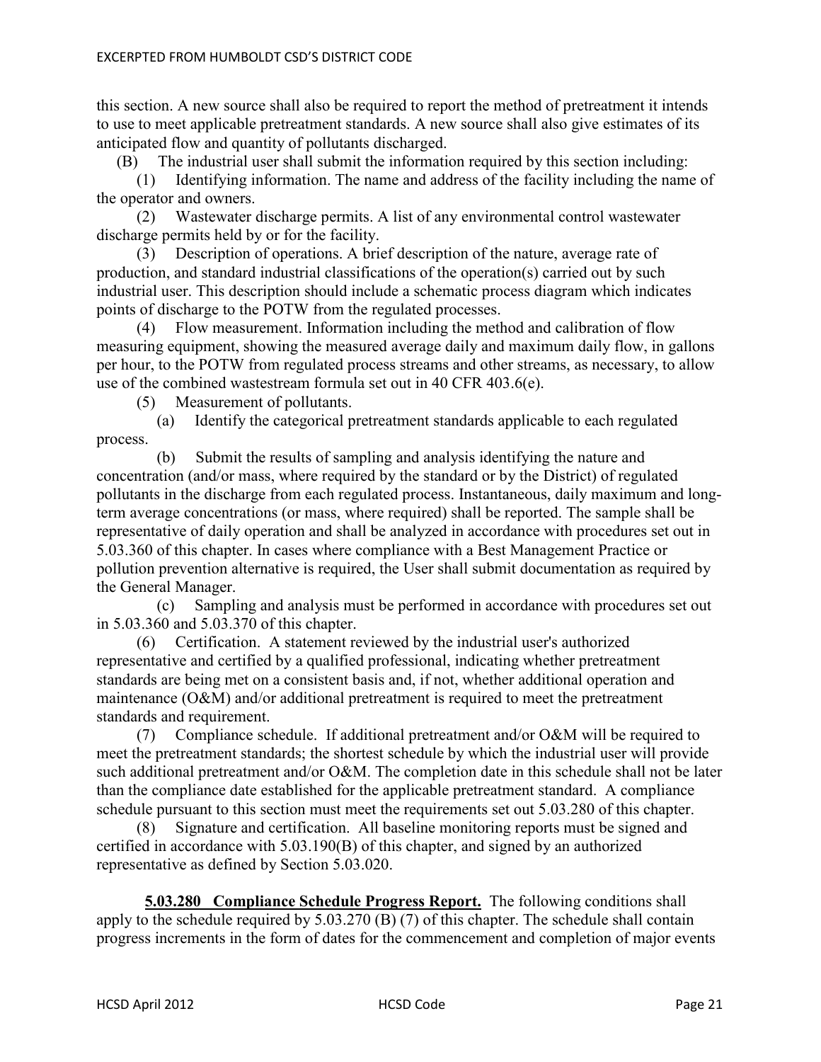this section. A new source shall also be required to report the method of pretreatment it intends to use to meet applicable pretreatment standards. A new source shall also give estimates of its anticipated flow and quantity of pollutants discharged.

(B) The industrial user shall submit the information required by this section including:

(1) Identifying information. The name and address of the facility including the name of the operator and owners.

(2) Wastewater discharge permits. A list of any environmental control wastewater discharge permits held by or for the facility.

(3) Description of operations. A brief description of the nature, average rate of production, and standard industrial classifications of the operation(s) carried out by such industrial user. This description should include a schematic process diagram which indicates points of discharge to the POTW from the regulated processes.

(4) Flow measurement. Information including the method and calibration of flow measuring equipment, showing the measured average daily and maximum daily flow, in gallons per hour, to the POTW from regulated process streams and other streams, as necessary, to allow use of the combined wastestream formula set out in 40 CFR 403.6(e).

(5) Measurement of pollutants.

(a) Identify the categorical pretreatment standards applicable to each regulated process.

(b) Submit the results of sampling and analysis identifying the nature and concentration (and/or mass, where required by the standard or by the District) of regulated pollutants in the discharge from each regulated process. Instantaneous, daily maximum and long-term average concentrations (or mass, where required) shall be reported. The sample shall be representative of daily operation and shall be analyzed in accordance with procedures set out in 5.03.360 of this chapter. In cases where compliance with a Best Management Practice or pollution prevention alternative is required, the User shall submit documentation as required by the General Manager.

(c) Sampling and analysis must be performed in accordance with procedures set out in 5.03.360 and 5.03.370 of this chapter.

(6) Certification. A statement reviewed by the industrial user's authorized representative and certified by a qualified professional, indicating whether pretreatment standards are being met on a consistent basis and, if not, whether additional operation and maintenance (O&M) and/or additional pretreatment is required to meet the pretreatment standards and requirement.

(7) Compliance schedule. If additional pretreatment and/or O&M will be required to meet the pretreatment standards; the shortest schedule by which the industrial user will provide such additional pretreatment and/or O&M. The completion date in this schedule shall not be later than the compliance date established for the applicable pretreatment standard. A compliance schedule pursuant to this section must meet the requirements set out 5.03.280 of this chapter.

(8) Signature and certification. All baseline monitoring reports must be signed and certified in accordance with 5.03.190(B) of this chapter, and signed by an authorized representative as defined by Section 5.03.020.

**5.03.280 Compliance Schedule Progress Report.** The following conditions shall apply to the schedule required by 5.03.270 (B) (7) of this chapter. The schedule shall contain progress increments in the form of dates for the commencement and completion of major events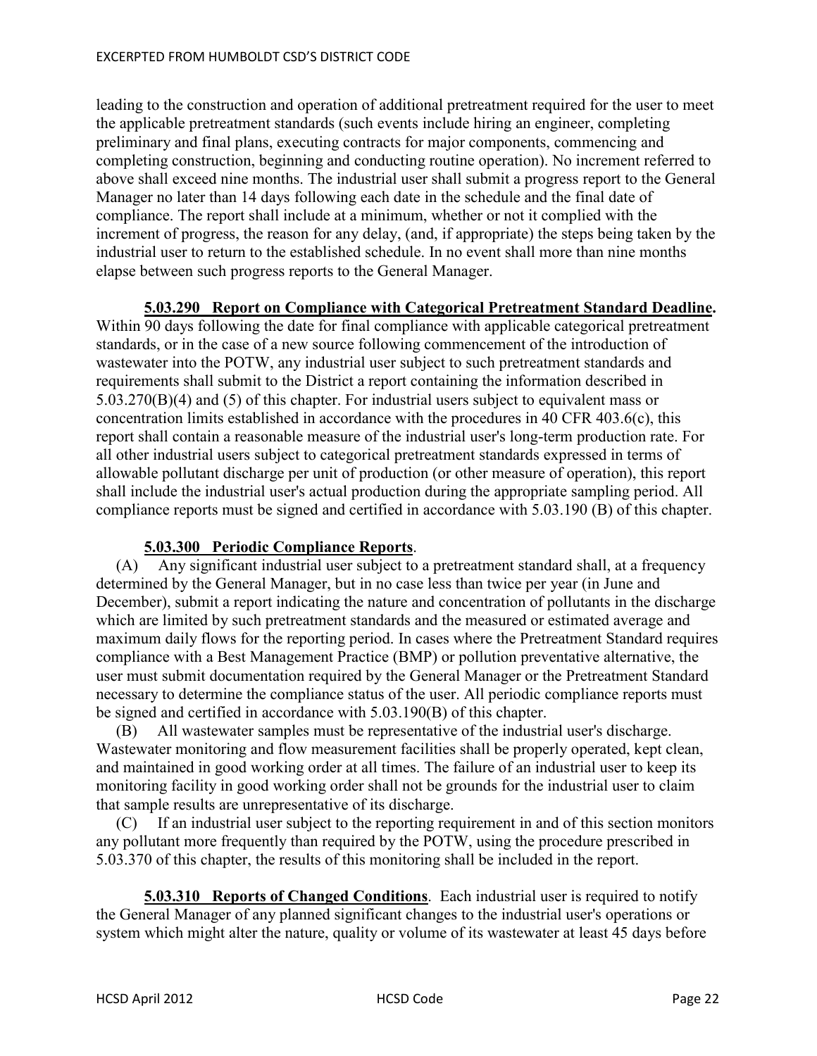leading to the construction and operation of additional pretreatment required for the user to meet the applicable pretreatment standards (such events include hiring an engineer, completing preliminary and final plans, executing contracts for major components, commencing and completing construction, beginning and conducting routine operation). No increment referred to above shall exceed nine months. The industrial user shall submit a progress report to the General Manager no later than 14 days following each date in the schedule and the final date of compliance. The report shall include at a minimum, whether or not it complied with the increment of progress, the reason for any delay, (and, if appropriate) the steps being taken by the industrial user to return to the established schedule. In no event shall more than nine months elapse between such progress reports to the General Manager.

**5.03.290 Report on Compliance with Categorical Pretreatment Standard Deadline.** Within 90 days following the date for final compliance with applicable categorical pretreatment standards, or in the case of a new source following commencement of the introduction of wastewater into the POTW, any industrial user subject to such pretreatment standards and requirements shall submit to the District a report containing the information described in 5.03.270(B)(4) and (5) of this chapter. For industrial users subject to equivalent mass or concentration limits established in accordance with the procedures in 40 CFR 403.6(c), this report shall contain a reasonable measure of the industrial user's long-term production rate. For all other industrial users subject to categorical pretreatment standards expressed in terms of allowable pollutant discharge per unit of production (or other measure of operation), this report shall include the industrial user's actual production during the appropriate sampling period. All compliance reports must be signed and certified in accordance with 5.03.190 (B) of this chapter.

**5.03.300 Periodic Compliance Reports**.

(A) Any significant industrial user subject to a pretreatment standard shall, at a frequency determined by the General Manager, but in no case less than twice per year (in June and December), submit a report indicating the nature and concentration of pollutants in the discharge which are limited by such pretreatment standards and the measured or estimated average and maximum daily flows for the reporting period. In cases where the Pretreatment Standard requires compliance with a Best Management Practice (BMP) or pollution preventative alternative, the user must submit documentation required by the General Manager or the Pretreatment Standard necessary to determine the compliance status of the user. All periodic compliance reports must be signed and certified in accordance with 5.03.190(B) of this chapter.

(B) All wastewater samples must be representative of the industrial user's discharge. Wastewater monitoring and flow measurement facilities shall be properly operated, kept clean, and maintained in good working order at all times. The failure of an industrial user to keep its monitoring facility in good working order shall not be grounds for the industrial user to claim that sample results are unrepresentative of its discharge.

(C) If an industrial user subject to the reporting requirement in and of this section monitors any pollutant more frequently than required by the POTW, using the procedure prescribed in 5.03.370 of this chapter, the results of this monitoring shall be included in the report.

**5.03.310 Reports of Changed Conditions**. Each industrial user is required to notify the General Manager of any planned significant changes to the industrial user's operations or system which might alter the nature, quality or volume of its wastewater at least 45 days before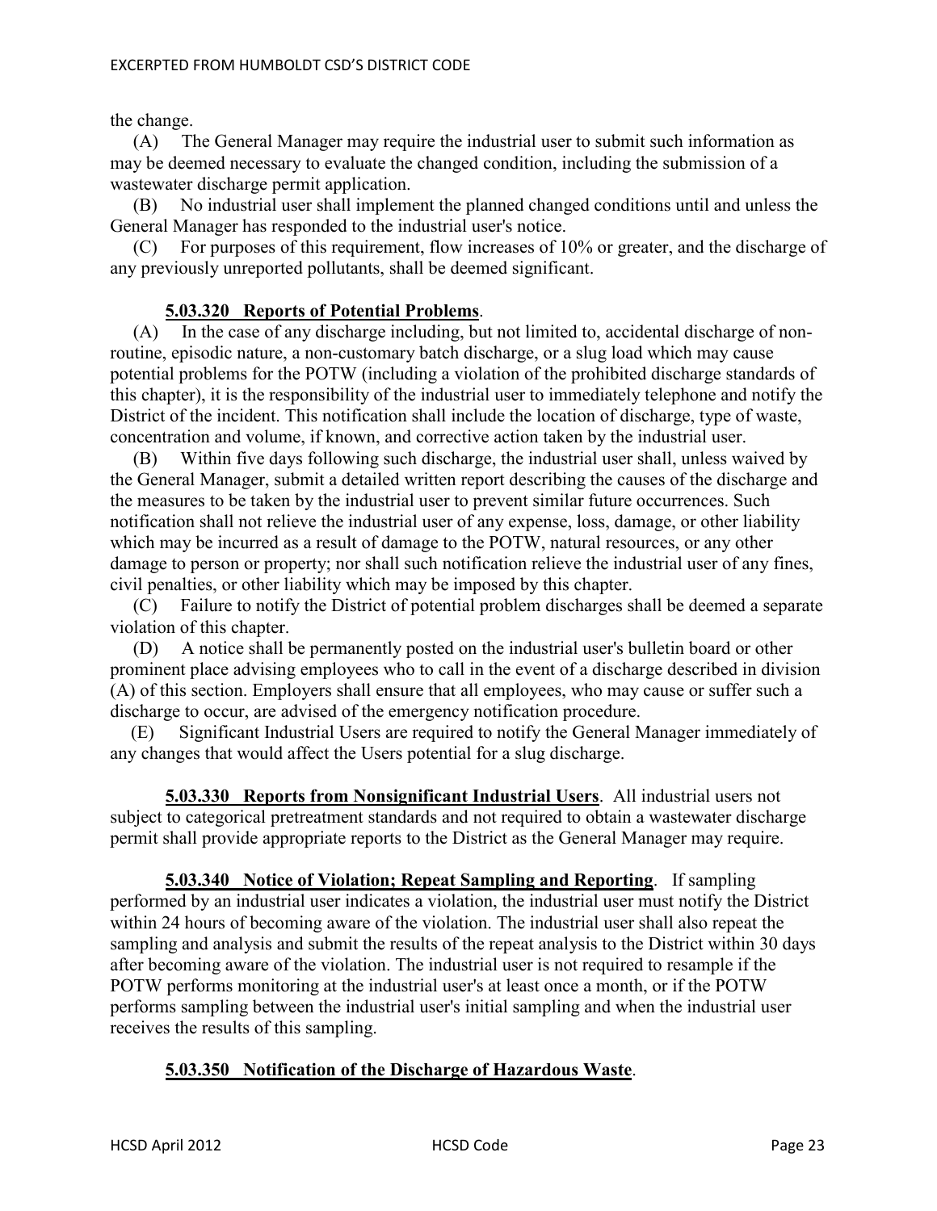the change.

(A) The General Manager may require the industrial user to submit such information as may be deemed necessary to evaluate the changed condition, including the submission of a wastewater discharge permit application.

(B) No industrial user shall implement the planned changed conditions until and unless the General Manager has responded to the industrial user's notice.

(C) For purposes of this requirement, flow increases of 10% or greater, and the discharge of any previously unreported pollutants, shall be deemed significant.

**5.03.320 Reports of Potential Problems**.

(A) In the case of any discharge including, but not limited to, accidental discharge of non-routine, episodic nature, a non-customary batch discharge, or a slug load which may cause potential problems for the POTW (including a violation of the prohibited discharge standards of this chapter), it is the responsibility of the industrial user to immediately telephone and notify the District of the incident. This notification shall include the location of discharge, type of waste, concentration and volume, if known, and corrective action taken by the industrial user.

(B) Within five days following such discharge, the industrial user shall, unless waived by the General Manager, submit a detailed written report describing the causes of the discharge and the measures to be taken by the industrial user to prevent similar future occurrences. Such notification shall not relieve the industrial user of any expense, loss, damage, or other liability which may be incurred as a result of damage to the POTW, natural resources, or any other damage to person or property; nor shall such notification relieve the industrial user of any fines, civil penalties, or other liability which may be imposed by this chapter.

(C) Failure to notify the District of potential problem discharges shall be deemed a separate violation of this chapter.

(D) A notice shall be permanently posted on the industrial user's bulletin board or other prominent place advising employees who to call in the event of a discharge described in division (A) of this section. Employers shall ensure that all employees, who may cause or suffer such a discharge to occur, are advised of the emergency notification procedure.

(E) Significant Industrial Users are required to notify the General Manager immediately of any changes that would affect the Users potential for a slug discharge.

**5.03.330 Reports from Nonsignificant Industrial Users**. All industrial users not subject to categorical pretreatment standards and not required to obtain a wastewater discharge permit shall provide appropriate reports to the District as the General Manager may require.

**5.03.340 Notice of Violation; Repeat Sampling and Reporting**. If sampling performed by an industrial user indicates a violation, the industrial user must notify the District within 24 hours of becoming aware of the violation. The industrial user shall also repeat the sampling and analysis and submit the results of the repeat analysis to the District within 30 days after becoming aware of the violation. The industrial user is not required to resample if the POTW performs monitoring at the industrial user's at least once a month, or if the POTW performs sampling between the industrial user's initial sampling and when the industrial user receives the results of this sampling.

**5.03.350 Notification of the Discharge of Hazardous Waste**.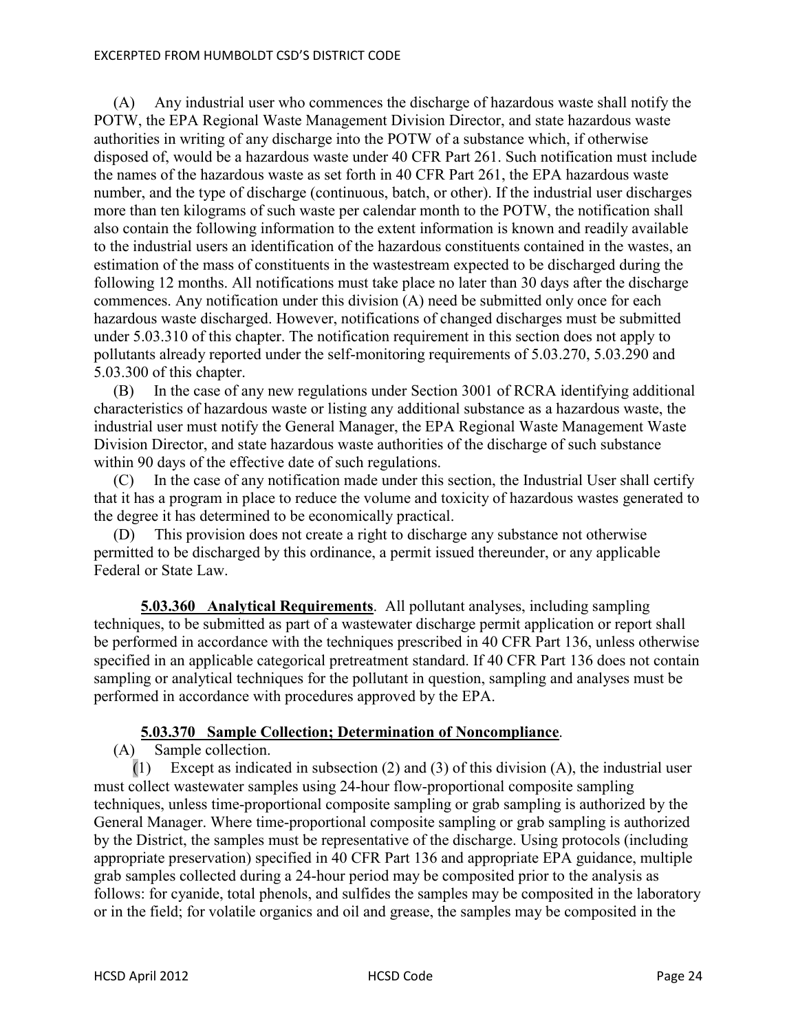(A) Any industrial user who commences the discharge of hazardous waste shall notify the POTW, the EPA Regional Waste Management Division Director, and state hazardous waste authorities in writing of any discharge into the POTW of a substance which, if otherwise disposed of, would be a hazardous waste under 40 CFR Part 261. Such notification must include the names of the hazardous waste as set forth in 40 CFR Part 261, the EPA hazardous waste number, and the type of discharge (continuous, batch, or other). If the industrial user discharges more than ten kilograms of such waste per calendar month to the POTW, the notification shall also contain the following information to the extent information is known and readily available to the industrial users an identification of the hazardous constituents contained in the wastes, an estimation of the mass of constituents in the wastestream expected to be discharged during the following 12 months. All notifications must take place no later than 30 days after the discharge commences. Any notification under this division (A) need be submitted only once for each hazardous waste discharged. However, notifications of changed discharges must be submitted under 5.03.310 of this chapter. The notification requirement in this section does not apply to pollutants already reported under the self-monitoring requirements of 5.03.270, 5.03.290 and 5.03.300 of this chapter.

(B) In the case of any new regulations under Section 3001 of RCRA identifying additional characteristics of hazardous waste or listing any additional substance as a hazardous waste, the industrial user must notify the General Manager, the EPA Regional Waste Management Waste Division Director, and state hazardous waste authorities of the discharge of such substance within 90 days of the effective date of such regulations.

(C) In the case of any notification made under this section, the Industrial User shall certify that it has a program in place to reduce the volume and toxicity of hazardous wastes generated to the degree it has determined to be economically practical.

(D) This provision does not create a right to discharge any substance not otherwise permitted to be discharged by this ordinance, a permit issued thereunder, or any applicable Federal or State Law.

**5.03.360 Analytical Requirements**. All pollutant analyses, including sampling techniques, to be submitted as part of a wastewater discharge permit application or report shall be performed in accordance with the techniques prescribed in 40 CFR Part 136, unless otherwise specified in an applicable categorical pretreatment standard. If 40 CFR Part 136 does not contain sampling or analytical techniques for the pollutant in question, sampling and analyses must be performed in accordance with procedures approved by the EPA.

**5.03.370 Sample Collection; Determination of Noncompliance**.

(A) Sample collection.

(1) Except as indicated in subsection (2) and (3) of this division (A), the industrial user must collect wastewater samples using 24-hour flow-proportional composite sampling techniques, unless time-proportional composite sampling or grab sampling is authorized by the General Manager. Where time-proportional composite sampling or grab sampling is authorized by the District, the samples must be representative of the discharge. Using protocols (including appropriate preservation) specified in 40 CFR Part 136 and appropriate EPA guidance, multiple grab samples collected during a 24-hour period may be composited prior to the analysis as follows: for cyanide, total phenols, and sulfides the samples may be composited in the laboratory or in the field; for volatile organics and oil and grease, the samples may be composited in the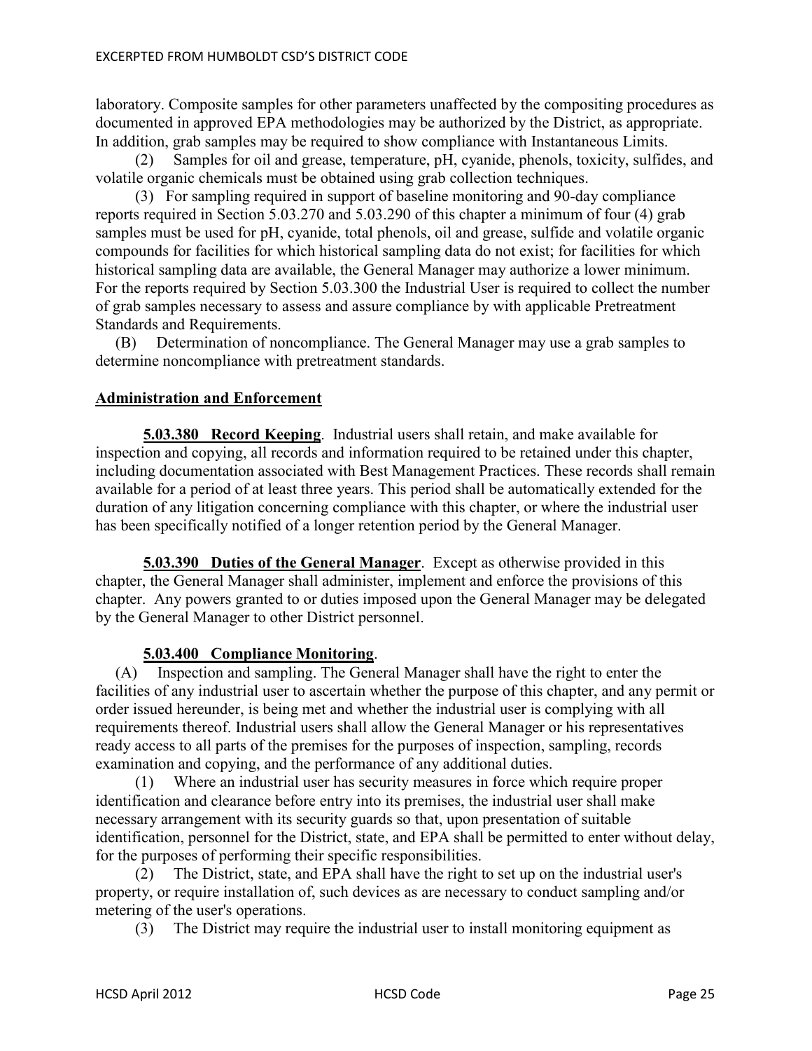laboratory. Composite samples for other parameters unaffected by the compositing procedures as documented in approved EPA methodologies may be authorized by the District, as appropriate. In addition, grab samples may be required to show compliance with Instantaneous Limits.

(2) Samples for oil and grease, temperature, pH, cyanide, phenols, toxicity, sulfides, and volatile organic chemicals must be obtained using grab collection techniques.

(3) For sampling required in support of baseline monitoring and 90-day compliance reports required in Section 5.03.270 and 5.03.290 of this chapter a minimum of four (4) grab samples must be used for pH, cyanide, total phenols, oil and grease, sulfide and volatile organic compounds for facilities for which historical sampling data do not exist; for facilities for which historical sampling data are available, the General Manager may authorize a lower minimum. For the reports required by Section 5.03.300 the Industrial User is required to collect the number of grab samples necessary to assess and assure compliance by with applicable Pretreatment Standards and Requirements.

(B) Determination of noncompliance. The General Manager may use a grab samples to determine noncompliance with pretreatment standards.

## Administration and Enforcement

**5.03.380 Record Keeping**. Industrial users shall retain, and make available for inspection and copying, all records and information required to be retained under this chapter, including documentation associated with Best Management Practices. These records shall remain available for a period of at least three years. This period shall be automatically extended for the duration of any litigation concerning compliance with this chapter, or where the industrial user has been specifically notified of a longer retention period by the General Manager.

**5.03.390 Duties of the General Manager**. Except as otherwise provided in this chapter, the General Manager shall administer, implement and enforce the provisions of this chapter. Any powers granted to or duties imposed upon the General Manager may be delegated by the General Manager to other District personnel.

**5.03.400 Compliance Monitoring**.

(A) Inspection and sampling. The General Manager shall have the right to enter the facilities of any industrial user to ascertain whether the purpose of this chapter, and any permit or order issued hereunder, is being met and whether the industrial user is complying with all requirements thereof. Industrial users shall allow the General Manager or his representatives ready access to all parts of the premises for the purposes of inspection, sampling, records examination and copying, and the performance of any additional duties.

(1) Where an industrial user has security measures in force which require proper identification and clearance before entry into its premises, the industrial user shall make necessary arrangement with its security guards so that, upon presentation of suitable identification, personnel for the District, state, and EPA shall be permitted to enter without delay, for the purposes of performing their specific responsibilities.

(2) The District, state, and EPA shall have the right to set up on the industrial user's property, or require installation of, such devices as are necessary to conduct sampling and/or metering of the user's operations.

(3) The District may require the industrial user to install monitoring equipment as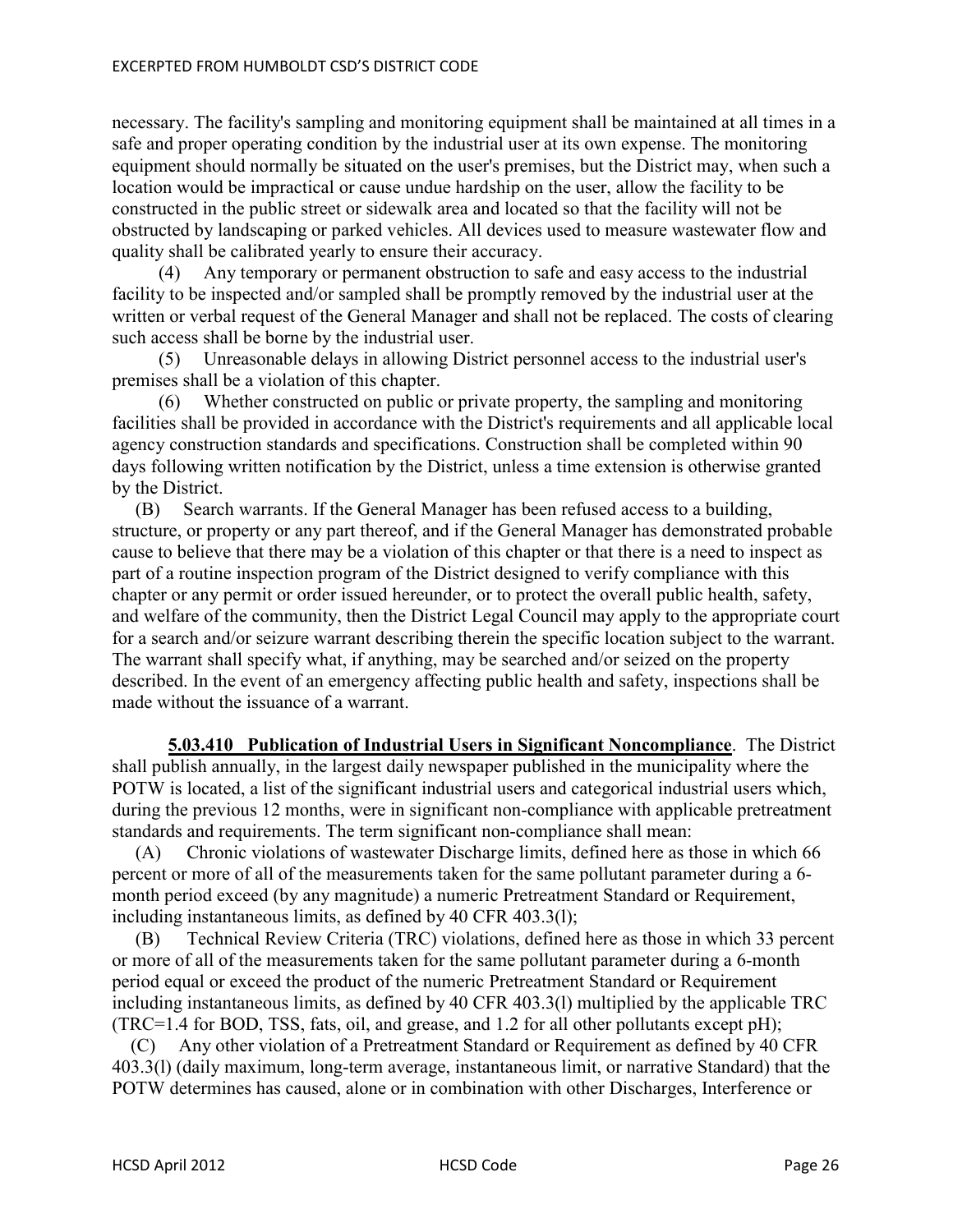necessary. The facility's sampling and monitoring equipment shall be maintained at all times in a safe and proper operating condition by the industrial user at its own expense. The monitoring equipment should normally be situated on the user's premises, but the District may, when such a location would be impractical or cause undue hardship on the user, allow the facility to be constructed in the public street or sidewalk area and located so that the facility will not be obstructed by landscaping or parked vehicles. All devices used to measure wastewater flow and quality shall be calibrated yearly to ensure their accuracy.

(4) Any temporary or permanent obstruction to safe and easy access to the industrial facility to be inspected and/or sampled shall be promptly removed by the industrial user at the written or verbal request of the General Manager and shall not be replaced. The costs of clearing such access shall be borne by the industrial user.

(5) Unreasonable delays in allowing District personnel access to the industrial user's premises shall be a violation of this chapter.

(6) Whether constructed on public or private property, the sampling and monitoring facilities shall be provided in accordance with the District's requirements and all applicable local agency construction standards and specifications. Construction shall be completed within 90 days following written notification by the District, unless a time extension is otherwise granted by the District.

(B) Search warrants. If the General Manager has been refused access to a building, structure, or property or any part thereof, and if the General Manager has demonstrated probable cause to believe that there may be a violation of this chapter or that there is a need to inspect as part of a routine inspection program of the District designed to verify compliance with this chapter or any permit or order issued hereunder, or to protect the overall public health, safety, and welfare of the community, then the District Legal Council may apply to the appropriate court for a search and/or seizure warrant describing therein the specific location subject to the warrant. The warrant shall specify what, if anything, may be searched and/or seized on the property described. In the event of an emergency affecting public health and safety, inspections shall be made without the issuance of a warrant.

**5.03.410 Publication of Industrial Users in Significant Noncompliance**. The District shall publish annually, in the largest daily newspaper published in the municipality where the POTW is located, a list of the significant industrial users and categorical industrial users which, during the previous 12 months, were in significant non-compliance with applicable pretreatment standards and requirements. The term significant non-compliance shall mean:

(A) Chronic violations of wastewater Discharge limits, defined here as those in which 66 percent or more of all of the measurements taken for the same pollutant parameter during a 6-month period exceed (by any magnitude) a numeric Pretreatment Standard or Requirement, including instantaneous limits, as defined by 40 CFR 403.3(l);

(B) Technical Review Criteria (TRC) violations, defined here as those in which 33 percent or more of all of the measurements taken for the same pollutant parameter during a 6-month period equal or exceed the product of the numeric Pretreatment Standard or Requirement including instantaneous limits, as defined by 40 CFR 403.3(l) multiplied by the applicable TRC (TRC=1.4 for BOD, TSS, fats, oil, and grease, and 1.2 for all other pollutants except pH);

(C) Any other violation of a Pretreatment Standard or Requirement as defined by 40 CFR 403.3(l) (daily maximum, long-term average, instantaneous limit, or narrative Standard) that the POTW determines has caused, alone or in combination with other Discharges, Interference or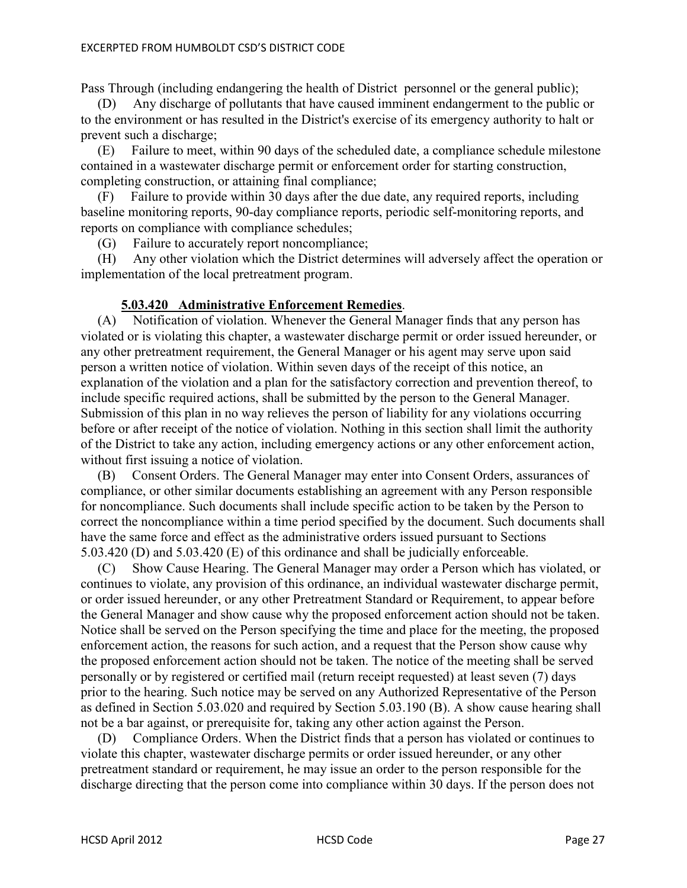Pass Through (including endangering the health of District personnel or the general public);

(D) Any discharge of pollutants that have caused imminent endangerment to the public or to the environment or has resulted in the District's exercise of its emergency authority to halt or prevent such a discharge;

(E) Failure to meet, within 90 days of the scheduled date, a compliance schedule milestone contained in a wastewater discharge permit or enforcement order for starting construction, completing construction, or attaining final compliance;

(F) Failure to provide within 30 days after the due date, any required reports, including baseline monitoring reports, 90-day compliance reports, periodic self-monitoring reports, and reports on compliance with compliance schedules;

(G) Failure to accurately report noncompliance;

(H) Any other violation which the District determines will adversely affect the operation or implementation of the local pretreatment program.

**5.03.420 Administrative Enforcement Remedies**.

(A) Notification of violation. Whenever the General Manager finds that any person has violated or is violating this chapter, a wastewater discharge permit or order issued hereunder, or any other pretreatment requirement, the General Manager or his agent may serve upon said person a written notice of violation. Within seven days of the receipt of this notice, an explanation of the violation and a plan for the satisfactory correction and prevention thereof, to include specific required actions, shall be submitted by the person to the General Manager. Submission of this plan in no way relieves the person of liability for any violations occurring before or after receipt of the notice of violation. Nothing in this section shall limit the authority of the District to take any action, including emergency actions or any other enforcement action, without first issuing a notice of violation.

(B) Consent Orders. The General Manager may enter into Consent Orders, assurances of compliance, or other similar documents establishing an agreement with any Person responsible for noncompliance. Such documents shall include specific action to be taken by the Person to correct the noncompliance within a time period specified by the document. Such documents shall have the same force and effect as the administrative orders issued pursuant to Sections 5.03.420 (D) and 5.03.420 (E) of this ordinance and shall be judicially enforceable.

(C) Show Cause Hearing. The General Manager may order a Person which has violated, or continues to violate, any provision of this ordinance, an individual wastewater discharge permit, or order issued hereunder, or any other Pretreatment Standard or Requirement, to appear before the General Manager and show cause why the proposed enforcement action should not be taken. Notice shall be served on the Person specifying the time and place for the meeting, the proposed enforcement action, the reasons for such action, and a request that the Person show cause why the proposed enforcement action should not be taken. The notice of the meeting shall be served personally or by registered or certified mail (return receipt requested) at least seven (7) days prior to the hearing. Such notice may be served on any Authorized Representative of the Person as defined in Section 5.03.020 and required by Section 5.03.190 (B). A show cause hearing shall not be a bar against, or prerequisite for, taking any other action against the Person.

(D) Compliance Orders. When the District finds that a person has violated or continues to violate this chapter, wastewater discharge permits or order issued hereunder, or any other pretreatment standard or requirement, he may issue an order to the person responsible for the discharge directing that the person come into compliance within 30 days. If the person does not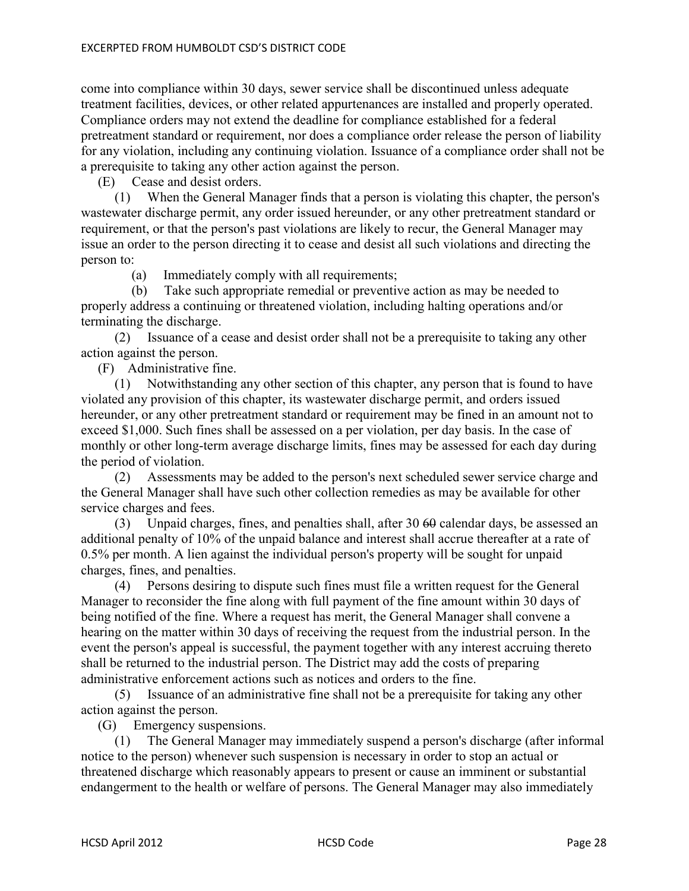come into compliance within 30 days, sewer service shall be discontinued unless adequate treatment facilities, devices, or other related appurtenances are installed and properly operated. Compliance orders may not extend the deadline for compliance established for a federal pretreatment standard or requirement, nor does a compliance order release the person of liability for any violation, including any continuing violation. Issuance of a compliance order shall not be a prerequisite to taking any other action against the person.

(E) Cease and desist orders.

(1) When the General Manager finds that a person is violating this chapter, the person's wastewater discharge permit, any order issued hereunder, or any other pretreatment standard or requirement, or that the person's past violations are likely to recur, the General Manager may issue an order to the person directing it to cease and desist all such violations and directing the person to:

(a) Immediately comply with all requirements;

(b) Take such appropriate remedial or preventive action as may be needed to properly address a continuing or threatened violation, including halting operations and/or terminating the discharge.

(2) Issuance of a cease and desist order shall not be a prerequisite to taking any other action against the person.

(F) Administrative fine.

(1) Notwithstanding any other section of this chapter, any person that is found to have violated any provision of this chapter, its wastewater discharge permit, and orders issued hereunder, or any other pretreatment standard or requirement may be fined in an amount not to exceed $1,000. Such fines shall be assessed on a per violation, per day basis. In the case of monthly or other long-term average discharge limits, fines may be assessed for each day during the period of violation.

(2) Assessments may be added to the person's next scheduled sewer service charge and the General Manager shall have such other collection remedies as may be available for other service charges and fees.

(3) Unpaid charges, fines, and penalties shall, after 30 ~~60~~ calendar days, be assessed an additional penalty of 10% of the unpaid balance and interest shall accrue thereafter at a rate of 0.5% per month. A lien against the individual person's property will be sought for unpaid charges, fines, and penalties.

(4) Persons desiring to dispute such fines must file a written request for the General Manager to reconsider the fine along with full payment of the fine amount within 30 days of being notified of the fine. Where a request has merit, the General Manager shall convene a hearing on the matter within 30 days of receiving the request from the industrial person. In the event the person's appeal is successful, the payment together with any interest accruing thereto shall be returned to the industrial person. The District may add the costs of preparing administrative enforcement actions such as notices and orders to the fine.

(5) Issuance of an administrative fine shall not be a prerequisite for taking any other action against the person.

(G) Emergency suspensions.

(1) The General Manager may immediately suspend a person's discharge (after informal notice to the person) whenever such suspension is necessary in order to stop an actual or threatened discharge which reasonably appears to present or cause an imminent or substantial endangerment to the health or welfare of persons. The General Manager may also immediately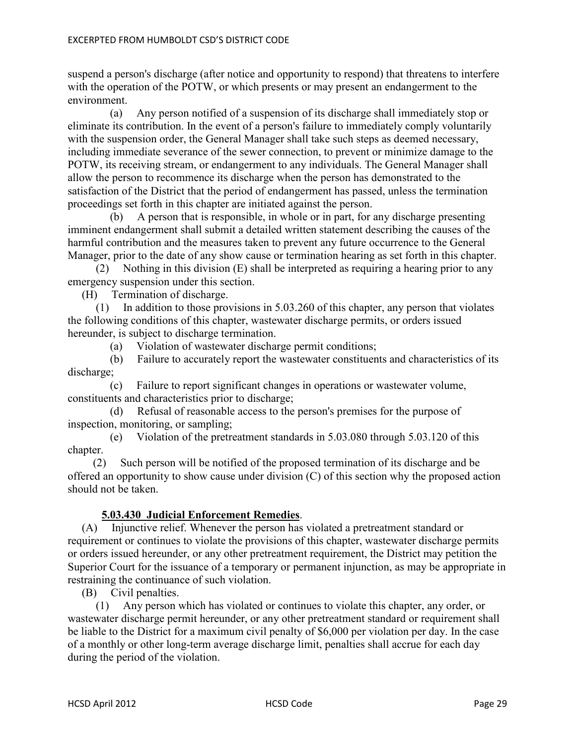suspend a person's discharge (after notice and opportunity to respond) that threatens to interfere with the operation of the POTW, or which presents or may present an endangerment to the environment.

(a) Any person notified of a suspension of its discharge shall immediately stop or eliminate its contribution. In the event of a person's failure to immediately comply voluntarily with the suspension order, the General Manager shall take such steps as deemed necessary, including immediate severance of the sewer connection, to prevent or minimize damage to the POTW, its receiving stream, or endangerment to any individuals. The General Manager shall allow the person to recommence its discharge when the person has demonstrated to the satisfaction of the District that the period of endangerment has passed, unless the termination proceedings set forth in this chapter are initiated against the person.

(b) A person that is responsible, in whole or in part, for any discharge presenting imminent endangerment shall submit a detailed written statement describing the causes of the harmful contribution and the measures taken to prevent any future occurrence to the General Manager, prior to the date of any show cause or termination hearing as set forth in this chapter.

(2) Nothing in this division (E) shall be interpreted as requiring a hearing prior to any emergency suspension under this section.

(H) Termination of discharge.

(1) In addition to those provisions in 5.03.260 of this chapter, any person that violates the following conditions of this chapter, wastewater discharge permits, or orders issued hereunder, is subject to discharge termination.

(a) Violation of wastewater discharge permit conditions;

(b) Failure to accurately report the wastewater constituents and characteristics of its discharge;

(c) Failure to report significant changes in operations or wastewater volume, constituents and characteristics prior to discharge;

(d) Refusal of reasonable access to the person's premises for the purpose of inspection, monitoring, or sampling;

(e) Violation of the pretreatment standards in 5.03.080 through 5.03.120 of this chapter.

(2) Such person will be notified of the proposed termination of its discharge and be offered an opportunity to show cause under division (C) of this section why the proposed action should not be taken.

### 5.03.430 Judicial Enforcement Remedies.

(A) Injunctive relief. Whenever the person has violated a pretreatment standard or requirement or continues to violate the provisions of this chapter, wastewater discharge permits or orders issued hereunder, or any other pretreatment requirement, the District may petition the Superior Court for the issuance of a temporary or permanent injunction, as may be appropriate in restraining the continuance of such violation.

(B) Civil penalties.

(1) Any person which has violated or continues to violate this chapter, any order, or wastewater discharge permit hereunder, or any other pretreatment standard or requirement shall be liable to the District for a maximum civil penalty of $6,000 per violation per day. In the case of a monthly or other long-term average discharge limit, penalties shall accrue for each day during the period of the violation.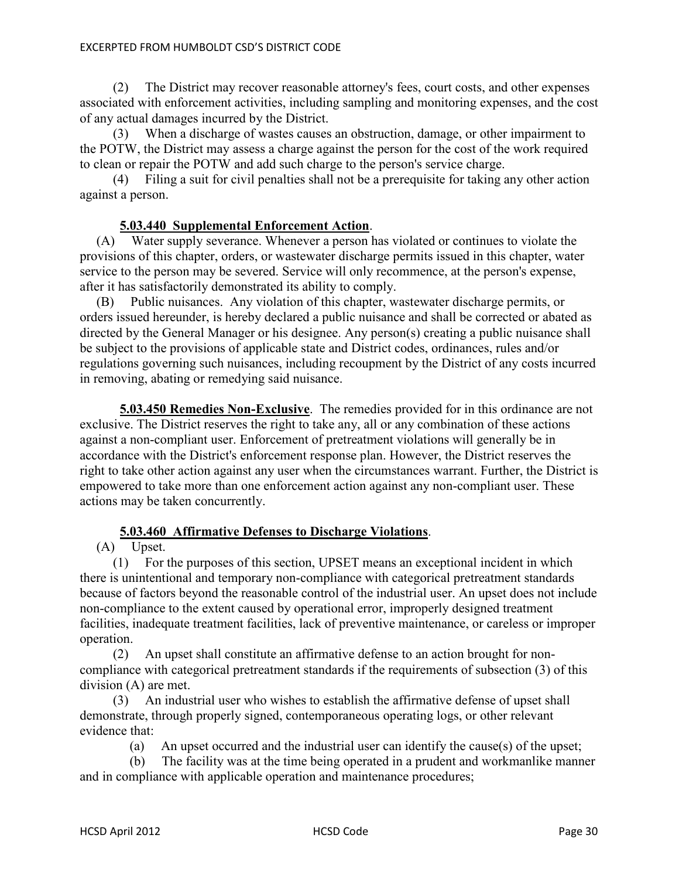(2) The District may recover reasonable attorney's fees, court costs, and other expenses associated with enforcement activities, including sampling and monitoring expenses, and the cost of any actual damages incurred by the District.

(3) When a discharge of wastes causes an obstruction, damage, or other impairment to the POTW, the District may assess a charge against the person for the cost of the work required to clean or repair the POTW and add such charge to the person's service charge.

(4) Filing a suit for civil penalties shall not be a prerequisite for taking any other action against a person.

**5.03.440 Supplemental Enforcement Action**.

(A) Water supply severance. Whenever a person has violated or continues to violate the provisions of this chapter, orders, or wastewater discharge permits issued in this chapter, water service to the person may be severed. Service will only recommence, at the person's expense, after it has satisfactorily demonstrated its ability to comply.

(B) Public nuisances. Any violation of this chapter, wastewater discharge permits, or orders issued hereunder, is hereby declared a public nuisance and shall be corrected or abated as directed by the General Manager or his designee. Any person(s) creating a public nuisance shall be subject to the provisions of applicable state and District codes, ordinances, rules and/or regulations governing such nuisances, including recoupment by the District of any costs incurred in removing, abating or remedying said nuisance.

**5.03.450 Remedies Non-Exclusive**. The remedies provided for in this ordinance are not exclusive. The District reserves the right to take any, all or any combination of these actions against a non-compliant user. Enforcement of pretreatment violations will generally be in accordance with the District's enforcement response plan. However, the District reserves the right to take other action against any user when the circumstances warrant. Further, the District is empowered to take more than one enforcement action against any non-compliant user. These actions may be taken concurrently.

**5.03.460 Affirmative Defenses to Discharge Violations**.

(A) Upset.

(1) For the purposes of this section, UPSET means an exceptional incident in which there is unintentional and temporary non-compliance with categorical pretreatment standards because of factors beyond the reasonable control of the industrial user. An upset does not include non-compliance to the extent caused by operational error, improperly designed treatment facilities, inadequate treatment facilities, lack of preventive maintenance, or careless or improper operation.

(2) An upset shall constitute an affirmative defense to an action brought for non-compliance with categorical pretreatment standards if the requirements of subsection (3) of this division (A) are met.

(3) An industrial user who wishes to establish the affirmative defense of upset shall demonstrate, through properly signed, contemporaneous operating logs, or other relevant evidence that:

(a) An upset occurred and the industrial user can identify the cause(s) of the upset;

(b) The facility was at the time being operated in a prudent and workmanlike manner and in compliance with applicable operation and maintenance procedures;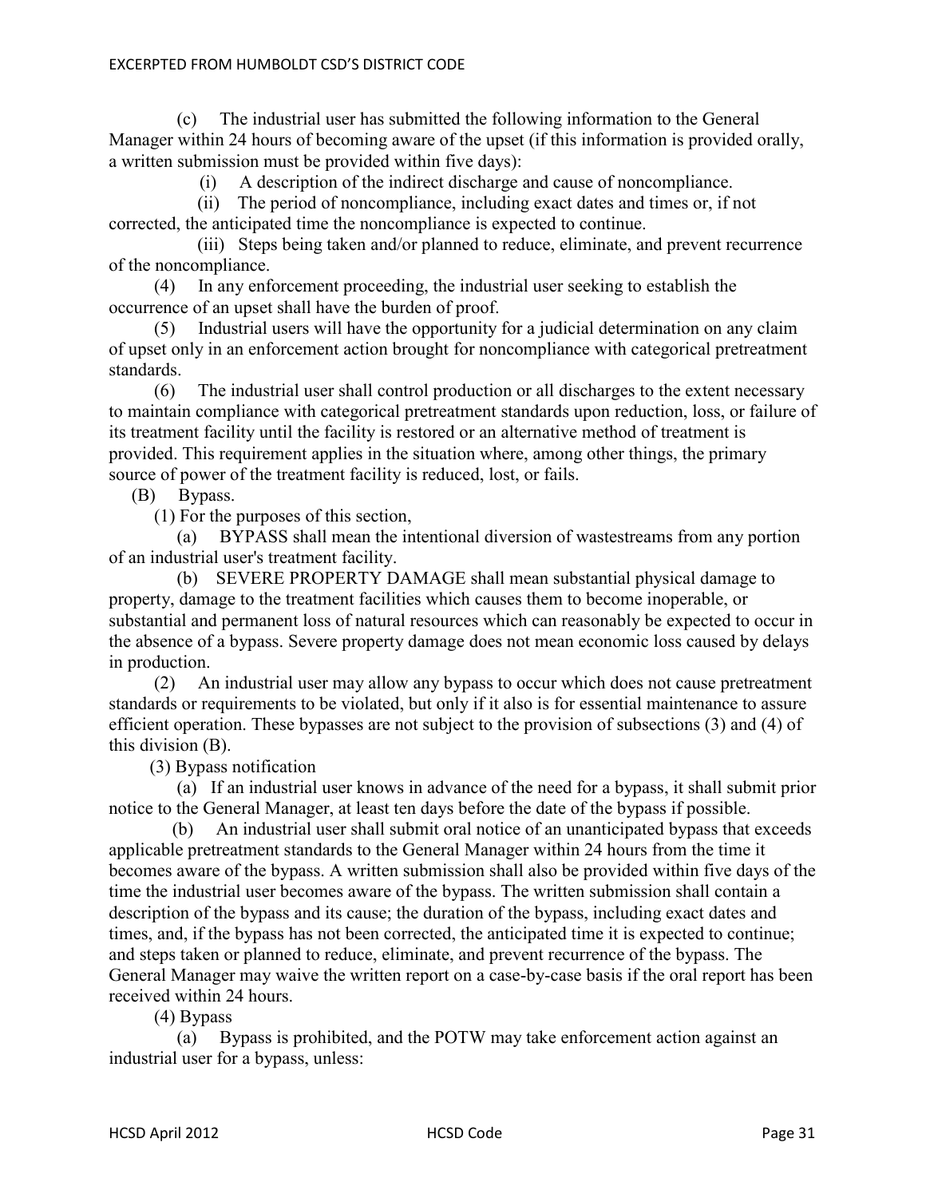(c) The industrial user has submitted the following information to the General Manager within 24 hours of becoming aware of the upset (if this information is provided orally, a written submission must be provided within five days):

(i) A description of the indirect discharge and cause of noncompliance.

(ii) The period of noncompliance, including exact dates and times or, if not corrected, the anticipated time the noncompliance is expected to continue.

(iii) Steps being taken and/or planned to reduce, eliminate, and prevent recurrence of the noncompliance.

(4) In any enforcement proceeding, the industrial user seeking to establish the occurrence of an upset shall have the burden of proof.

(5) Industrial users will have the opportunity for a judicial determination on any claim of upset only in an enforcement action brought for noncompliance with categorical pretreatment standards.

(6) The industrial user shall control production or all discharges to the extent necessary to maintain compliance with categorical pretreatment standards upon reduction, loss, or failure of its treatment facility until the facility is restored or an alternative method of treatment is provided. This requirement applies in the situation where, among other things, the primary source of power of the treatment facility is reduced, lost, or fails.

(B) Bypass.

(1) For the purposes of this section,

(a) BYPASS shall mean the intentional diversion of wastestreams from any portion of an industrial user's treatment facility.

(b) SEVERE PROPERTY DAMAGE shall mean substantial physical damage to property, damage to the treatment facilities which causes them to become inoperable, or substantial and permanent loss of natural resources which can reasonably be expected to occur in the absence of a bypass. Severe property damage does not mean economic loss caused by delays in production.

(2) An industrial user may allow any bypass to occur which does not cause pretreatment standards or requirements to be violated, but only if it also is for essential maintenance to assure efficient operation. These bypasses are not subject to the provision of subsections (3) and (4) of this division (B).

(3) Bypass notification

(a) If an industrial user knows in advance of the need for a bypass, it shall submit prior notice to the General Manager, at least ten days before the date of the bypass if possible.

(b) An industrial user shall submit oral notice of an unanticipated bypass that exceeds applicable pretreatment standards to the General Manager within 24 hours from the time it becomes aware of the bypass. A written submission shall also be provided within five days of the time the industrial user becomes aware of the bypass. The written submission shall contain a description of the bypass and its cause; the duration of the bypass, including exact dates and times, and, if the bypass has not been corrected, the anticipated time it is expected to continue; and steps taken or planned to reduce, eliminate, and prevent recurrence of the bypass. The General Manager may waive the written report on a case-by-case basis if the oral report has been received within 24 hours.

(4) Bypass

(a) Bypass is prohibited, and the POTW may take enforcement action against an industrial user for a bypass, unless: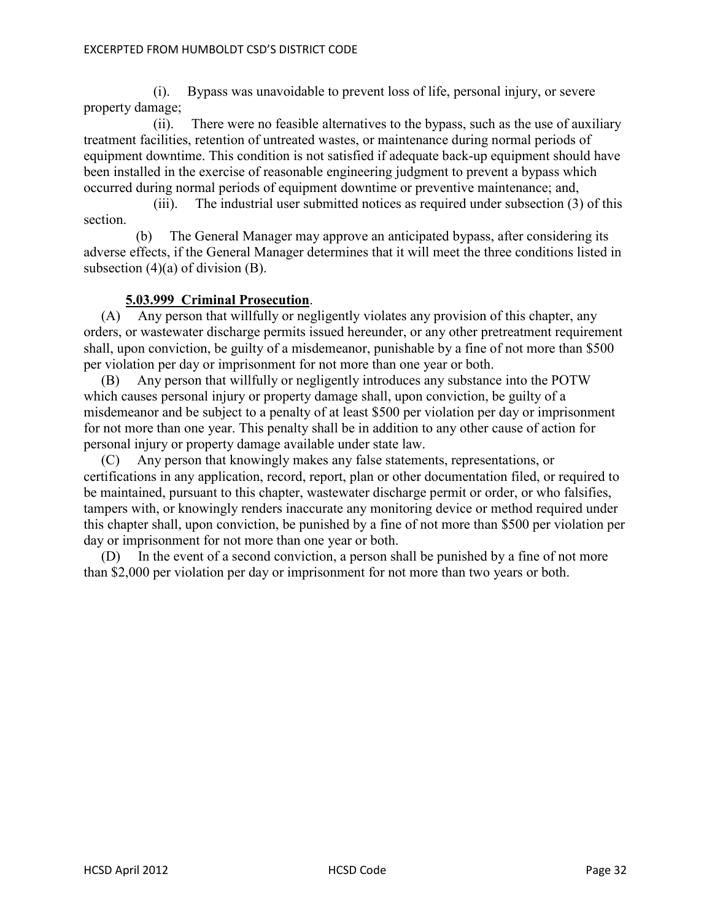(i). Bypass was unavoidable to prevent loss of life, personal injury, or severe property damage;

(ii). There were no feasible alternatives to the bypass, such as the use of auxiliary treatment facilities, retention of untreated wastes, or maintenance during normal periods of equipment downtime. This condition is not satisfied if adequate back-up equipment should have been installed in the exercise of reasonable engineering judgment to prevent a bypass which occurred during normal periods of equipment downtime or preventive maintenance; and,

(iii). The industrial user submitted notices as required under subsection (3) of this section.

(b) The General Manager may approve an anticipated bypass, after considering its adverse effects, if the General Manager determines that it will meet the three conditions listed in subsection (4)(a) of division (B).

**5.03.999 Criminal Prosecution**.

(A) Any person that willfully or negligently violates any provision of this chapter, any orders, or wastewater discharge permits issued hereunder, or any other pretreatment requirement shall, upon conviction, be guilty of a misdemeanor, punishable by a fine of not more than $500 per violation per day or imprisonment for not more than one year or both.

(B) Any person that willfully or negligently introduces any substance into the POTW which causes personal injury or property damage shall, upon conviction, be guilty of a misdemeanor and be subject to a penalty of at least $500 per violation per day or imprisonment for not more than one year. This penalty shall be in addition to any other cause of action for personal injury or property damage available under state law.

(C) Any person that knowingly makes any false statements, representations, or certifications in any application, record, report, plan or other documentation filed, or required to be maintained, pursuant to this chapter, wastewater discharge permit or order, or who falsifies, tampers with, or knowingly renders inaccurate any monitoring device or method required under this chapter shall, upon conviction, be punished by a fine of not more than $500 per violation per day or imprisonment for not more than one year or both.

(D) In the event of a second conviction, a person shall be punished by a fine of not more than $2,000 per violation per day or imprisonment for not more than two years or both.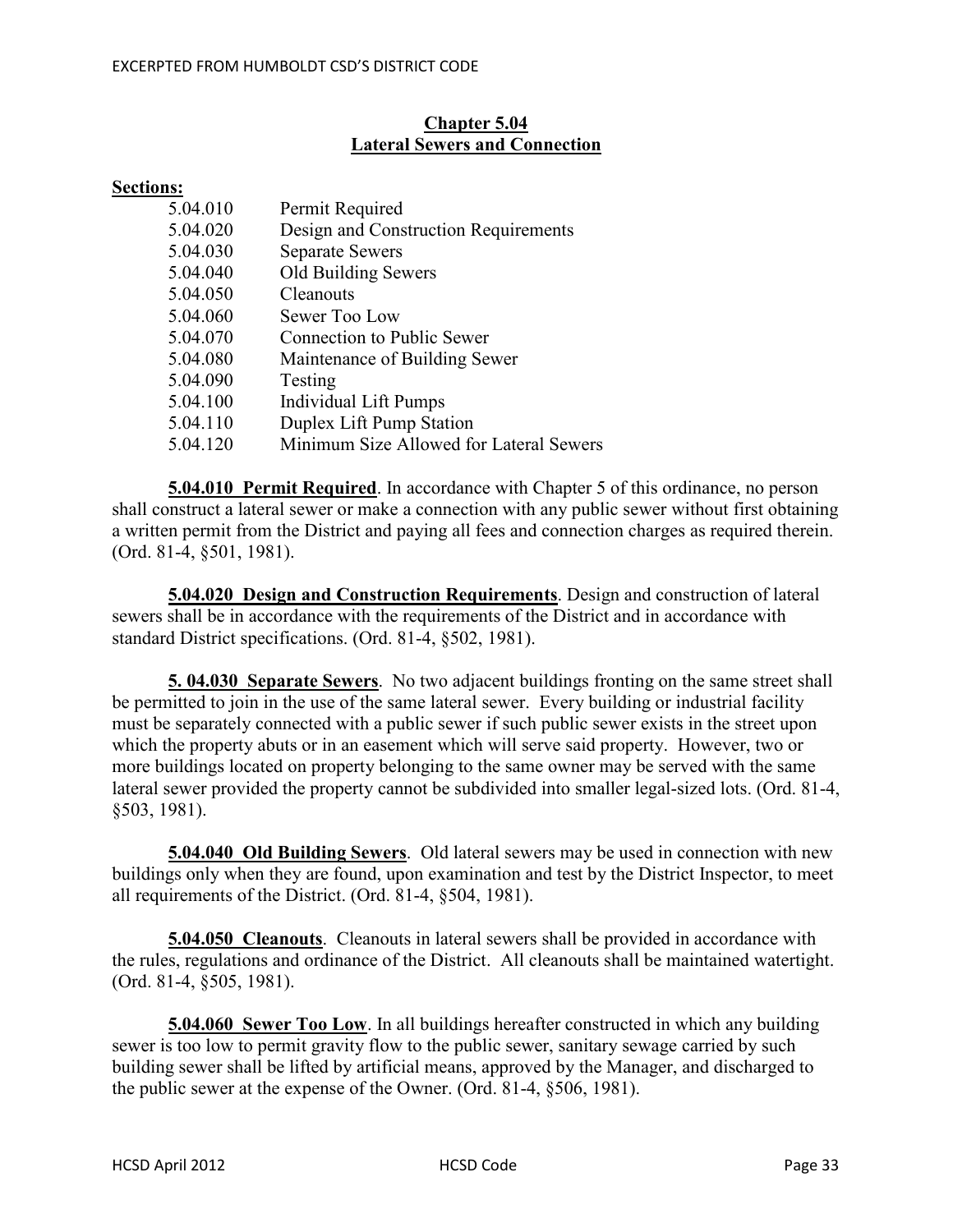## Chapter 5.04
## Lateral Sewers and Connection

**Sections:**

| | |
|---|---|
| 5.04.010 | Permit Required |
| 5.04.020 | Design and Construction Requirements |
| 5.04.030 | Separate Sewers |
| 5.04.040 | Old Building Sewers |
| 5.04.050 | Cleanouts |
| 5.04.060 | Sewer Too Low |
| 5.04.070 | Connection to Public Sewer |
| 5.04.080 | Maintenance of Building Sewer |
| 5.04.090 | Testing |
| 5.04.100 | Individual Lift Pumps |
| 5.04.110 | Duplex Lift Pump Station |
| 5.04.120 | Minimum Size Allowed for Lateral Sewers |

**5.04.010 Permit Required**. In accordance with Chapter 5 of this ordinance, no person shall construct a lateral sewer or make a connection with any public sewer without first obtaining a written permit from the District and paying all fees and connection charges as required therein. (Ord. 81-4, §501, 1981).

**5.04.020 Design and Construction Requirements**. Design and construction of lateral sewers shall be in accordance with the requirements of the District and in accordance with standard District specifications. (Ord. 81-4, §502, 1981).

**5. 04.030 Separate Sewers**. No two adjacent buildings fronting on the same street shall be permitted to join in the use of the same lateral sewer. Every building or industrial facility must be separately connected with a public sewer if such public sewer exists in the street upon which the property abuts or in an easement which will serve said property. However, two or more buildings located on property belonging to the same owner may be served with the same lateral sewer provided the property cannot be subdivided into smaller legal-sized lots. (Ord. 81-4, §503, 1981).

**5.04.040 Old Building Sewers**. Old lateral sewers may be used in connection with new buildings only when they are found, upon examination and test by the District Inspector, to meet all requirements of the District. (Ord. 81-4, §504, 1981).

**5.04.050 Cleanouts**. Cleanouts in lateral sewers shall be provided in accordance with the rules, regulations and ordinance of the District. All cleanouts shall be maintained watertight. (Ord. 81-4, §505, 1981).

**5.04.060 Sewer Too Low**. In all buildings hereafter constructed in which any building sewer is too low to permit gravity flow to the public sewer, sanitary sewage carried by such building sewer shall be lifted by artificial means, approved by the Manager, and discharged to the public sewer at the expense of the Owner. (Ord. 81-4, §506, 1981).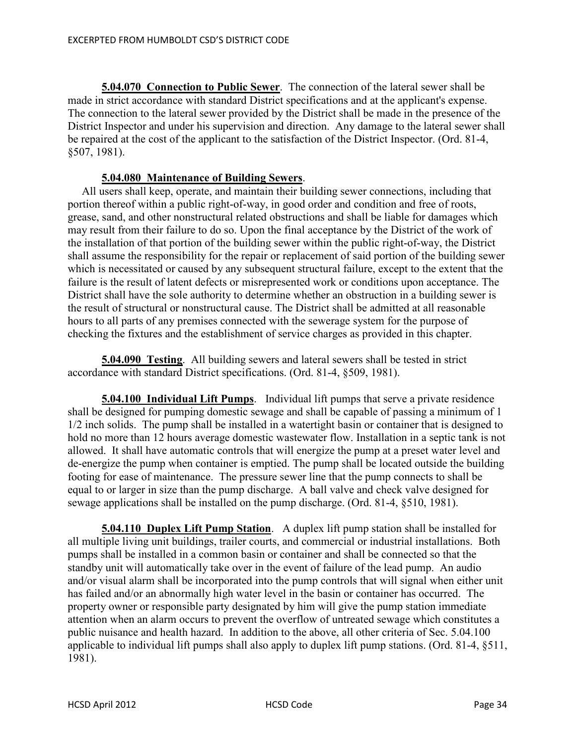**5.04.070 Connection to Public Sewer**. The connection of the lateral sewer shall be made in strict accordance with standard District specifications and at the applicant's expense. The connection to the lateral sewer provided by the District shall be made in the presence of the District Inspector and under his supervision and direction. Any damage to the lateral sewer shall be repaired at the cost of the applicant to the satisfaction of the District Inspector. (Ord. 81-4, §507, 1981).

**5.04.080 Maintenance of Building Sewers**.

All users shall keep, operate, and maintain their building sewer connections, including that portion thereof within a public right-of-way, in good order and condition and free of roots, grease, sand, and other nonstructural related obstructions and shall be liable for damages which may result from their failure to do so. Upon the final acceptance by the District of the work of the installation of that portion of the building sewer within the public right-of-way, the District shall assume the responsibility for the repair or replacement of said portion of the building sewer which is necessitated or caused by any subsequent structural failure, except to the extent that the failure is the result of latent defects or misrepresented work or conditions upon acceptance. The District shall have the sole authority to determine whether an obstruction in a building sewer is the result of structural or nonstructural cause. The District shall be admitted at all reasonable hours to all parts of any premises connected with the sewerage system for the purpose of checking the fixtures and the establishment of service charges as provided in this chapter.

**5.04.090 Testing**. All building sewers and lateral sewers shall be tested in strict accordance with standard District specifications. (Ord. 81-4, §509, 1981).

**5.04.100 Individual Lift Pumps**. Individual lift pumps that serve a private residence shall be designed for pumping domestic sewage and shall be capable of passing a minimum of 1 1/2 inch solids. The pump shall be installed in a watertight basin or container that is designed to hold no more than 12 hours average domestic wastewater flow. Installation in a septic tank is not allowed. It shall have automatic controls that will energize the pump at a preset water level and de-energize the pump when container is emptied. The pump shall be located outside the building footing for ease of maintenance. The pressure sewer line that the pump connects to shall be equal to or larger in size than the pump discharge. A ball valve and check valve designed for sewage applications shall be installed on the pump discharge. (Ord. 81-4, §510, 1981).

**5.04.110 Duplex Lift Pump Station**. A duplex lift pump station shall be installed for all multiple living unit buildings, trailer courts, and commercial or industrial installations. Both pumps shall be installed in a common basin or container and shall be connected so that the standby unit will automatically take over in the event of failure of the lead pump. An audio and/or visual alarm shall be incorporated into the pump controls that will signal when either unit has failed and/or an abnormally high water level in the basin or container has occurred. The property owner or responsible party designated by him will give the pump station immediate attention when an alarm occurs to prevent the overflow of untreated sewage which constitutes a public nuisance and health hazard. In addition to the above, all other criteria of Sec. 5.04.100 applicable to individual lift pumps shall also apply to duplex lift pump stations. (Ord. 81-4, §511, 1981).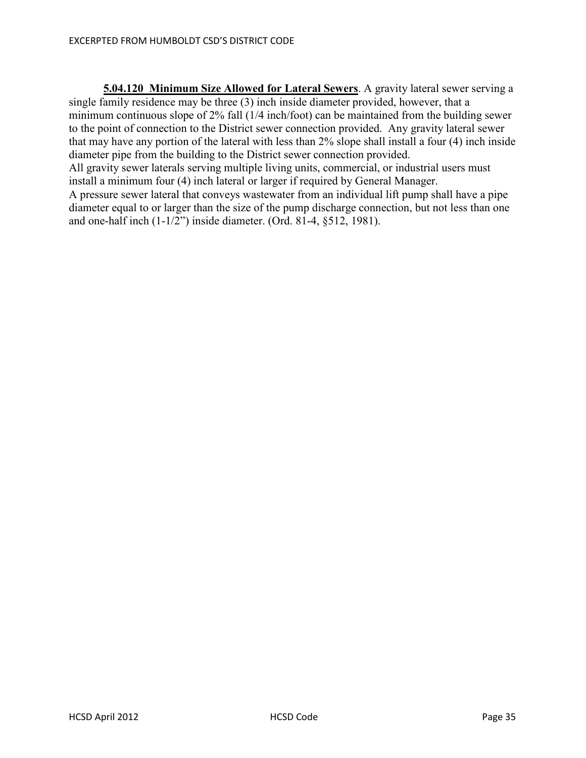**<u>5.04.120 Minimum Size Allowed for Lateral Sewers</u>**. A gravity lateral sewer serving a single family residence may be three (3) inch inside diameter provided, however, that a minimum continuous slope of 2% fall (1/4 inch/foot) can be maintained from the building sewer to the point of connection to the District sewer connection provided. Any gravity lateral sewer that may have any portion of the lateral with less than 2% slope shall install a four (4) inch inside diameter pipe from the building to the District sewer connection provided.

All gravity sewer laterals serving multiple living units, commercial, or industrial users must install a minimum four (4) inch lateral or larger if required by General Manager.

A pressure sewer lateral that conveys wastewater from an individual lift pump shall have a pipe diameter equal to or larger than the size of the pump discharge connection, but not less than one and one-half inch (1-1/2") inside diameter. (Ord. 81-4, §512, 1981).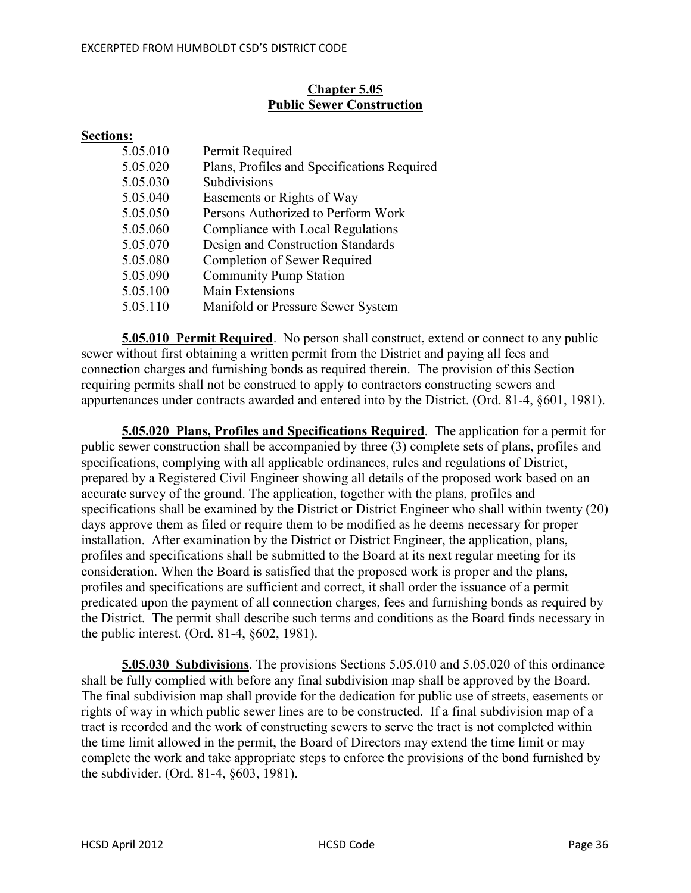## Chapter 5.05
## Public Sewer Construction

**Sections:**

| | |
|---|---|
| 5.05.010 | Permit Required |
| 5.05.020 | Plans, Profiles and Specifications Required |
| 5.05.030 | Subdivisions |
| 5.05.040 | Easements or Rights of Way |
| 5.05.050 | Persons Authorized to Perform Work |
| 5.05.060 | Compliance with Local Regulations |
| 5.05.070 | Design and Construction Standards |
| 5.05.080 | Completion of Sewer Required |
| 5.05.090 | Community Pump Station |
| 5.05.100 | Main Extensions |
| 5.05.110 | Manifold or Pressure Sewer System |

**5.05.010 Permit Required**. No person shall construct, extend or connect to any public sewer without first obtaining a written permit from the District and paying all fees and connection charges and furnishing bonds as required therein. The provision of this Section requiring permits shall not be construed to apply to contractors constructing sewers and appurtenances under contracts awarded and entered into by the District. (Ord. 81-4, §601, 1981).

**5.05.020 Plans, Profiles and Specifications Required**. The application for a permit for public sewer construction shall be accompanied by three (3) complete sets of plans, profiles and specifications, complying with all applicable ordinances, rules and regulations of District, prepared by a Registered Civil Engineer showing all details of the proposed work based on an accurate survey of the ground. The application, together with the plans, profiles and specifications shall be examined by the District or District Engineer who shall within twenty (20) days approve them as filed or require them to be modified as he deems necessary for proper installation. After examination by the District or District Engineer, the application, plans, profiles and specifications shall be submitted to the Board at its next regular meeting for its consideration. When the Board is satisfied that the proposed work is proper and the plans, profiles and specifications are sufficient and correct, it shall order the issuance of a permit predicated upon the payment of all connection charges, fees and furnishing bonds as required by the District. The permit shall describe such terms and conditions as the Board finds necessary in the public interest. (Ord. 81-4, §602, 1981).

**5.05.030 Subdivisions**. The provisions Sections 5.05.010 and 5.05.020 of this ordinance shall be fully complied with before any final subdivision map shall be approved by the Board. The final subdivision map shall provide for the dedication for public use of streets, easements or rights of way in which public sewer lines are to be constructed. If a final subdivision map of a tract is recorded and the work of constructing sewers to serve the tract is not completed within the time limit allowed in the permit, the Board of Directors may extend the time limit or may complete the work and take appropriate steps to enforce the provisions of the bond furnished by the subdivider. (Ord. 81-4, §603, 1981).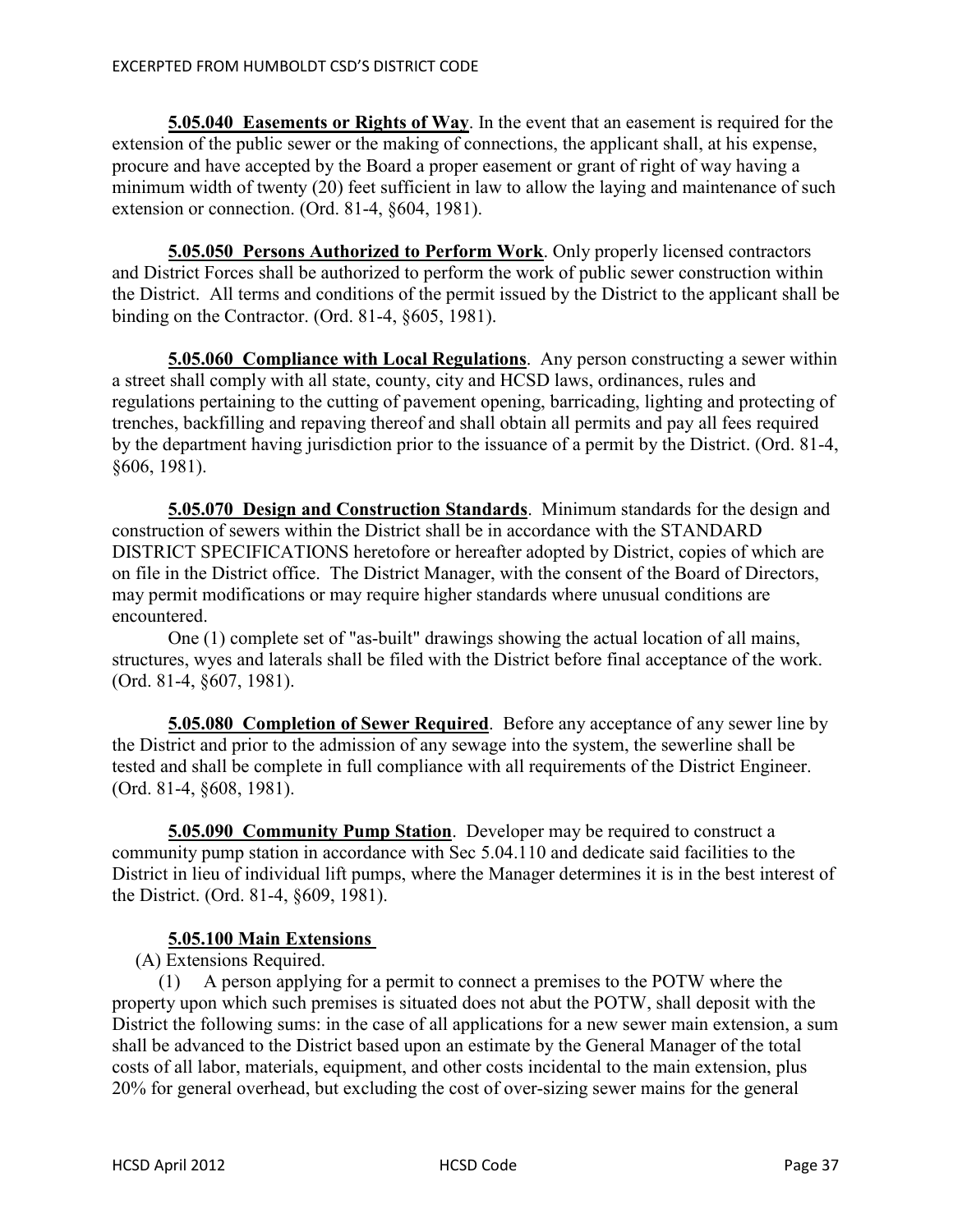**5.05.040 Easements or Rights of Way**. In the event that an easement is required for the extension of the public sewer or the making of connections, the applicant shall, at his expense, procure and have accepted by the Board a proper easement or grant of right of way having a minimum width of twenty (20) feet sufficient in law to allow the laying and maintenance of such extension or connection. (Ord. 81-4, §604, 1981).

**5.05.050 Persons Authorized to Perform Work**. Only properly licensed contractors and District Forces shall be authorized to perform the work of public sewer construction within the District. All terms and conditions of the permit issued by the District to the applicant shall be binding on the Contractor. (Ord. 81-4, §605, 1981).

**5.05.060 Compliance with Local Regulations**. Any person constructing a sewer within a street shall comply with all state, county, city and HCSD laws, ordinances, rules and regulations pertaining to the cutting of pavement opening, barricading, lighting and protecting of trenches, backfilling and repaving thereof and shall obtain all permits and pay all fees required by the department having jurisdiction prior to the issuance of a permit by the District. (Ord. 81-4, §606, 1981).

**5.05.070 Design and Construction Standards**. Minimum standards for the design and construction of sewers within the District shall be in accordance with the STANDARD DISTRICT SPECIFICATIONS heretofore or hereafter adopted by District, copies of which are on file in the District office. The District Manager, with the consent of the Board of Directors, may permit modifications or may require higher standards where unusual conditions are encountered.

One (1) complete set of "as-built" drawings showing the actual location of all mains, structures, wyes and laterals shall be filed with the District before final acceptance of the work. (Ord. 81-4, §607, 1981).

**5.05.080 Completion of Sewer Required**. Before any acceptance of any sewer line by the District and prior to the admission of any sewage into the system, the sewerline shall be tested and shall be complete in full compliance with all requirements of the District Engineer. (Ord. 81-4, §608, 1981).

**5.05.090 Community Pump Station**. Developer may be required to construct a community pump station in accordance with Sec 5.04.110 and dedicate said facilities to the District in lieu of individual lift pumps, where the Manager determines it is in the best interest of the District. (Ord. 81-4, §609, 1981).

**5.05.100 Main Extensions**

(A) Extensions Required.

(1) A person applying for a permit to connect a premises to the POTW where the property upon which such premises is situated does not abut the POTW, shall deposit with the District the following sums: in the case of all applications for a new sewer main extension, a sum shall be advanced to the District based upon an estimate by the General Manager of the total costs of all labor, materials, equipment, and other costs incidental to the main extension, plus 20% for general overhead, but excluding the cost of over-sizing sewer mains for the general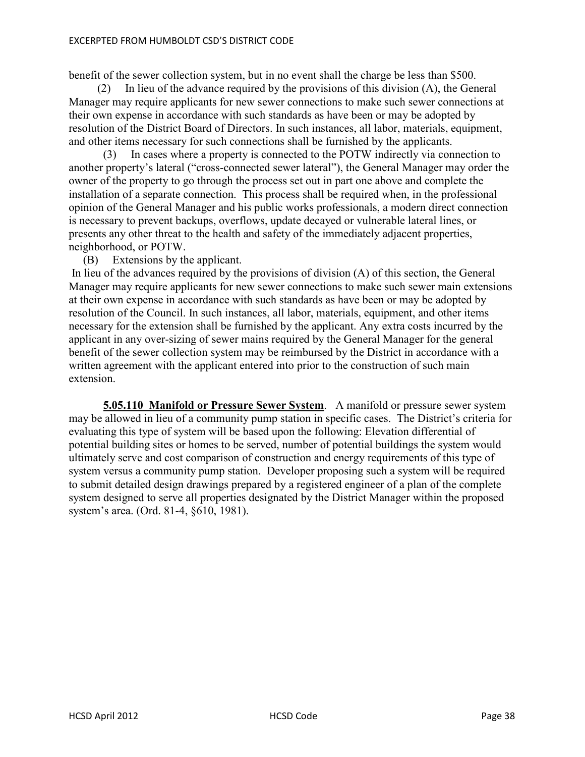benefit of the sewer collection system, but in no event shall the charge be less than $500.

(2) In lieu of the advance required by the provisions of this division (A), the General Manager may require applicants for new sewer connections to make such sewer connections at their own expense in accordance with such standards as have been or may be adopted by resolution of the District Board of Directors. In such instances, all labor, materials, equipment, and other items necessary for such connections shall be furnished by the applicants.

(3) In cases where a property is connected to the POTW indirectly via connection to another property's lateral ("cross-connected sewer lateral"), the General Manager may order the owner of the property to go through the process set out in part one above and complete the installation of a separate connection. This process shall be required when, in the professional opinion of the General Manager and his public works professionals, a modern direct connection is necessary to prevent backups, overflows, update decayed or vulnerable lateral lines, or presents any other threat to the health and safety of the immediately adjacent properties, neighborhood, or POTW.

(B) Extensions by the applicant.

In lieu of the advances required by the provisions of division (A) of this section, the General Manager may require applicants for new sewer connections to make such sewer main extensions at their own expense in accordance with such standards as have been or may be adopted by resolution of the Council. In such instances, all labor, materials, equipment, and other items necessary for the extension shall be furnished by the applicant. Any extra costs incurred by the applicant in any over-sizing of sewer mains required by the General Manager for the general benefit of the sewer collection system may be reimbursed by the District in accordance with a written agreement with the applicant entered into prior to the construction of such main extension.

**5.05.110 Manifold or Pressure Sewer System**. A manifold or pressure sewer system may be allowed in lieu of a community pump station in specific cases. The District's criteria for evaluating this type of system will be based upon the following: Elevation differential of potential building sites or homes to be served, number of potential buildings the system would ultimately serve and cost comparison of construction and energy requirements of this type of system versus a community pump station. Developer proposing such a system will be required to submit detailed design drawings prepared by a registered engineer of a plan of the complete system designed to serve all properties designated by the District Manager within the proposed system's area. (Ord. 81-4, §610, 1981).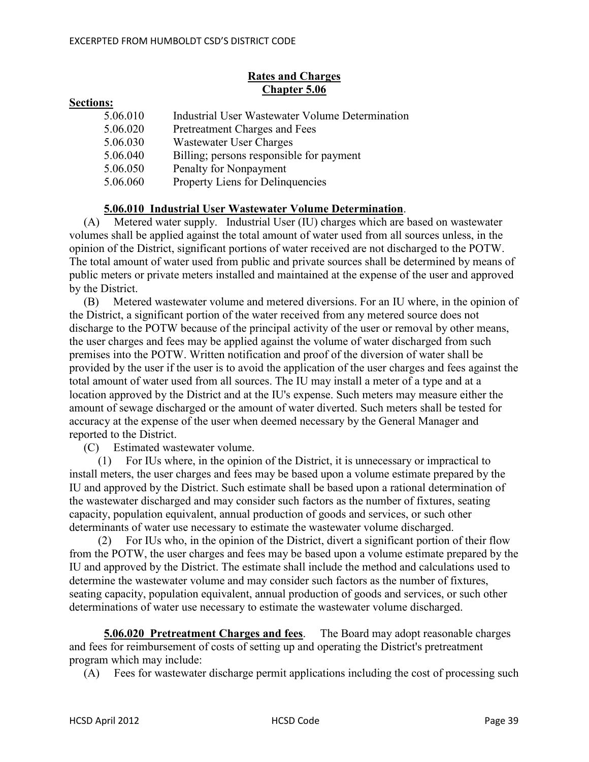## Rates and Charges
## Chapter 5.06

**Sections:**

| | |
|---|---|
| 5.06.010 | Industrial User Wastewater Volume Determination |
| 5.06.020 | Pretreatment Charges and Fees |
| 5.06.030 | Wastewater User Charges |
| 5.06.040 | Billing; persons responsible for payment |
| 5.06.050 | Penalty for Nonpayment |
| 5.06.060 | Property Liens for Delinquencies |

**5.06.010 Industrial User Wastewater Volume Determination**.

(A) Metered water supply. Industrial User (IU) charges which are based on wastewater volumes shall be applied against the total amount of water used from all sources unless, in the opinion of the District, significant portions of water received are not discharged to the POTW. The total amount of water used from public and private sources shall be determined by means of public meters or private meters installed and maintained at the expense of the user and approved by the District.

(B) Metered wastewater volume and metered diversions. For an IU where, in the opinion of the District, a significant portion of the water received from any metered source does not discharge to the POTW because of the principal activity of the user or removal by other means, the user charges and fees may be applied against the volume of water discharged from such premises into the POTW. Written notification and proof of the diversion of water shall be provided by the user if the user is to avoid the application of the user charges and fees against the total amount of water used from all sources. The IU may install a meter of a type and at a location approved by the District and at the IU's expense. Such meters may measure either the amount of sewage discharged or the amount of water diverted. Such meters shall be tested for accuracy at the expense of the user when deemed necessary by the General Manager and reported to the District.

(C) Estimated wastewater volume.

(1) For IUs where, in the opinion of the District, it is unnecessary or impractical to install meters, the user charges and fees may be based upon a volume estimate prepared by the IU and approved by the District. Such estimate shall be based upon a rational determination of the wastewater discharged and may consider such factors as the number of fixtures, seating capacity, population equivalent, annual production of goods and services, or such other determinants of water use necessary to estimate the wastewater volume discharged.

(2) For IUs who, in the opinion of the District, divert a significant portion of their flow from the POTW, the user charges and fees may be based upon a volume estimate prepared by the IU and approved by the District. The estimate shall include the method and calculations used to determine the wastewater volume and may consider such factors as the number of fixtures, seating capacity, population equivalent, annual production of goods and services, or such other determinations of water use necessary to estimate the wastewater volume discharged.

**5.06.020 Pretreatment Charges and fees**. The Board may adopt reasonable charges and fees for reimbursement of costs of setting up and operating the District's pretreatment program which may include:

(A) Fees for wastewater discharge permit applications including the cost of processing such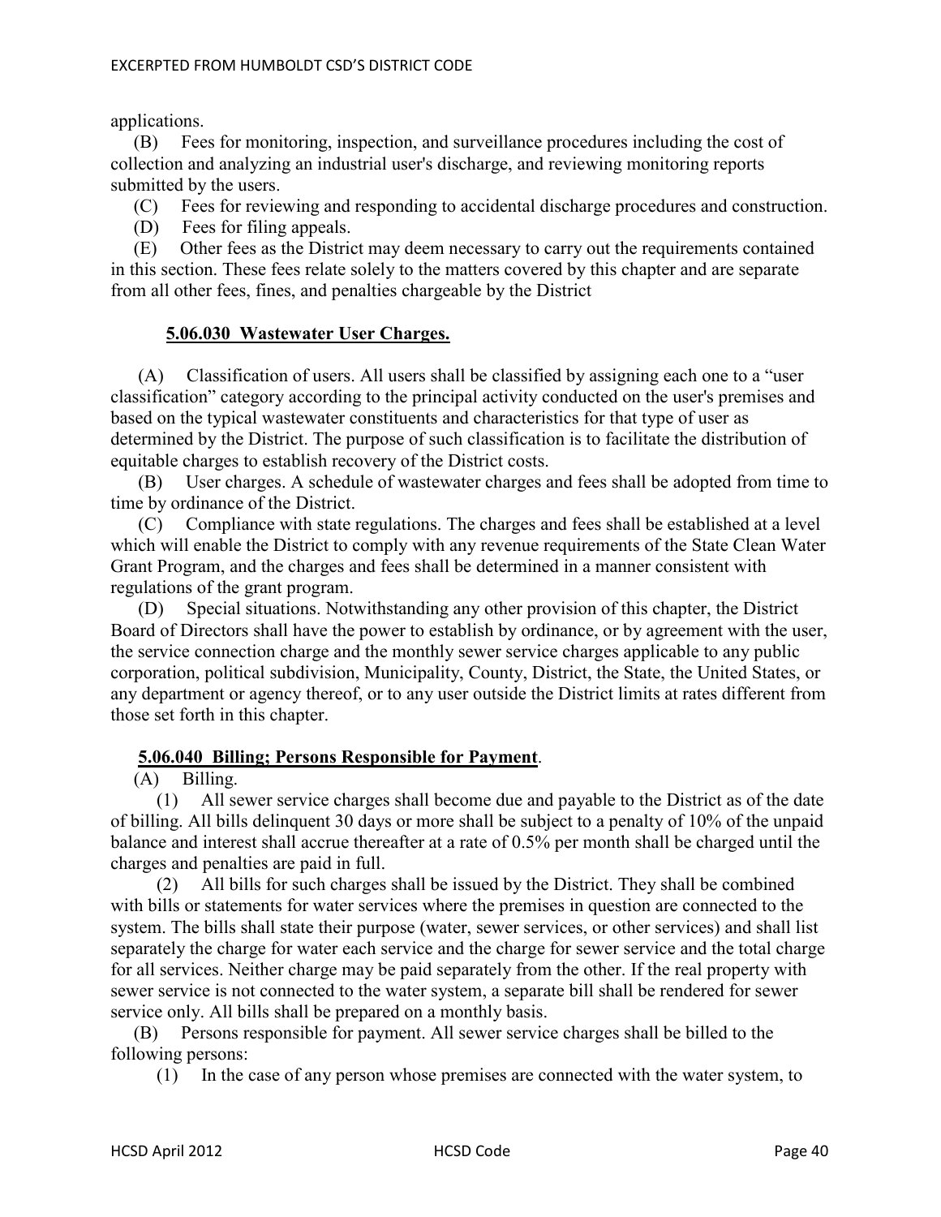applications.

(B) Fees for monitoring, inspection, and surveillance procedures including the cost of collection and analyzing an industrial user's discharge, and reviewing monitoring reports submitted by the users.

(C) Fees for reviewing and responding to accidental discharge procedures and construction.

(D) Fees for filing appeals.

(E) Other fees as the District may deem necessary to carry out the requirements contained in this section. These fees relate solely to the matters covered by this chapter and are separate from all other fees, fines, and penalties chargeable by the District

**5.06.030 Wastewater User Charges.**

(A) Classification of users. All users shall be classified by assigning each one to a "user classification" category according to the principal activity conducted on the user's premises and based on the typical wastewater constituents and characteristics for that type of user as determined by the District. The purpose of such classification is to facilitate the distribution of equitable charges to establish recovery of the District costs.

(B) User charges. A schedule of wastewater charges and fees shall be adopted from time to time by ordinance of the District.

(C) Compliance with state regulations. The charges and fees shall be established at a level which will enable the District to comply with any revenue requirements of the State Clean Water Grant Program, and the charges and fees shall be determined in a manner consistent with regulations of the grant program.

(D) Special situations. Notwithstanding any other provision of this chapter, the District Board of Directors shall have the power to establish by ordinance, or by agreement with the user, the service connection charge and the monthly sewer service charges applicable to any public corporation, political subdivision, Municipality, County, District, the State, the United States, or any department or agency thereof, or to any user outside the District limits at rates different from those set forth in this chapter.

**5.06.040 Billing; Persons Responsible for Payment**.

(A) Billing.

(1) All sewer service charges shall become due and payable to the District as of the date of billing. All bills delinquent 30 days or more shall be subject to a penalty of 10% of the unpaid balance and interest shall accrue thereafter at a rate of 0.5% per month shall be charged until the charges and penalties are paid in full.

(2) All bills for such charges shall be issued by the District. They shall be combined with bills or statements for water services where the premises in question are connected to the system. The bills shall state their purpose (water, sewer services, or other services) and shall list separately the charge for water each service and the charge for sewer service and the total charge for all services. Neither charge may be paid separately from the other. If the real property with sewer service is not connected to the water system, a separate bill shall be rendered for sewer service only. All bills shall be prepared on a monthly basis.

(B) Persons responsible for payment. All sewer service charges shall be billed to the following persons:

(1) In the case of any person whose premises are connected with the water system, to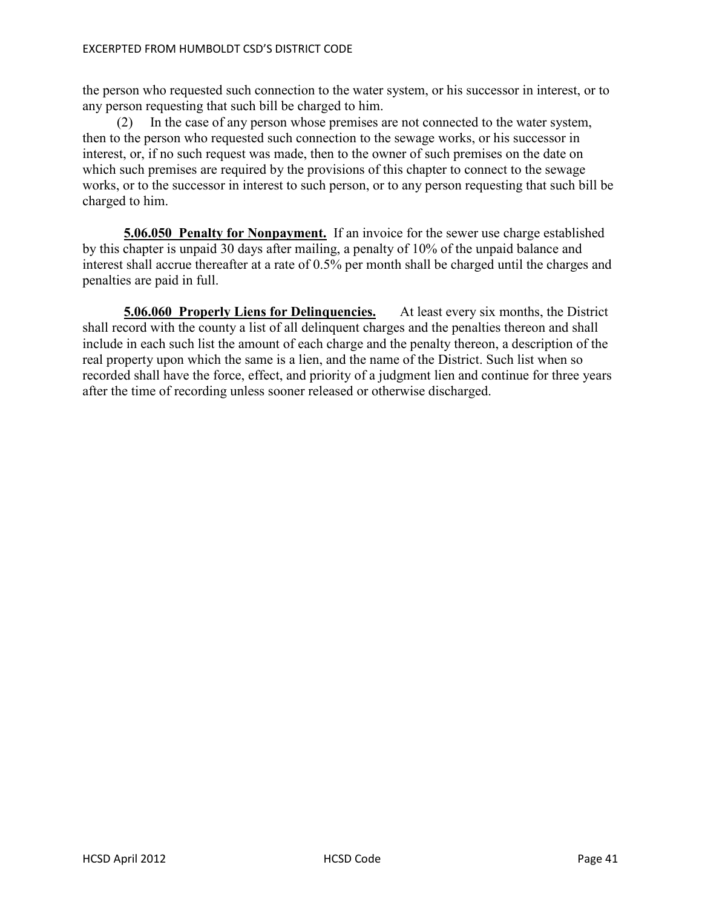the person who requested such connection to the water system, or his successor in interest, or to any person requesting that such bill be charged to him.

(2) In the case of any person whose premises are not connected to the water system, then to the person who requested such connection to the sewage works, or his successor in interest, or, if no such request was made, then to the owner of such premises on the date on which such premises are required by the provisions of this chapter to connect to the sewage works, or to the successor in interest to such person, or to any person requesting that such bill be charged to him.

**5.06.050 Penalty for Nonpayment.** If an invoice for the sewer use charge established by this chapter is unpaid 30 days after mailing, a penalty of 10% of the unpaid balance and interest shall accrue thereafter at a rate of 0.5% per month shall be charged until the charges and penalties are paid in full.

**5.06.060 Properly Liens for Delinquencies.** At least every six months, the District shall record with the county a list of all delinquent charges and the penalties thereon and shall include in each such list the amount of each charge and the penalty thereon, a description of the real property upon which the same is a lien, and the name of the District. Such list when so recorded shall have the force, effect, and priority of a judgment lien and continue for three years after the time of recording unless sooner released or otherwise discharged.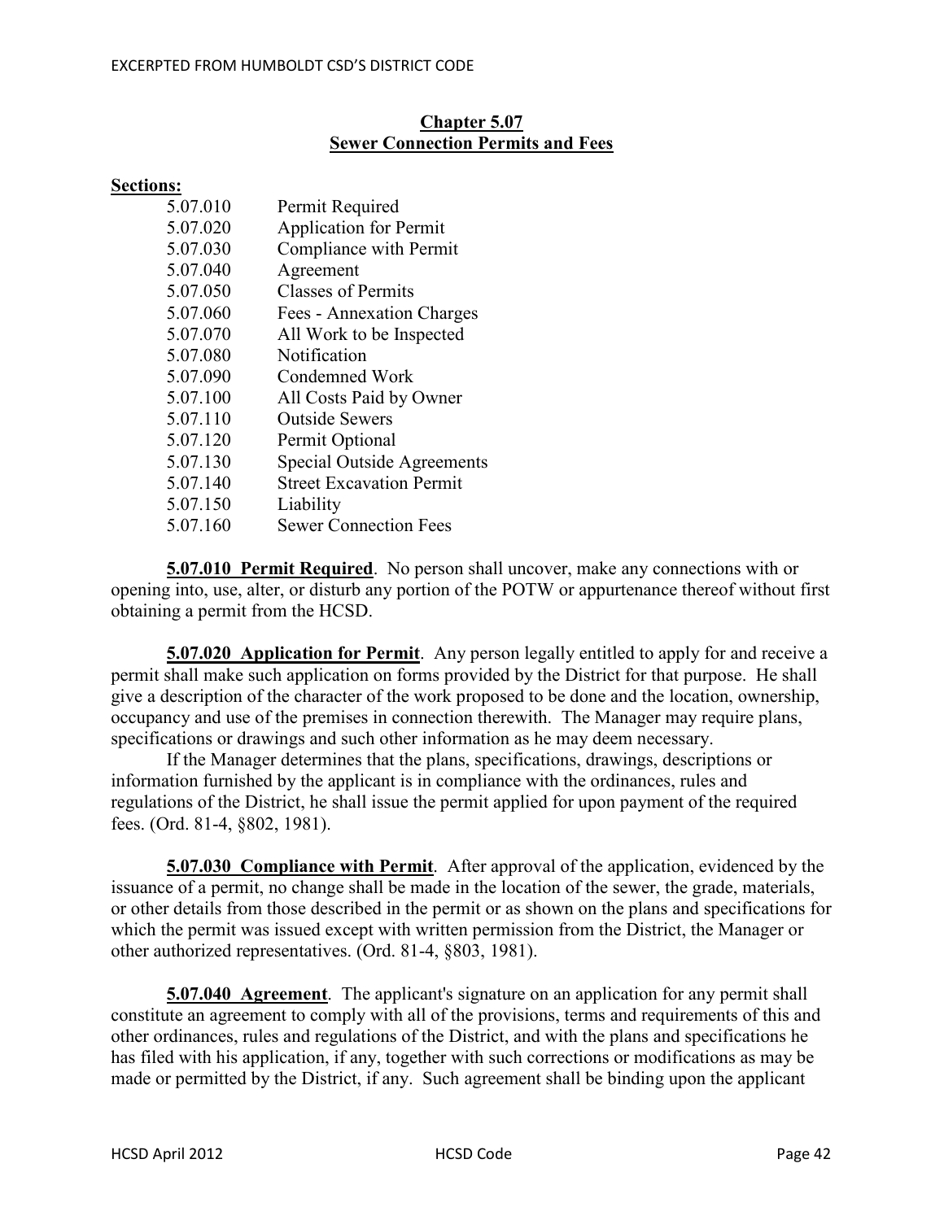EXCERPTED FROM HUMBOLDT CSD'S DISTRICT CODE

## Chapter 5.07
## Sewer Connection Permits and Fees

**Sections:**

| | |
|---|---|
| 5.07.010 | Permit Required |
| 5.07.020 | Application for Permit |
| 5.07.030 | Compliance with Permit |
| 5.07.040 | Agreement |
| 5.07.050 | Classes of Permits |
| 5.07.060 | Fees - Annexation Charges |
| 5.07.070 | All Work to be Inspected |
| 5.07.080 | Notification |
| 5.07.090 | Condemned Work |
| 5.07.100 | All Costs Paid by Owner |
| 5.07.110 | Outside Sewers |
| 5.07.120 | Permit Optional |
| 5.07.130 | Special Outside Agreements |
| 5.07.140 | Street Excavation Permit |
| 5.07.150 | Liability |
| 5.07.160 | Sewer Connection Fees |

**5.07.010 Permit Required**. No person shall uncover, make any connections with or opening into, use, alter, or disturb any portion of the POTW or appurtenance thereof without first obtaining a permit from the HCSD.

**5.07.020 Application for Permit**. Any person legally entitled to apply for and receive a permit shall make such application on forms provided by the District for that purpose. He shall give a description of the character of the work proposed to be done and the location, ownership, occupancy and use of the premises in connection therewith. The Manager may require plans, specifications or drawings and such other information as he may deem necessary.

If the Manager determines that the plans, specifications, drawings, descriptions or information furnished by the applicant is in compliance with the ordinances, rules and regulations of the District, he shall issue the permit applied for upon payment of the required fees. (Ord. 81-4, §802, 1981).

**5.07.030 Compliance with Permit**. After approval of the application, evidenced by the issuance of a permit, no change shall be made in the location of the sewer, the grade, materials, or other details from those described in the permit or as shown on the plans and specifications for which the permit was issued except with written permission from the District, the Manager or other authorized representatives. (Ord. 81-4, §803, 1981).

**5.07.040 Agreement**. The applicant's signature on an application for any permit shall constitute an agreement to comply with all of the provisions, terms and requirements of this and other ordinances, rules and regulations of the District, and with the plans and specifications he has filed with his application, if any, together with such corrections or modifications as may be made or permitted by the District, if any. Such agreement shall be binding upon the applicant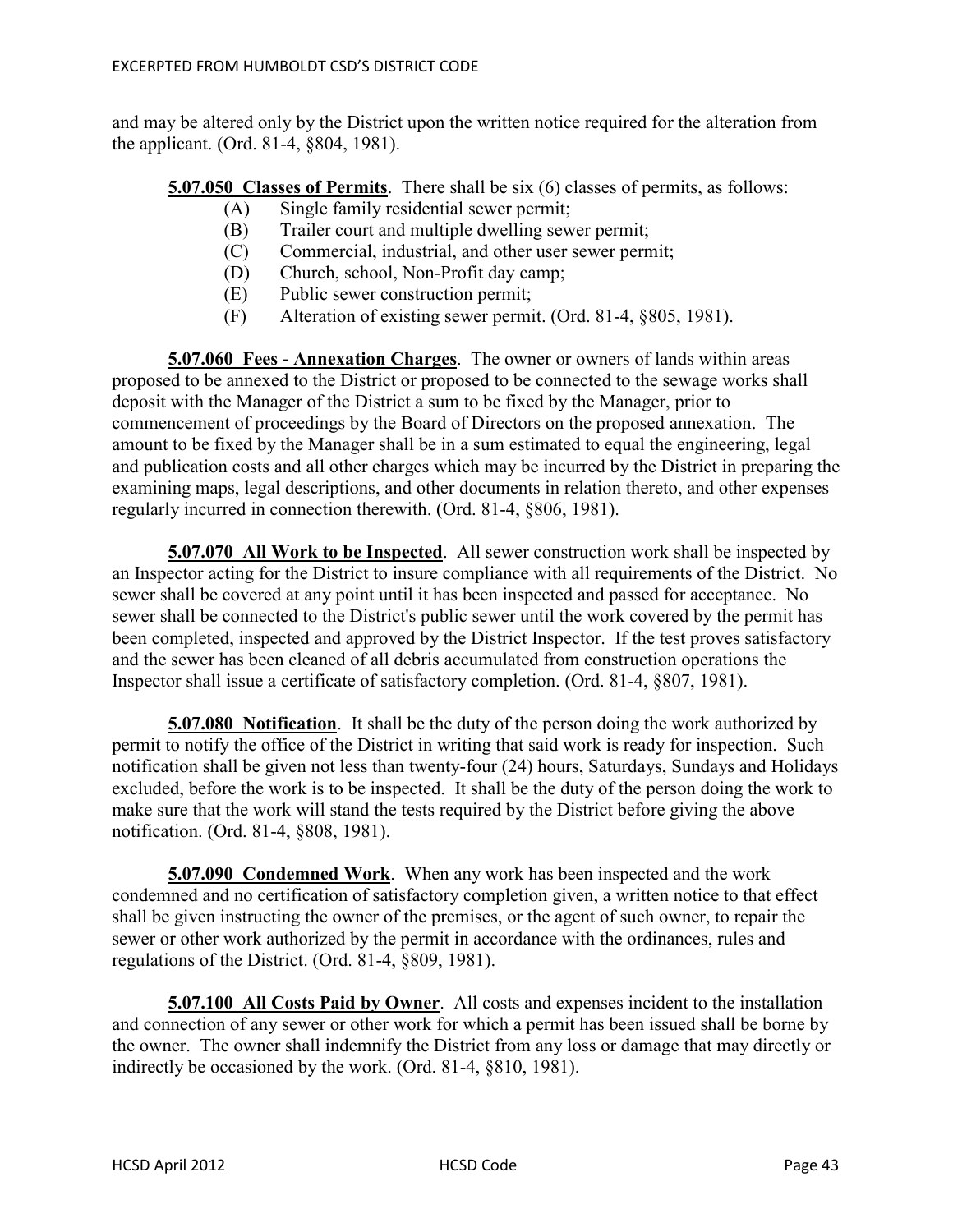and may be altered only by the District upon the written notice required for the alteration from the applicant. (Ord. 81-4, §804, 1981).

**5.07.050 Classes of Permits**. There shall be six (6) classes of permits, as follows:

- (A) Single family residential sewer permit;
- (B) Trailer court and multiple dwelling sewer permit;
- (C) Commercial, industrial, and other user sewer permit;
- (D) Church, school, Non-Profit day camp;
- (E) Public sewer construction permit;
- (F) Alteration of existing sewer permit. (Ord. 81-4, §805, 1981).

**5.07.060 Fees - Annexation Charges**. The owner or owners of lands within areas proposed to be annexed to the District or proposed to be connected to the sewage works shall deposit with the Manager of the District a sum to be fixed by the Manager, prior to commencement of proceedings by the Board of Directors on the proposed annexation. The amount to be fixed by the Manager shall be in a sum estimated to equal the engineering, legal and publication costs and all other charges which may be incurred by the District in preparing the examining maps, legal descriptions, and other documents in relation thereto, and other expenses regularly incurred in connection therewith. (Ord. 81-4, §806, 1981).

**5.07.070 All Work to be Inspected**. All sewer construction work shall be inspected by an Inspector acting for the District to insure compliance with all requirements of the District. No sewer shall be covered at any point until it has been inspected and passed for acceptance. No sewer shall be connected to the District's public sewer until the work covered by the permit has been completed, inspected and approved by the District Inspector. If the test proves satisfactory and the sewer has been cleaned of all debris accumulated from construction operations the Inspector shall issue a certificate of satisfactory completion. (Ord. 81-4, §807, 1981).

**5.07.080 Notification**. It shall be the duty of the person doing the work authorized by permit to notify the office of the District in writing that said work is ready for inspection. Such notification shall be given not less than twenty-four (24) hours, Saturdays, Sundays and Holidays excluded, before the work is to be inspected. It shall be the duty of the person doing the work to make sure that the work will stand the tests required by the District before giving the above notification. (Ord. 81-4, §808, 1981).

**5.07.090 Condemned Work**. When any work has been inspected and the work condemned and no certification of satisfactory completion given, a written notice to that effect shall be given instructing the owner of the premises, or the agent of such owner, to repair the sewer or other work authorized by the permit in accordance with the ordinances, rules and regulations of the District. (Ord. 81-4, §809, 1981).

**5.07.100 All Costs Paid by Owner**. All costs and expenses incident to the installation and connection of any sewer or other work for which a permit has been issued shall be borne by the owner. The owner shall indemnify the District from any loss or damage that may directly or indirectly be occasioned by the work. (Ord. 81-4, §810, 1981).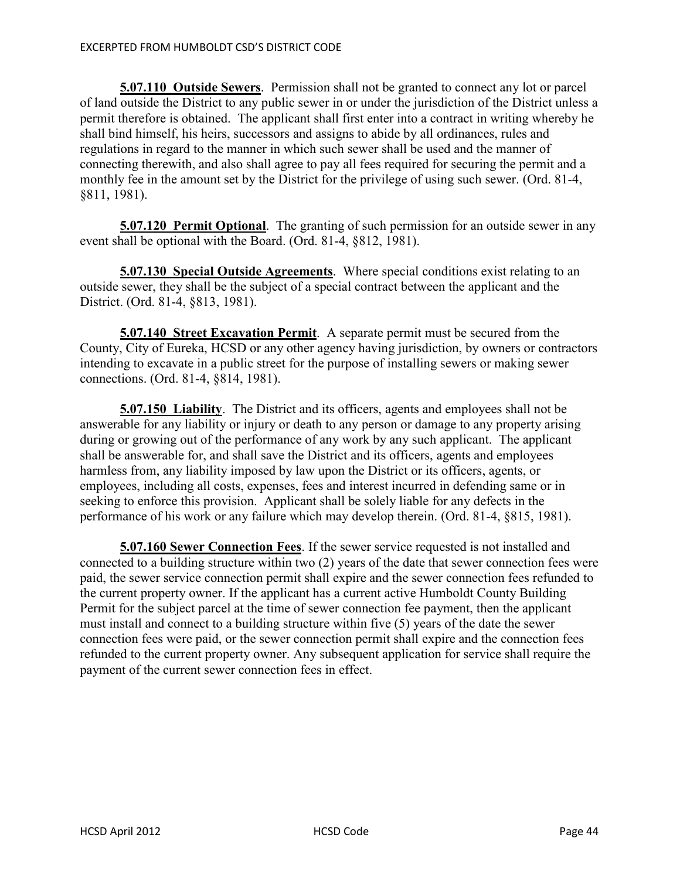**5.07.110 Outside Sewers**. Permission shall not be granted to connect any lot or parcel of land outside the District to any public sewer in or under the jurisdiction of the District unless a permit therefore is obtained. The applicant shall first enter into a contract in writing whereby he shall bind himself, his heirs, successors and assigns to abide by all ordinances, rules and regulations in regard to the manner in which such sewer shall be used and the manner of connecting therewith, and also shall agree to pay all fees required for securing the permit and a monthly fee in the amount set by the District for the privilege of using such sewer. (Ord. 81-4, §811, 1981).

**5.07.120 Permit Optional**. The granting of such permission for an outside sewer in any event shall be optional with the Board. (Ord. 81-4, §812, 1981).

**5.07.130 Special Outside Agreements**. Where special conditions exist relating to an outside sewer, they shall be the subject of a special contract between the applicant and the District. (Ord. 81-4, §813, 1981).

**5.07.140 Street Excavation Permit**. A separate permit must be secured from the County, City of Eureka, HCSD or any other agency having jurisdiction, by owners or contractors intending to excavate in a public street for the purpose of installing sewers or making sewer connections. (Ord. 81-4, §814, 1981).

**5.07.150 Liability**. The District and its officers, agents and employees shall not be answerable for any liability or injury or death to any person or damage to any property arising during or growing out of the performance of any work by any such applicant. The applicant shall be answerable for, and shall save the District and its officers, agents and employees harmless from, any liability imposed by law upon the District or its officers, agents, or employees, including all costs, expenses, fees and interest incurred in defending same or in seeking to enforce this provision. Applicant shall be solely liable for any defects in the performance of his work or any failure which may develop therein. (Ord. 81-4, §815, 1981).

**5.07.160 Sewer Connection Fees**. If the sewer service requested is not installed and connected to a building structure within two (2) years of the date that sewer connection fees were paid, the sewer service connection permit shall expire and the sewer connection fees refunded to the current property owner. If the applicant has a current active Humboldt County Building Permit for the subject parcel at the time of sewer connection fee payment, then the applicant must install and connect to a building structure within five (5) years of the date the sewer connection fees were paid, or the sewer connection permit shall expire and the connection fees refunded to the current property owner. Any subsequent application for service shall require the payment of the current sewer connection fees in effect.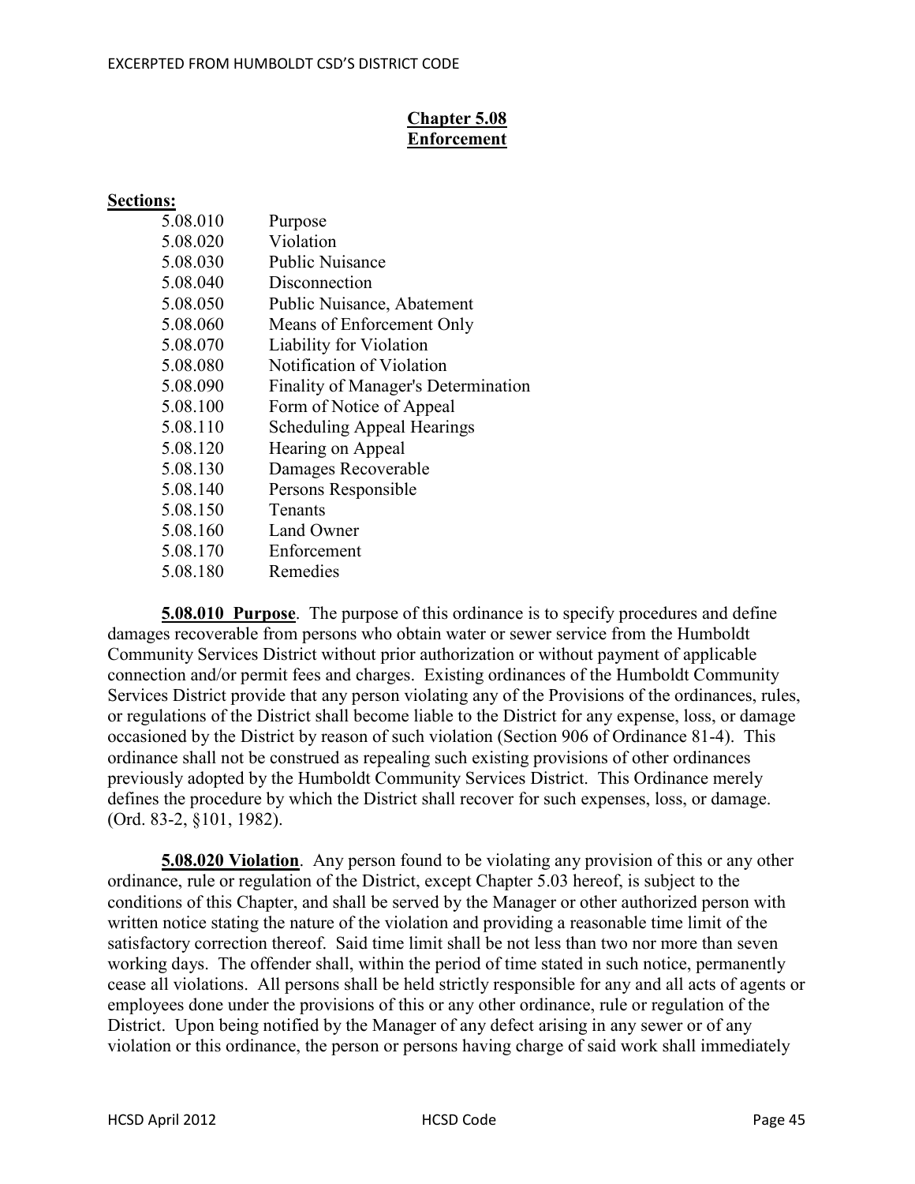## Chapter 5.08
## Enforcement

**Sections:**

| | |
|---|---|
| 5.08.010 | Purpose |
| 5.08.020 | Violation |
| 5.08.030 | Public Nuisance |
| 5.08.040 | Disconnection |
| 5.08.050 | Public Nuisance, Abatement |
| 5.08.060 | Means of Enforcement Only |
| 5.08.070 | Liability for Violation |
| 5.08.080 | Notification of Violation |
| 5.08.090 | Finality of Manager's Determination |
| 5.08.100 | Form of Notice of Appeal |
| 5.08.110 | Scheduling Appeal Hearings |
| 5.08.120 | Hearing on Appeal |
| 5.08.130 | Damages Recoverable |
| 5.08.140 | Persons Responsible |
| 5.08.150 | Tenants |
| 5.08.160 | Land Owner |
| 5.08.170 | Enforcement |
| 5.08.180 | Remedies |

**5.08.010 Purpose**. The purpose of this ordinance is to specify procedures and define damages recoverable from persons who obtain water or sewer service from the Humboldt Community Services District without prior authorization or without payment of applicable connection and/or permit fees and charges. Existing ordinances of the Humboldt Community Services District provide that any person violating any of the Provisions of the ordinances, rules, or regulations of the District shall become liable to the District for any expense, loss, or damage occasioned by the District by reason of such violation (Section 906 of Ordinance 81-4). This ordinance shall not be construed as repealing such existing provisions of other ordinances previously adopted by the Humboldt Community Services District. This Ordinance merely defines the procedure by which the District shall recover for such expenses, loss, or damage. (Ord. 83-2, §101, 1982).

**5.08.020 Violation**. Any person found to be violating any provision of this or any other ordinance, rule or regulation of the District, except Chapter 5.03 hereof, is subject to the conditions of this Chapter, and shall be served by the Manager or other authorized person with written notice stating the nature of the violation and providing a reasonable time limit of the satisfactory correction thereof. Said time limit shall be not less than two nor more than seven working days. The offender shall, within the period of time stated in such notice, permanently cease all violations. All persons shall be held strictly responsible for any and all acts of agents or employees done under the provisions of this or any other ordinance, rule or regulation of the District. Upon being notified by the Manager of any defect arising in any sewer or of any violation or this ordinance, the person or persons having charge of said work shall immediately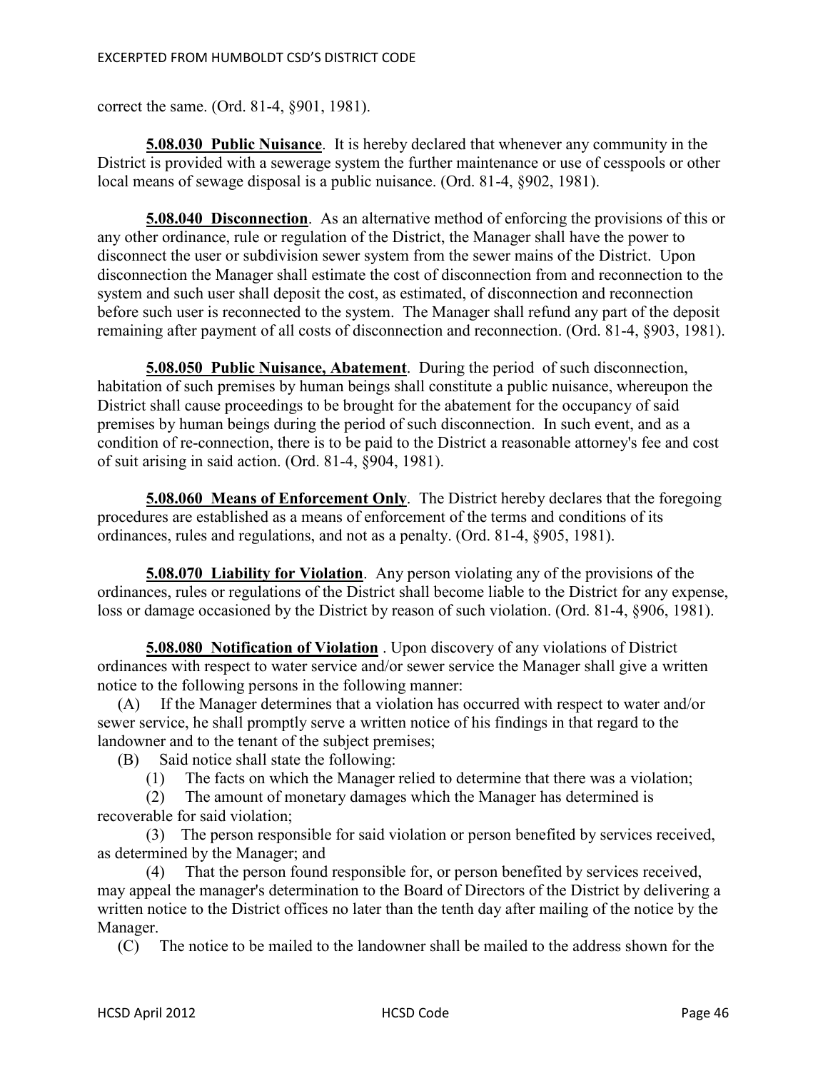correct the same. (Ord. 81-4, §901, 1981).

**5.08.030 Public Nuisance**. It is hereby declared that whenever any community in the District is provided with a sewerage system the further maintenance or use of cesspools or other local means of sewage disposal is a public nuisance. (Ord. 81-4, §902, 1981).

**5.08.040 Disconnection**. As an alternative method of enforcing the provisions of this or any other ordinance, rule or regulation of the District, the Manager shall have the power to disconnect the user or subdivision sewer system from the sewer mains of the District. Upon disconnection the Manager shall estimate the cost of disconnection from and reconnection to the system and such user shall deposit the cost, as estimated, of disconnection and reconnection before such user is reconnected to the system. The Manager shall refund any part of the deposit remaining after payment of all costs of disconnection and reconnection. (Ord. 81-4, §903, 1981).

**5.08.050 Public Nuisance, Abatement**. During the period of such disconnection, habitation of such premises by human beings shall constitute a public nuisance, whereupon the District shall cause proceedings to be brought for the abatement for the occupancy of said premises by human beings during the period of such disconnection. In such event, and as a condition of re-connection, there is to be paid to the District a reasonable attorney's fee and cost of suit arising in said action. (Ord. 81-4, §904, 1981).

**5.08.060 Means of Enforcement Only**. The District hereby declares that the foregoing procedures are established as a means of enforcement of the terms and conditions of its ordinances, rules and regulations, and not as a penalty. (Ord. 81-4, §905, 1981).

**5.08.070 Liability for Violation**. Any person violating any of the provisions of the ordinances, rules or regulations of the District shall become liable to the District for any expense, loss or damage occasioned by the District by reason of such violation. (Ord. 81-4, §906, 1981).

**5.08.080 Notification of Violation** . Upon discovery of any violations of District ordinances with respect to water service and/or sewer service the Manager shall give a written notice to the following persons in the following manner:

(A) If the Manager determines that a violation has occurred with respect to water and/or sewer service, he shall promptly serve a written notice of his findings in that regard to the landowner and to the tenant of the subject premises;

(B) Said notice shall state the following:

(1) The facts on which the Manager relied to determine that there was a violation;

(2) The amount of monetary damages which the Manager has determined is recoverable for said violation;

(3) The person responsible for said violation or person benefited by services received, as determined by the Manager; and

(4) That the person found responsible for, or person benefited by services received, may appeal the manager's determination to the Board of Directors of the District by delivering a written notice to the District offices no later than the tenth day after mailing of the notice by the Manager.

(C) The notice to be mailed to the landowner shall be mailed to the address shown for the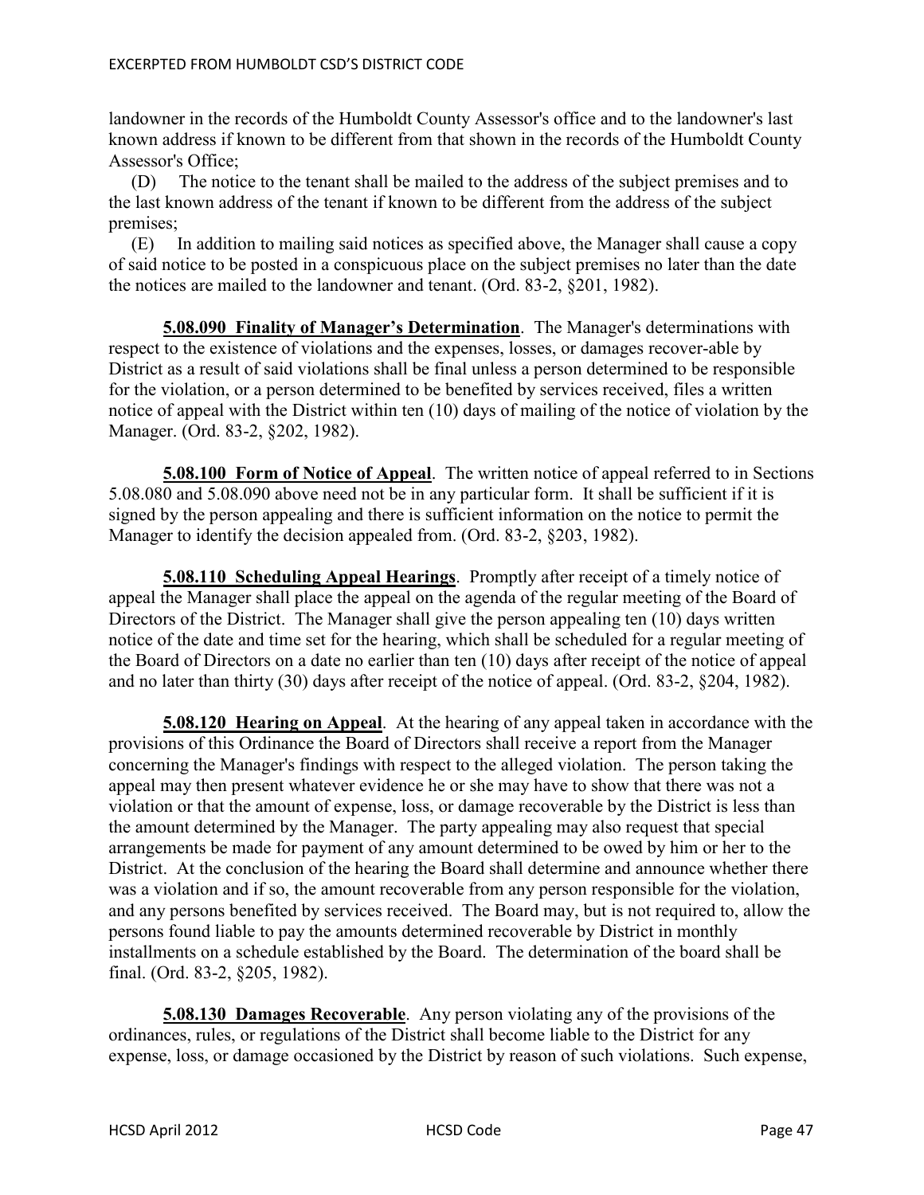landowner in the records of the Humboldt County Assessor's office and to the landowner's last known address if known to be different from that shown in the records of the Humboldt County Assessor's Office;

(D) The notice to the tenant shall be mailed to the address of the subject premises and to the last known address of the tenant if known to be different from the address of the subject premises;

(E) In addition to mailing said notices as specified above, the Manager shall cause a copy of said notice to be posted in a conspicuous place on the subject premises no later than the date the notices are mailed to the landowner and tenant. (Ord. 83-2, §201, 1982).

**5.08.090 Finality of Manager's Determination**. The Manager's determinations with respect to the existence of violations and the expenses, losses, or damages recover-able by District as a result of said violations shall be final unless a person determined to be responsible for the violation, or a person determined to be benefited by services received, files a written notice of appeal with the District within ten (10) days of mailing of the notice of violation by the Manager. (Ord. 83-2, §202, 1982).

**5.08.100 Form of Notice of Appeal**. The written notice of appeal referred to in Sections 5.08.080 and 5.08.090 above need not be in any particular form. It shall be sufficient if it is signed by the person appealing and there is sufficient information on the notice to permit the Manager to identify the decision appealed from. (Ord. 83-2, §203, 1982).

**5.08.110 Scheduling Appeal Hearings**. Promptly after receipt of a timely notice of appeal the Manager shall place the appeal on the agenda of the regular meeting of the Board of Directors of the District. The Manager shall give the person appealing ten (10) days written notice of the date and time set for the hearing, which shall be scheduled for a regular meeting of the Board of Directors on a date no earlier than ten (10) days after receipt of the notice of appeal and no later than thirty (30) days after receipt of the notice of appeal. (Ord. 83-2, §204, 1982).

**5.08.120 Hearing on Appeal**. At the hearing of any appeal taken in accordance with the provisions of this Ordinance the Board of Directors shall receive a report from the Manager concerning the Manager's findings with respect to the alleged violation. The person taking the appeal may then present whatever evidence he or she may have to show that there was not a violation or that the amount of expense, loss, or damage recoverable by the District is less than the amount determined by the Manager. The party appealing may also request that special arrangements be made for payment of any amount determined to be owed by him or her to the District. At the conclusion of the hearing the Board shall determine and announce whether there was a violation and if so, the amount recoverable from any person responsible for the violation, and any persons benefited by services received. The Board may, but is not required to, allow the persons found liable to pay the amounts determined recoverable by District in monthly installments on a schedule established by the Board. The determination of the board shall be final. (Ord. 83-2, §205, 1982).

**5.08.130 Damages Recoverable**. Any person violating any of the provisions of the ordinances, rules, or regulations of the District shall become liable to the District for any expense, loss, or damage occasioned by the District by reason of such violations. Such expense,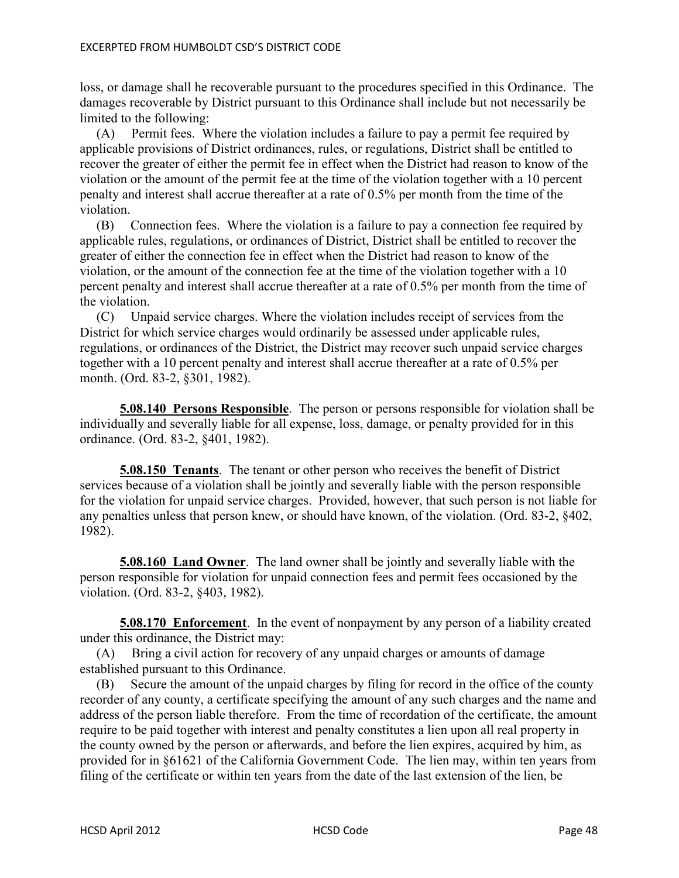loss, or damage shall he recoverable pursuant to the procedures specified in this Ordinance. The damages recoverable by District pursuant to this Ordinance shall include but not necessarily be limited to the following:

(A) Permit fees. Where the violation includes a failure to pay a permit fee required by applicable provisions of District ordinances, rules, or regulations, District shall be entitled to recover the greater of either the permit fee in effect when the District had reason to know of the violation or the amount of the permit fee at the time of the violation together with a 10 percent penalty and interest shall accrue thereafter at a rate of 0.5% per month from the time of the violation.

(B) Connection fees. Where the violation is a failure to pay a connection fee required by applicable rules, regulations, or ordinances of District, District shall be entitled to recover the greater of either the connection fee in effect when the District had reason to know of the violation, or the amount of the connection fee at the time of the violation together with a 10 percent penalty and interest shall accrue thereafter at a rate of 0.5% per month from the time of the violation.

(C) Unpaid service charges. Where the violation includes receipt of services from the District for which service charges would ordinarily be assessed under applicable rules, regulations, or ordinances of the District, the District may recover such unpaid service charges together with a 10 percent penalty and interest shall accrue thereafter at a rate of 0.5% per month. (Ord. 83-2, §301, 1982).

**5.08.140 Persons Responsible**. The person or persons responsible for violation shall be individually and severally liable for all expense, loss, damage, or penalty provided for in this ordinance. (Ord. 83-2, §401, 1982).

**5.08.150 Tenants**. The tenant or other person who receives the benefit of District services because of a violation shall be jointly and severally liable with the person responsible for the violation for unpaid service charges. Provided, however, that such person is not liable for any penalties unless that person knew, or should have known, of the violation. (Ord. 83-2, §402, 1982).

**5.08.160 Land Owner**. The land owner shall be jointly and severally liable with the person responsible for violation for unpaid connection fees and permit fees occasioned by the violation. (Ord. 83-2, §403, 1982).

**5.08.170 Enforcement**. In the event of nonpayment by any person of a liability created under this ordinance, the District may:

(A) Bring a civil action for recovery of any unpaid charges or amounts of damage established pursuant to this Ordinance.

(B) Secure the amount of the unpaid charges by filing for record in the office of the county recorder of any county, a certificate specifying the amount of any such charges and the name and address of the person liable therefore. From the time of recordation of the certificate, the amount require to be paid together with interest and penalty constitutes a lien upon all real property in the county owned by the person or afterwards, and before the lien expires, acquired by him, as provided for in §61621 of the California Government Code. The lien may, within ten years from filing of the certificate or within ten years from the date of the last extension of the lien, be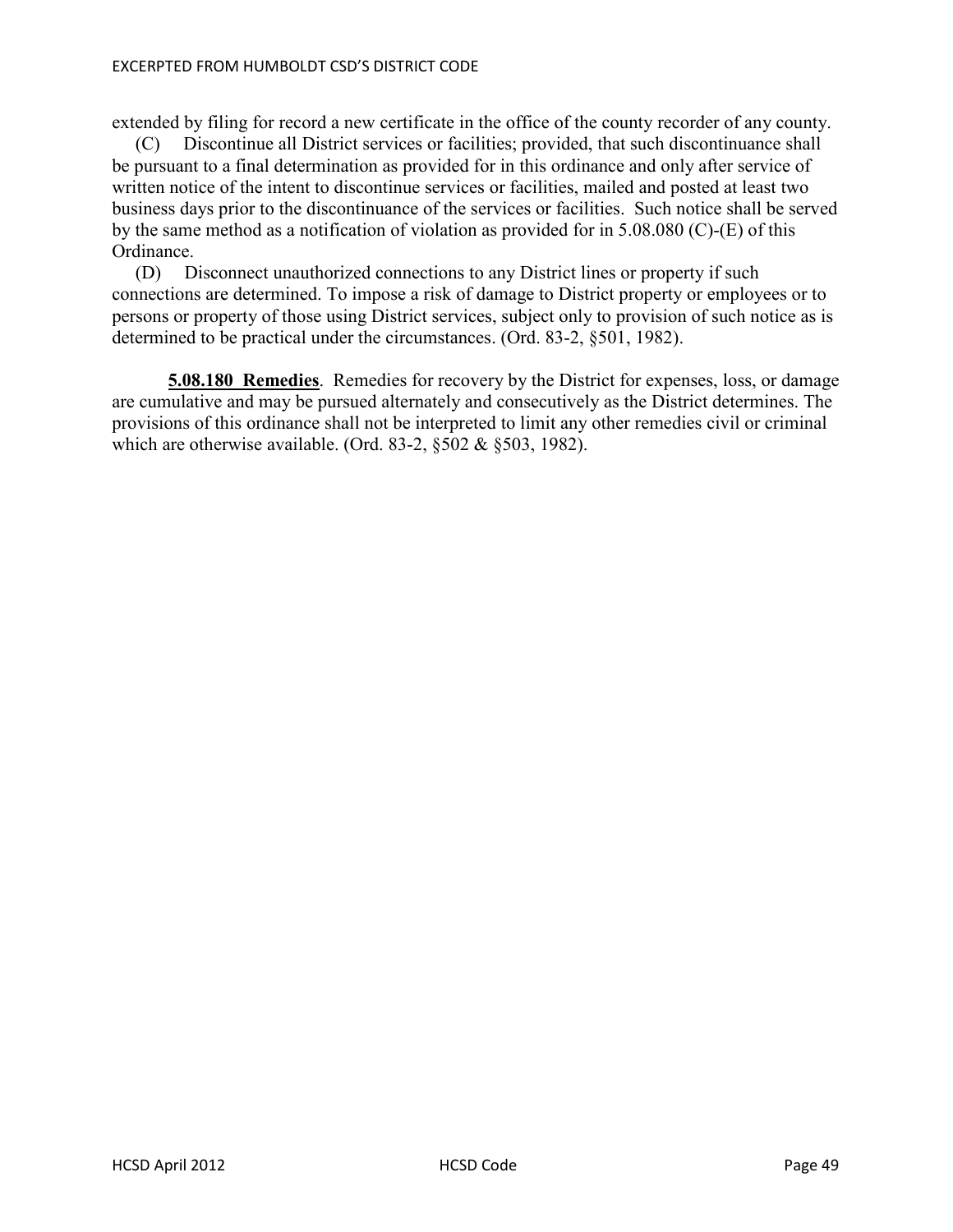extended by filing for record a new certificate in the office of the county recorder of any county.

(C) Discontinue all District services or facilities; provided, that such discontinuance shall be pursuant to a final determination as provided for in this ordinance and only after service of written notice of the intent to discontinue services or facilities, mailed and posted at least two business days prior to the discontinuance of the services or facilities. Such notice shall be served by the same method as a notification of violation as provided for in 5.08.080 (C)-(E) of this Ordinance.

(D) Disconnect unauthorized connections to any District lines or property if such connections are determined. To impose a risk of damage to District property or employees or to persons or property of those using District services, subject only to provision of such notice as is determined to be practical under the circumstances. (Ord. 83-2, §501, 1982).

**5.08.180 Remedies**. Remedies for recovery by the District for expenses, loss, or damage are cumulative and may be pursued alternately and consecutively as the District determines. The provisions of this ordinance shall not be interpreted to limit any other remedies civil or criminal which are otherwise available. (Ord. 83-2, §502 & §503, 1982).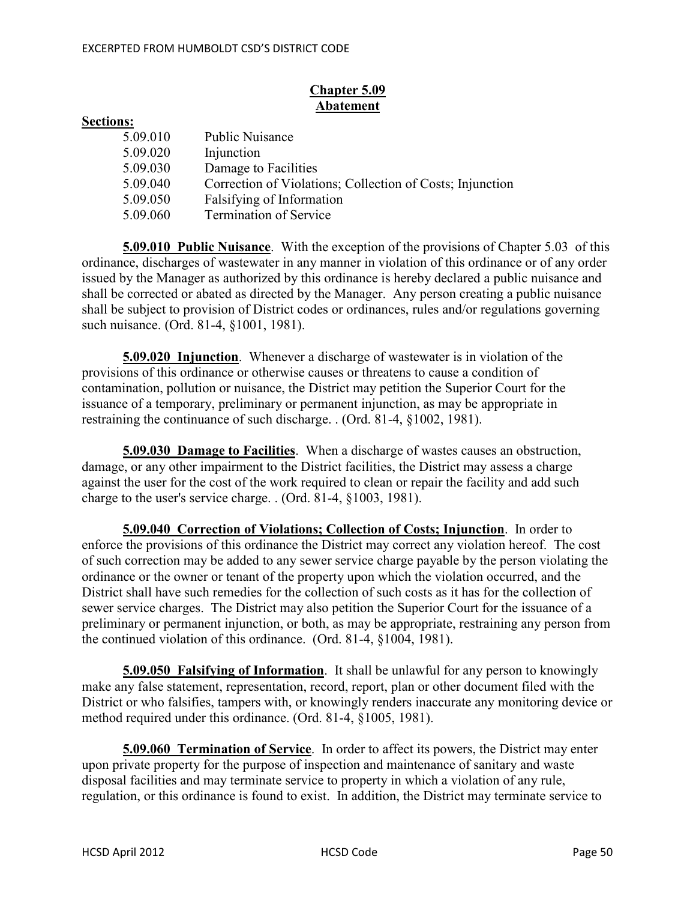## Chapter 5.09
## Abatement

**Sections:**

| | |
|---|---|
| 5.09.010 | Public Nuisance |
| 5.09.020 | Injunction |
| 5.09.030 | Damage to Facilities |
| 5.09.040 | Correction of Violations; Collection of Costs; Injunction |
| 5.09.050 | Falsifying of Information |
| 5.09.060 | Termination of Service |

**5.09.010 Public Nuisance**. With the exception of the provisions of Chapter 5.03 of this ordinance, discharges of wastewater in any manner in violation of this ordinance or of any order issued by the Manager as authorized by this ordinance is hereby declared a public nuisance and shall be corrected or abated as directed by the Manager. Any person creating a public nuisance shall be subject to provision of District codes or ordinances, rules and/or regulations governing such nuisance. (Ord. 81-4, §1001, 1981).

**5.09.020 Injunction**. Whenever a discharge of wastewater is in violation of the provisions of this ordinance or otherwise causes or threatens to cause a condition of contamination, pollution or nuisance, the District may petition the Superior Court for the issuance of a temporary, preliminary or permanent injunction, as may be appropriate in restraining the continuance of such discharge. . (Ord. 81-4, §1002, 1981).

**5.09.030 Damage to Facilities**. When a discharge of wastes causes an obstruction, damage, or any other impairment to the District facilities, the District may assess a charge against the user for the cost of the work required to clean or repair the facility and add such charge to the user's service charge. . (Ord. 81-4, §1003, 1981).

**5.09.040 Correction of Violations; Collection of Costs; Injunction**. In order to enforce the provisions of this ordinance the District may correct any violation hereof. The cost of such correction may be added to any sewer service charge payable by the person violating the ordinance or the owner or tenant of the property upon which the violation occurred, and the District shall have such remedies for the collection of such costs as it has for the collection of sewer service charges. The District may also petition the Superior Court for the issuance of a preliminary or permanent injunction, or both, as may be appropriate, restraining any person from the continued violation of this ordinance. (Ord. 81-4, §1004, 1981).

**5.09.050 Falsifying of Information**. It shall be unlawful for any person to knowingly make any false statement, representation, record, report, plan or other document filed with the District or who falsifies, tampers with, or knowingly renders inaccurate any monitoring device or method required under this ordinance. (Ord. 81-4, §1005, 1981).

**5.09.060 Termination of Service**. In order to affect its powers, the District may enter upon private property for the purpose of inspection and maintenance of sanitary and waste disposal facilities and may terminate service to property in which a violation of any rule, regulation, or this ordinance is found to exist. In addition, the District may terminate service to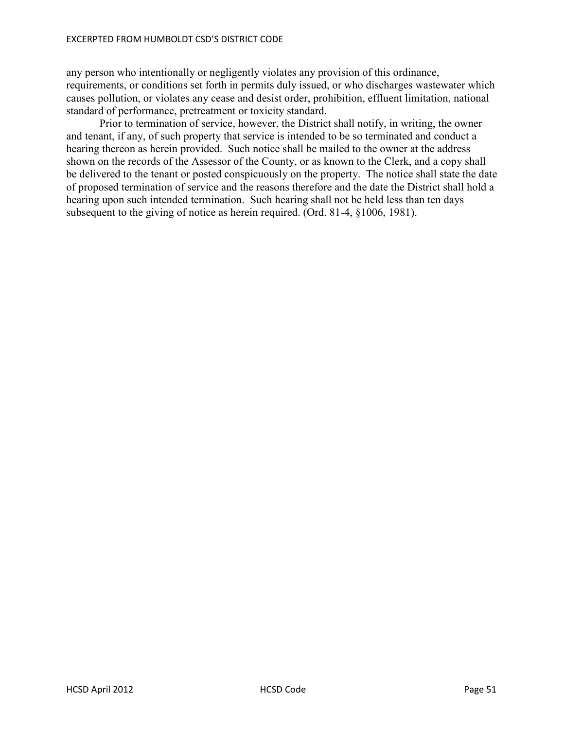any person who intentionally or negligently violates any provision of this ordinance, requirements, or conditions set forth in permits duly issued, or who discharges wastewater which causes pollution, or violates any cease and desist order, prohibition, effluent limitation, national standard of performance, pretreatment or toxicity standard.

Prior to termination of service, however, the District shall notify, in writing, the owner and tenant, if any, of such property that service is intended to be so terminated and conduct a hearing thereon as herein provided. Such notice shall be mailed to the owner at the address shown on the records of the Assessor of the County, or as known to the Clerk, and a copy shall be delivered to the tenant or posted conspicuously on the property. The notice shall state the date of proposed termination of service and the reasons therefore and the date the District shall hold a hearing upon such intended termination. Such hearing shall not be held less than ten days subsequent to the giving of notice as herein required. (Ord. 81-4, §1006, 1981).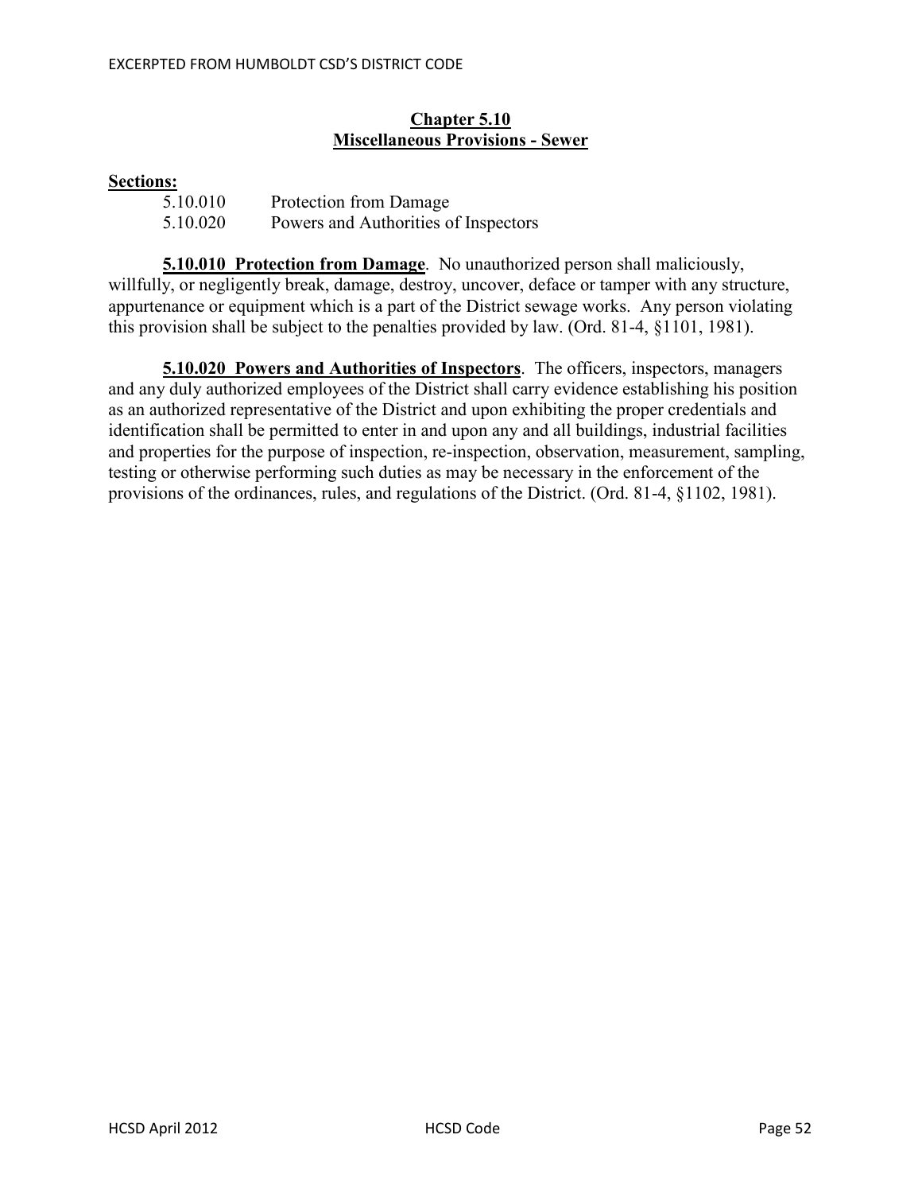## Chapter 5.10
## Miscellaneous Provisions - Sewer

**Sections:**

| | |
|---|---|
| 5.10.010 | Protection from Damage |
| 5.10.020 | Powers and Authorities of Inspectors |

**5.10.010 Protection from Damage**. No unauthorized person shall maliciously, willfully, or negligently break, damage, destroy, uncover, deface or tamper with any structure, appurtenance or equipment which is a part of the District sewage works. Any person violating this provision shall be subject to the penalties provided by law. (Ord. 81-4, §1101, 1981).

**5.10.020 Powers and Authorities of Inspectors**. The officers, inspectors, managers and any duly authorized employees of the District shall carry evidence establishing his position as an authorized representative of the District and upon exhibiting the proper credentials and identification shall be permitted to enter in and upon any and all buildings, industrial facilities and properties for the purpose of inspection, re-inspection, observation, measurement, sampling, testing or otherwise performing such duties as may be necessary in the enforcement of the provisions of the ordinances, rules, and regulations of the District. (Ord. 81-4, §1102, 1981).